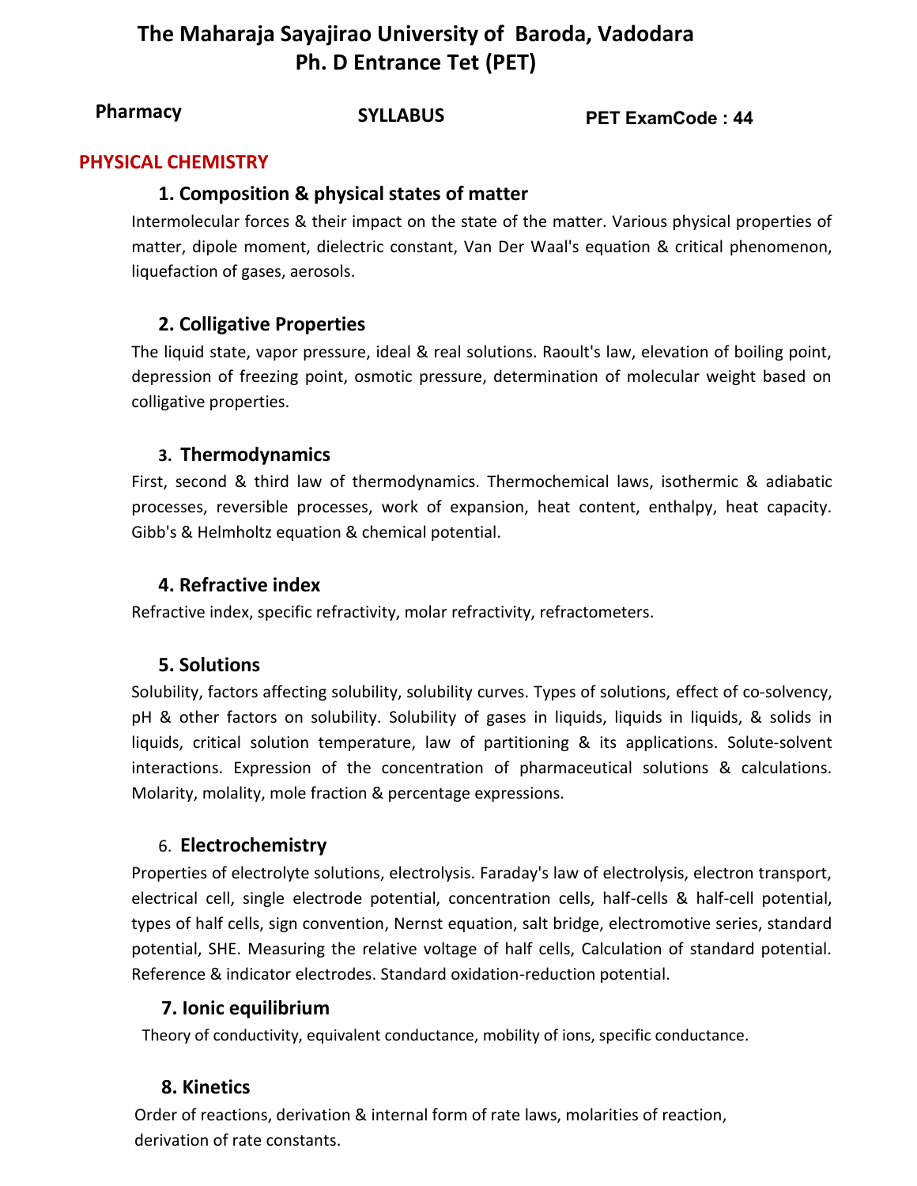# The Maharaja Sayajirao University of Baroda, Vadodara
# Ph. D Entrance Tet (PET)

**Pharmacy** **SYLLABUS** **PET ExamCode : 44**

## PHYSICAL CHEMISTRY

### 1. Composition & physical states of matter

Intermolecular forces & their impact on the state of the matter. Various physical properties of matter, dipole moment, dielectric constant, Van Der Waal's equation & critical phenomenon, liquefaction of gases, aerosols.

### 2. Colligative Properties

The liquid state, vapor pressure, ideal & real solutions. Raoult's law, elevation of boiling point, depression of freezing point, osmotic pressure, determination of molecular weight based on colligative properties.

### 3. Thermodynamics

First, second & third law of thermodynamics. Thermochemical laws, isothermic & adiabatic processes, reversible processes, work of expansion, heat content, enthalpy, heat capacity. Gibb's & Helmholtz equation & chemical potential.

### 4. Refractive index

Refractive index, specific refractivity, molar refractivity, refractometers.

### 5. Solutions

Solubility, factors affecting solubility, solubility curves. Types of solutions, effect of co-solvency, pH & other factors on solubility. Solubility of gases in liquids, liquids in liquids, & solids in liquids, critical solution temperature, law of partitioning & its applications. Solute-solvent interactions. Expression of the concentration of pharmaceutical solutions & calculations. Molarity, molality, mole fraction & percentage expressions.

### 6. Electrochemistry

Properties of electrolyte solutions, electrolysis. Faraday's law of electrolysis, electron transport, electrical cell, single electrode potential, concentration cells, half-cells & half-cell potential, types of half cells, sign convention, Nernst equation, salt bridge, electromotive series, standard potential, SHE. Measuring the relative voltage of half cells, Calculation of standard potential. Reference & indicator electrodes. Standard oxidation-reduction potential.

### 7. Ionic equilibrium

Theory of conductivity, equivalent conductance, mobility of ions, specific conductance.

### 8. Kinetics

Order of reactions, derivation & internal form of rate laws, molarities of reaction, derivation of rate constants.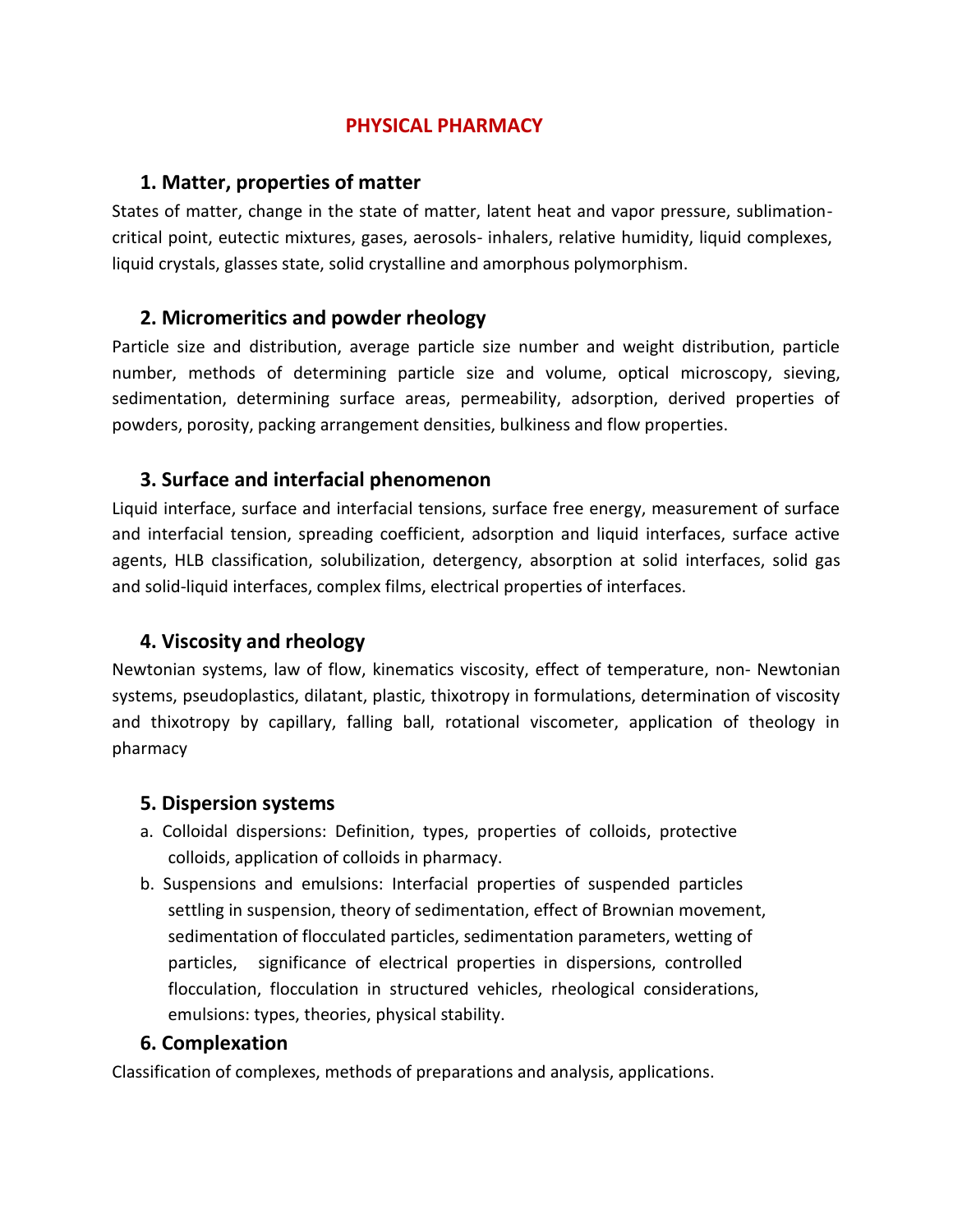# PHYSICAL PHARMACY

## 1. Matter, properties of matter

States of matter, change in the state of matter, latent heat and vapor pressure, sublimation-critical point, eutectic mixtures, gases, aerosols- inhalers, relative humidity, liquid complexes, liquid crystals, glasses state, solid crystalline and amorphous polymorphism.

## 2. Micromeritics and powder rheology

Particle size and distribution, average particle size number and weight distribution, particle number, methods of determining particle size and volume, optical microscopy, sieving, sedimentation, determining surface areas, permeability, adsorption, derived properties of powders, porosity, packing arrangement densities, bulkiness and flow properties.

## 3. Surface and interfacial phenomenon

Liquid interface, surface and interfacial tensions, surface free energy, measurement of surface and interfacial tension, spreading coefficient, adsorption and liquid interfaces, surface active agents, HLB classification, solubilization, detergency, absorption at solid interfaces, solid gas and solid-liquid interfaces, complex films, electrical properties of interfaces.

## 4. Viscosity and rheology

Newtonian systems, law of flow, kinematics viscosity, effect of temperature, non- Newtonian systems, pseudoplastics, dilatant, plastic, thixotropy in formulations, determination of viscosity and thixotropy by capillary, falling ball, rotational viscometer, application of theology in pharmacy

## 5. Dispersion systems

a. Colloidal dispersions: Definition, types, properties of colloids, protective colloids, application of colloids in pharmacy.

b. Suspensions and emulsions: Interfacial properties of suspended particles settling in suspension, theory of sedimentation, effect of Brownian movement, sedimentation of flocculated particles, sedimentation parameters, wetting of particles, significance of electrical properties in dispersions, controlled flocculation, flocculation in structured vehicles, rheological considerations, emulsions: types, theories, physical stability.

## 6. Complexation

Classification of complexes, methods of preparations and analysis, applications.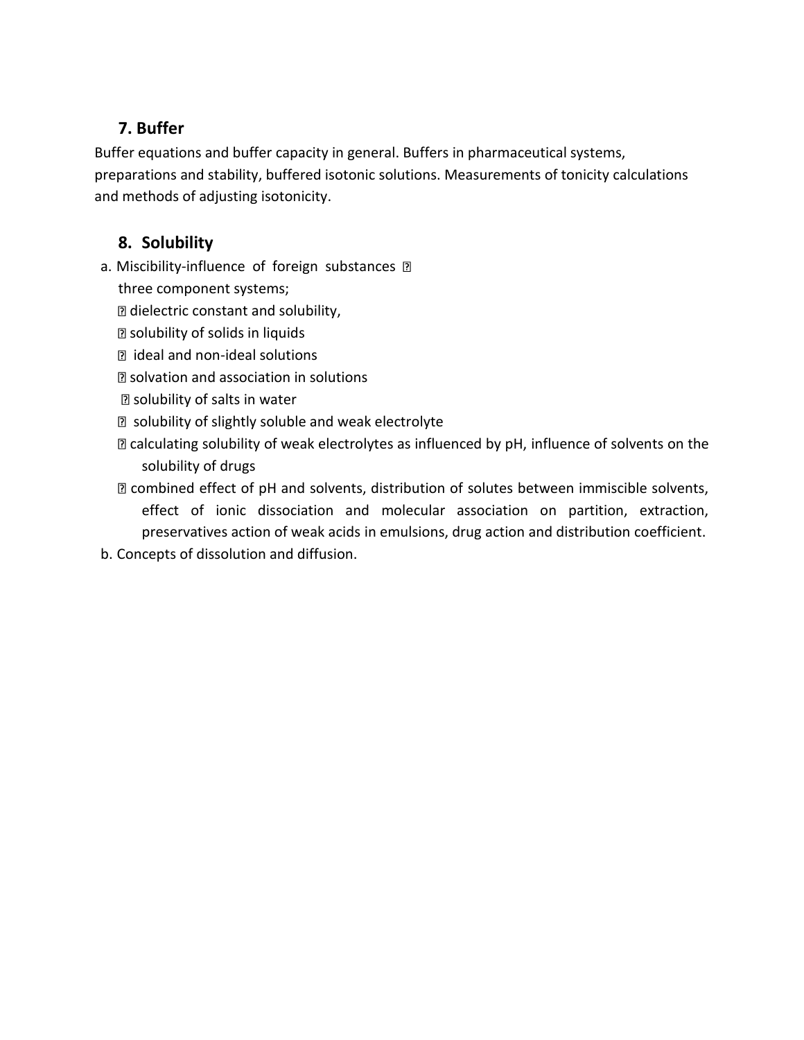## 7. Buffer

Buffer equations and buffer capacity in general. Buffers in pharmaceutical systems, preparations and stability, buffered isotonic solutions. Measurements of tonicity calculations and methods of adjusting isotonicity.

## 8. Solubility

a. Miscibility-influence of foreign substances 
three component systems;
- dielectric constant and solubility,
- solubility of solids in liquids
- ideal and non-ideal solutions
- solvation and association in solutions
- solubility of salts in water
- solubility of slightly soluble and weak electrolyte
- calculating solubility of weak electrolytes as influenced by pH, influence of solvents on the solubility of drugs
- combined effect of pH and solvents, distribution of solutes between immiscible solvents, effect of ionic dissociation and molecular association on partition, extraction, preservatives action of weak acids in emulsions, drug action and distribution coefficient.

b. Concepts of dissolution and diffusion.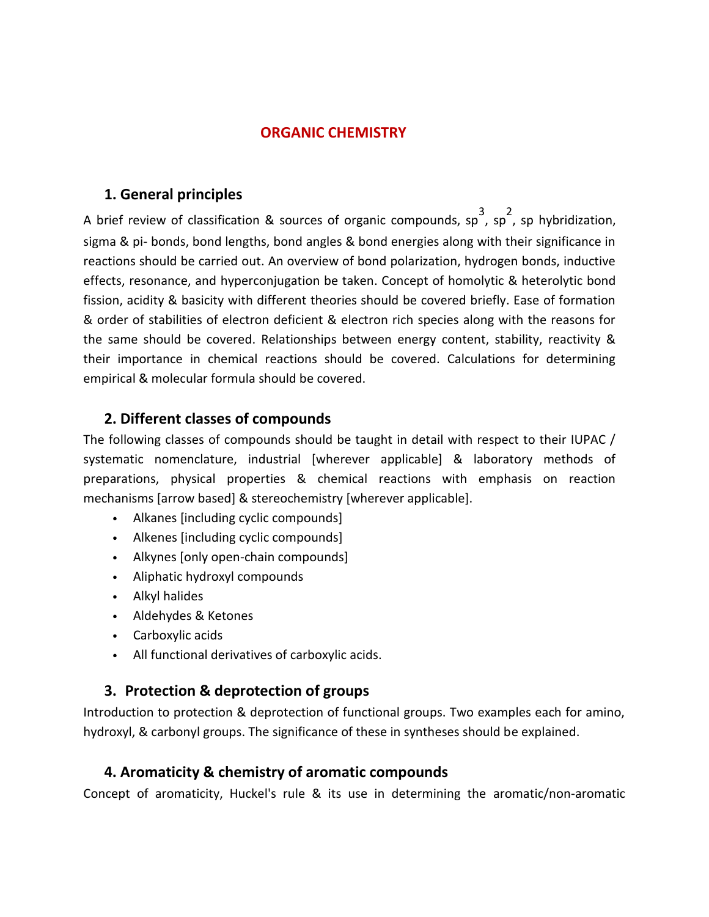# ORGANIC CHEMISTRY

## 1. General principles

A brief review of classification & sources of organic compounds, $sp^3$, $sp^2$, sp hybridization, sigma & pi- bonds, bond lengths, bond angles & bond energies along with their significance in reactions should be carried out. An overview of bond polarization, hydrogen bonds, inductive effects, resonance, and hyperconjugation be taken. Concept of homolytic & heterolytic bond fission, acidity & basicity with different theories should be covered briefly. Ease of formation & order of stabilities of electron deficient & electron rich species along with the reasons for the same should be covered. Relationships between energy content, stability, reactivity & their importance in chemical reactions should be covered. Calculations for determining empirical & molecular formula should be covered.

## 2. Different classes of compounds

The following classes of compounds should be taught in detail with respect to their IUPAC / systematic nomenclature, industrial [wherever applicable] & laboratory methods of preparations, physical properties & chemical reactions with emphasis on reaction mechanisms [arrow based] & stereochemistry [wherever applicable].

- Alkanes [including cyclic compounds]
- Alkenes [including cyclic compounds]
- Alkynes [only open-chain compounds]
- Aliphatic hydroxyl compounds
- Alkyl halides
- Aldehydes & Ketones
- Carboxylic acids
- All functional derivatives of carboxylic acids.

## 3. Protection & deprotection of groups

Introduction to protection & deprotection of functional groups. Two examples each for amino, hydroxyl, & carbonyl groups. The significance of these in syntheses should be explained.

## 4. Aromaticity & chemistry of aromatic compounds

Concept of aromaticity, Huckel's rule & its use in determining the aromatic/non-aromatic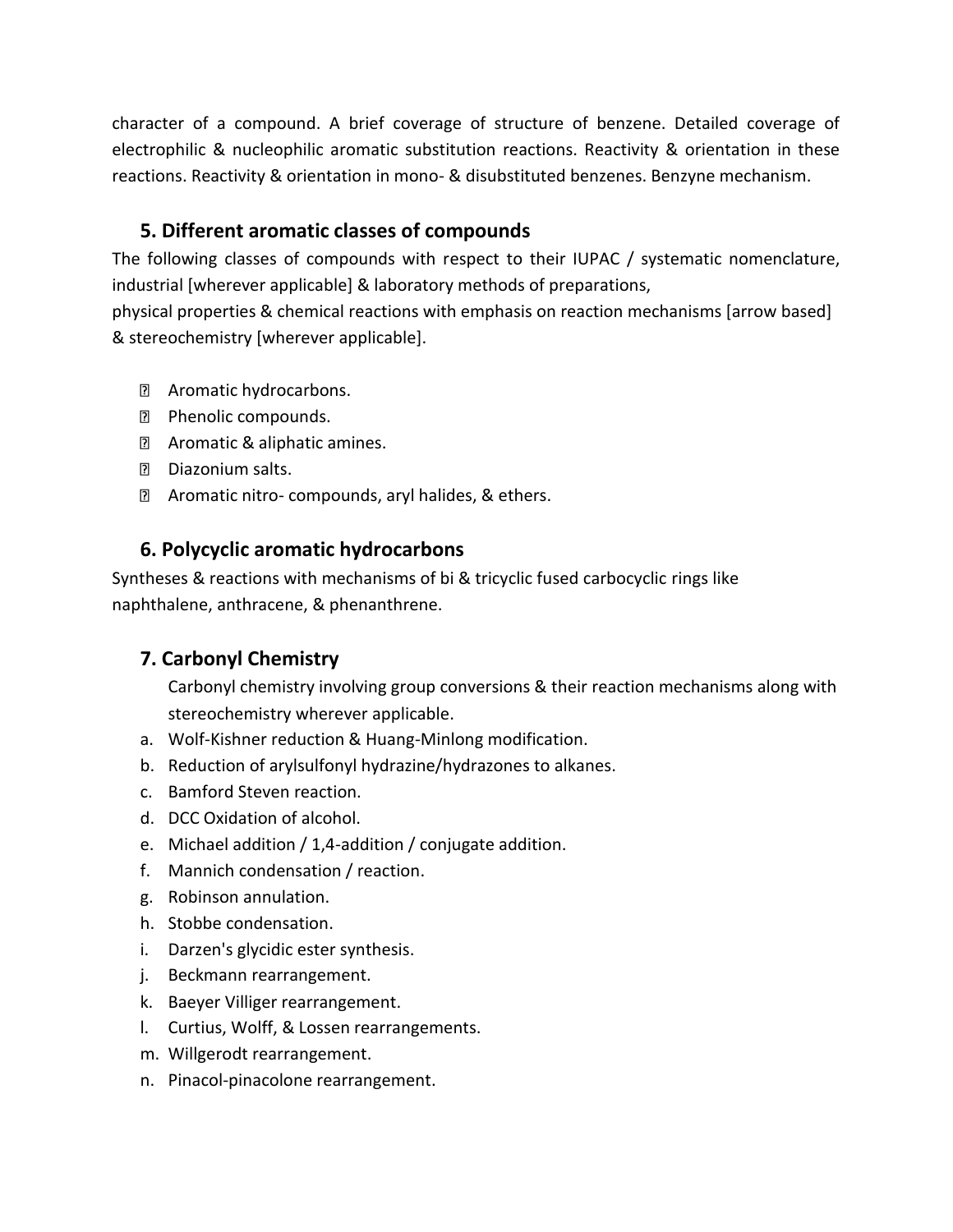character of a compound. A brief coverage of structure of benzene. Detailed coverage of electrophilic & nucleophilic aromatic substitution reactions. Reactivity & orientation in these reactions. Reactivity & orientation in mono- & disubstituted benzenes. Benzyne mechanism.

## 5. Different aromatic classes of compounds

The following classes of compounds with respect to their IUPAC / systematic nomenclature, industrial [wherever applicable] & laboratory methods of preparations,
physical properties & chemical reactions with emphasis on reaction mechanisms [arrow based] & stereochemistry [wherever applicable].

- Aromatic hydrocarbons.
- Phenolic compounds.
- Aromatic & aliphatic amines.
- Diazonium salts.
- Aromatic nitro- compounds, aryl halides, & ethers.

## 6. Polycyclic aromatic hydrocarbons

Syntheses & reactions with mechanisms of bi & tricyclic fused carbocyclic rings like naphthalene, anthracene, & phenanthrene.

## 7. Carbonyl Chemistry

Carbonyl chemistry involving group conversions & their reaction mechanisms along with stereochemistry wherever applicable.

a. Wolf-Kishner reduction & Huang-Minlong modification.
b. Reduction of arylsulfonyl hydrazine/hydrazones to alkanes.
c. Bamford Steven reaction.
d. DCC Oxidation of alcohol.
e. Michael addition / 1,4-addition / conjugate addition.
f. Mannich condensation / reaction.
g. Robinson annulation.
h. Stobbe condensation.
i. Darzen's glycidic ester synthesis.
j. Beckmann rearrangement.
k. Baeyer Villiger rearrangement.
l. Curtius, Wolff, & Lossen rearrangements.
m. Willgerodt rearrangement.
n. Pinacol-pinacolone rearrangement.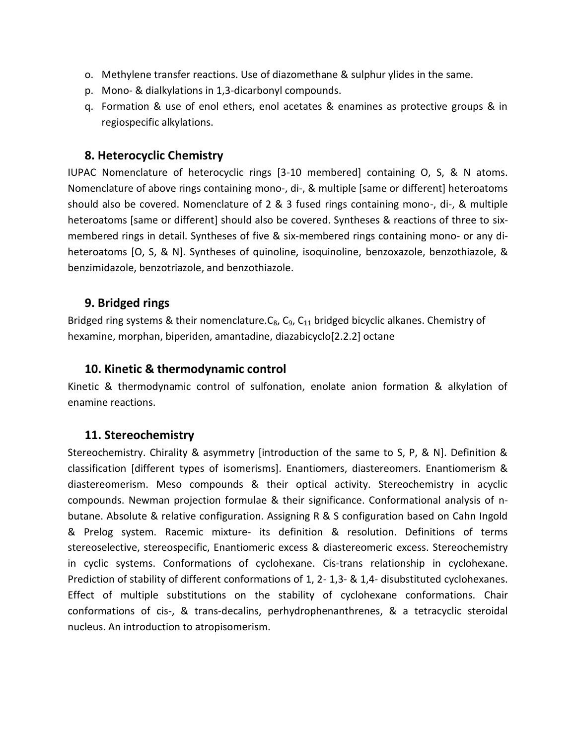o. Methylene transfer reactions. Use of diazomethane & sulphur ylides in the same.
p. Mono- & dialkylations in 1,3-dicarbonyl compounds.
q. Formation & use of enol ethers, enol acetates & enamines as protective groups & in regiospecific alkylations.

### 8. Heterocyclic Chemistry

IUPAC Nomenclature of heterocyclic rings [3-10 membered] containing O, S, & N atoms. Nomenclature of above rings containing mono-, di-, & multiple [same or different] heteroatoms should also be covered. Nomenclature of 2 & 3 fused rings containing mono-, di-, & multiple heteroatoms [same or different] should also be covered. Syntheses & reactions of three to six-membered rings in detail. Syntheses of five & six-membered rings containing mono- or any di-heteroatoms [O, S, & N]. Syntheses of quinoline, isoquinoline, benzoxazole, benzothiazole, & benzimidazole, benzotriazole, and benzothiazole.

### 9. Bridged rings

Bridged ring systems & their nomenclature.$C_8$, $C_9$, $C_{11}$ bridged bicyclic alkanes. Chemistry of hexamine, morphan, biperiden, amantadine, diazabicyclo[2.2.2] octane

### 10. Kinetic & thermodynamic control

Kinetic & thermodynamic control of sulfonation, enolate anion formation & alkylation of enamine reactions.

### 11. Stereochemistry

Stereochemistry. Chirality & asymmetry [introduction of the same to S, P, & N]. Definition & classification [different types of isomerisms]. Enantiomers, diastereomers. Enantiomerism & diastereomerism. Meso compounds & their optical activity. Stereochemistry in acyclic compounds. Newman projection formulae & their significance. Conformational analysis of n-butane. Absolute & relative configuration. Assigning R & S configuration based on Cahn Ingold & Prelog system. Racemic mixture- its definition & resolution. Definitions of terms stereoselective, stereospecific, Enantiomeric excess & diastereomeric excess. Stereochemistry in cyclic systems. Conformations of cyclohexane. Cis-trans relationship in cyclohexane. Prediction of stability of different conformations of 1, 2- 1,3- & 1,4- disubstituted cyclohexanes. Effect of multiple substitutions on the stability of cyclohexane conformations. Chair conformations of cis-, & trans-decalins, perhydrophenanthrenes, & a tetracyclic steroidal nucleus. An introduction to atropisomerism.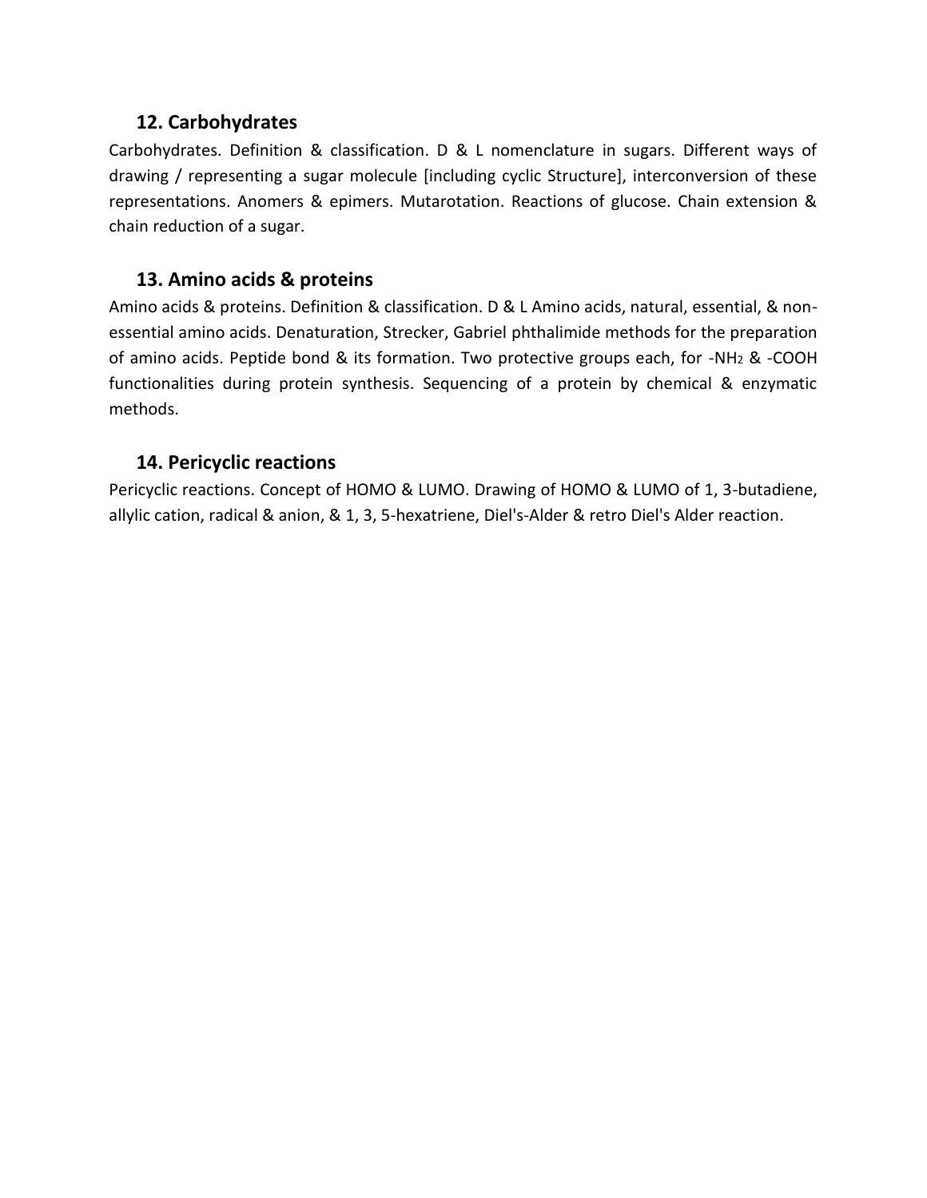### 12. Carbohydrates

Carbohydrates. Definition & classification. D & L nomenclature in sugars. Different ways of drawing / representing a sugar molecule [including cyclic Structure], interconversion of these representations. Anomers & epimers. Mutarotation. Reactions of glucose. Chain extension & chain reduction of a sugar.

### 13. Amino acids & proteins

Amino acids & proteins. Definition & classification. D & L Amino acids, natural, essential, & non-essential amino acids. Denaturation, Strecker, Gabriel phthalimide methods for the preparation of amino acids. Peptide bond & its formation. Two protective groups each, for $-NH_2$ & -COOH functionalities during protein synthesis. Sequencing of a protein by chemical & enzymatic methods.

### 14. Pericyclic reactions

Pericyclic reactions. Concept of HOMO & LUMO. Drawing of HOMO & LUMO of 1, 3-butadiene, allylic cation, radical & anion, & 1, 3, 5-hexatriene, Diel's-Alder & retro Diel's Alder reaction.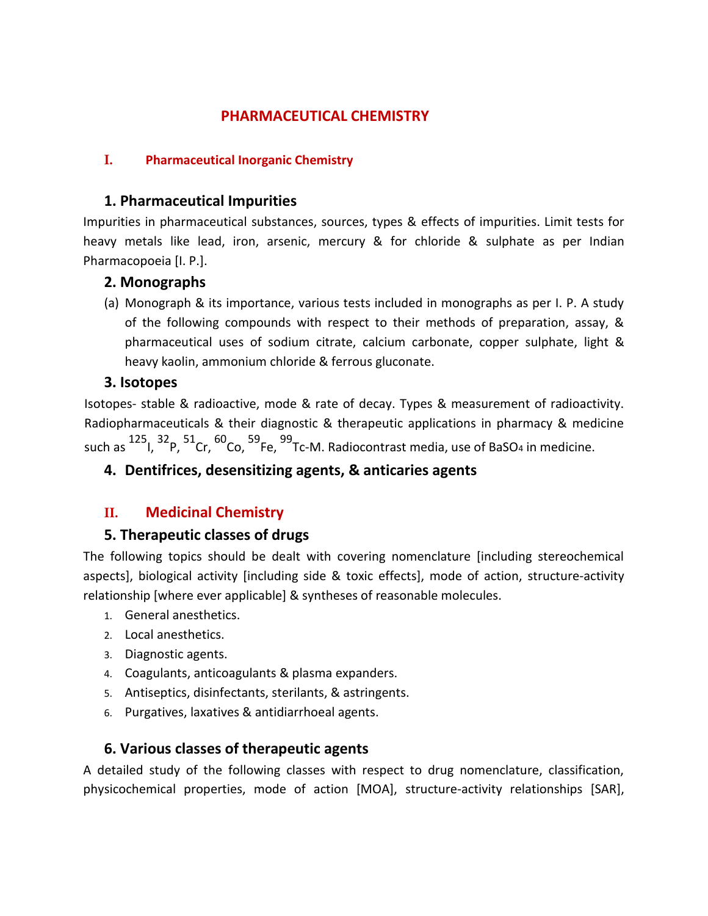# PHARMACEUTICAL CHEMISTRY

## I. Pharmaceutical Inorganic Chemistry

### 1. Pharmaceutical Impurities

Impurities in pharmaceutical substances, sources, types & effects of impurities. Limit tests for heavy metals like lead, iron, arsenic, mercury & for chloride & sulphate as per Indian Pharmacopoeia [I. P.].

### 2. Monographs

(a) Monograph & its importance, various tests included in monographs as per I. P. A study of the following compounds with respect to their methods of preparation, assay, & pharmaceutical uses of sodium citrate, calcium carbonate, copper sulphate, light & heavy kaolin, ammonium chloride & ferrous gluconate.

### 3. Isotopes

Isotopes- stable & radioactive, mode & rate of decay. Types & measurement of radioactivity. Radiopharmaceuticals & their diagnostic & therapeutic applications in pharmacy & medicine such as $^{125}I$, $^{32}P$, $^{51}Cr$, $^{60}Co$, $^{59}Fe$, $^{99}Tc$-M. Radiocontrast media, use of $BaSO_4$ in medicine.

### 4. Dentifrices, desensitizing agents, & anticaries agents

## II. Medicinal Chemistry

### 5. Therapeutic classes of drugs

The following topics should be dealt with covering nomenclature [including stereochemical aspects], biological activity [including side & toxic effects], mode of action, structure-activity relationship [where ever applicable] & syntheses of reasonable molecules.

1. General anesthetics.
2. Local anesthetics.
3. Diagnostic agents.
4. Coagulants, anticoagulants & plasma expanders.
5. Antiseptics, disinfectants, sterilants, & astringents.
6. Purgatives, laxatives & antidiarrhoeal agents.

### 6. Various classes of therapeutic agents

A detailed study of the following classes with respect to drug nomenclature, classification, physicochemical properties, mode of action [MOA], structure-activity relationships [SAR],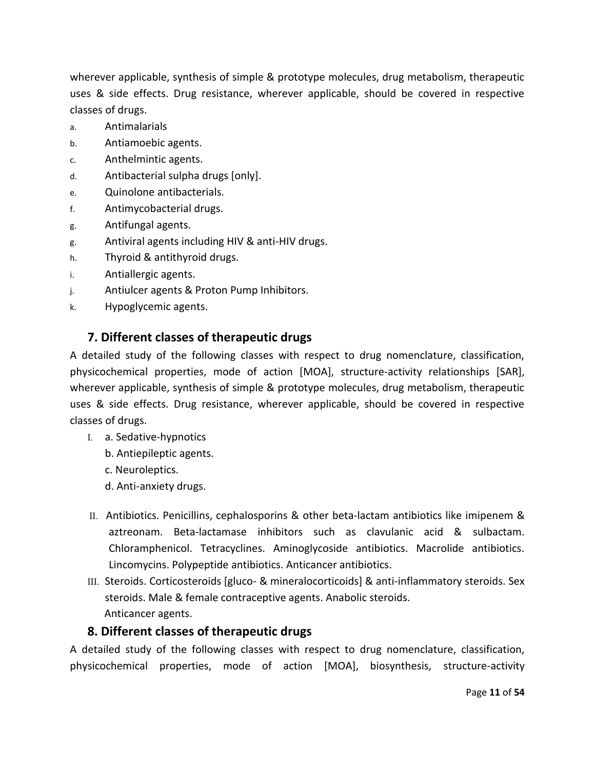wherever applicable, synthesis of simple & prototype molecules, drug metabolism, therapeutic uses & side effects. Drug resistance, wherever applicable, should be covered in respective classes of drugs.

a. Antimalarials
b. Antiamoebic agents.
c. Anthelmintic agents.
d. Antibacterial sulpha drugs [only].
e. Quinolone antibacterials.
f. Antimycobacterial drugs.
g. Antifungal agents.
g. Antiviral agents including HIV & anti-HIV drugs.
h. Thyroid & antithyroid drugs.
i. Antiallergic agents.
j. Antiulcer agents & Proton Pump Inhibitors.
k. Hypoglycemic agents.

## 7. Different classes of therapeutic drugs

A detailed study of the following classes with respect to drug nomenclature, classification, physicochemical properties, mode of action [MOA], structure-activity relationships [SAR], wherever applicable, synthesis of simple & prototype molecules, drug metabolism, therapeutic uses & side effects. Drug resistance, wherever applicable, should be covered in respective classes of drugs.

I. a. Sedative-hypnotics
   b. Antiepileptic agents.
   c. Neuroleptics.
   d. Anti-anxiety drugs.

II. Antibiotics. Penicillins, cephalosporins & other beta-lactam antibiotics like imipenem & aztreonam. Beta-lactamase inhibitors such as clavulanic acid & sulbactam. Chloramphenicol. Tetracyclines. Aminoglycoside antibiotics. Macrolide antibiotics. Lincomycins. Polypeptide antibiotics. Anticancer antibiotics.

III. Steroids. Corticosteroids [gluco- & mineralocorticoids] & anti-inflammatory steroids. Sex steroids. Male & female contraceptive agents. Anabolic steroids.
Anticancer agents.

## 8. Different classes of therapeutic drugs

A detailed study of the following classes with respect to drug nomenclature, classification, physicochemical properties, mode of action [MOA], biosynthesis, structure-activity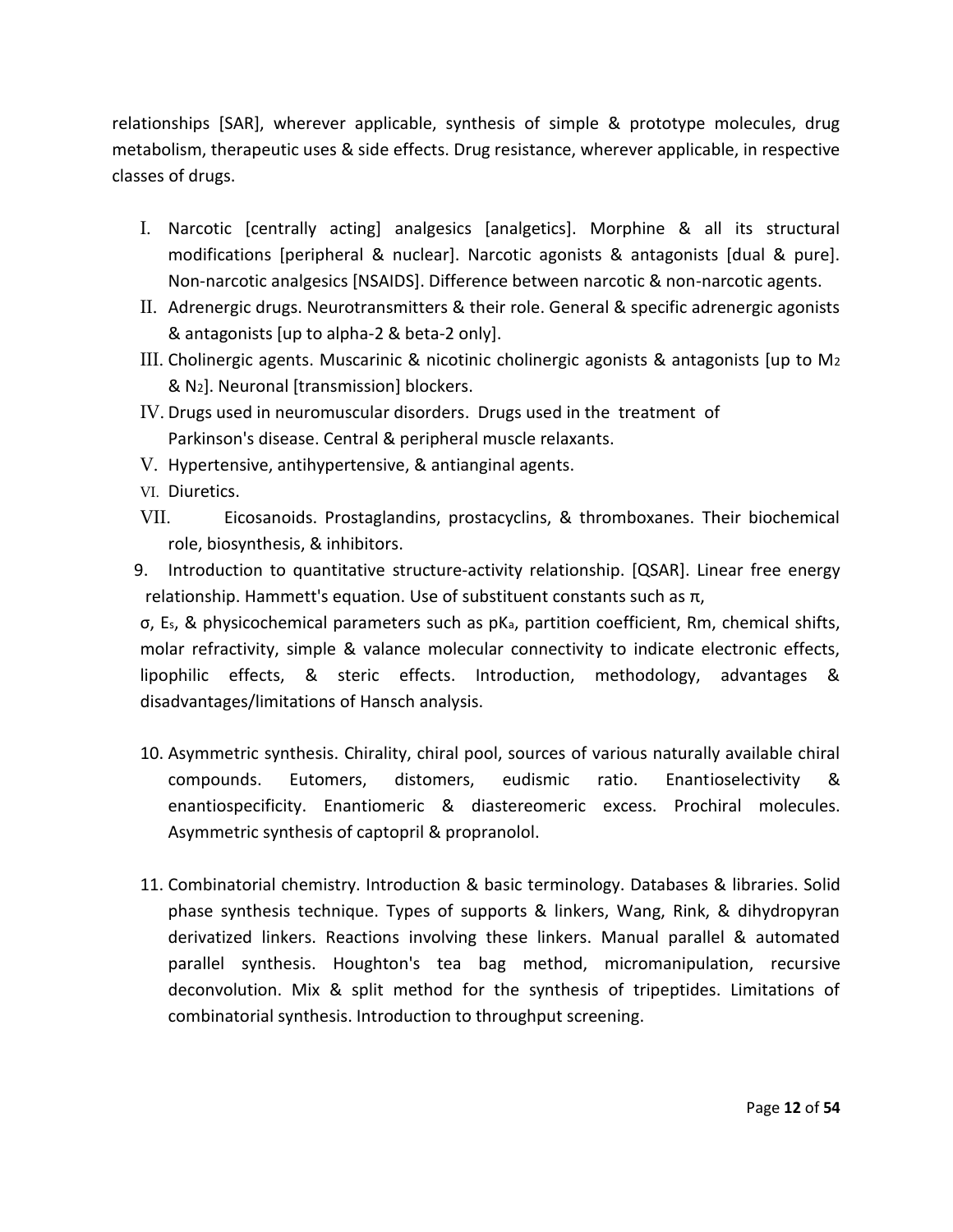relationships [SAR], wherever applicable, synthesis of simple & prototype molecules, drug metabolism, therapeutic uses & side effects. Drug resistance, wherever applicable, in respective classes of drugs.

I. Narcotic [centrally acting] analgesics [analgetics]. Morphine & all its structural modifications [peripheral & nuclear]. Narcotic agonists & antagonists [dual & pure]. Non-narcotic analgesics [NSAIDS]. Difference between narcotic & non-narcotic agents.
II. Adrenergic drugs. Neurotransmitters & their role. General & specific adrenergic agonists & antagonists [up to alpha-2 & beta-2 only].
III. Cholinergic agents. Muscarinic & nicotinic cholinergic agonists & antagonists [up to $M_2$ & $N_2$]. Neuronal [transmission] blockers.
IV. Drugs used in neuromuscular disorders. Drugs used in the treatment of Parkinson's disease. Central & peripheral muscle relaxants.
V. Hypertensive, antihypertensive, & antianginal agents.
VI. Diuretics.
VII. Eicosanoids. Prostaglandins, prostacyclins, & thromboxanes. Their biochemical role, biosynthesis, & inhibitors.

9. Introduction to quantitative structure-activity relationship. [QSAR]. Linear free energy relationship. Hammett's equation. Use of substituent constants such as $\pi$, $\sigma$, $E_s$, & physicochemical parameters such as $pK_a$, partition coefficient, Rm, chemical shifts, molar refractivity, simple & valance molecular connectivity to indicate electronic effects, lipophilic effects, & steric effects. Introduction, methodology, advantages & disadvantages/limitations of Hansch analysis.

10. Asymmetric synthesis. Chirality, chiral pool, sources of various naturally available chiral compounds. Eutomers, distomers, eudismic ratio. Enantioselectivity & enantiospecificity. Enantiomeric & diastereomeric excess. Prochiral molecules. Asymmetric synthesis of captopril & propranolol.

11. Combinatorial chemistry. Introduction & basic terminology. Databases & libraries. Solid phase synthesis technique. Types of supports & linkers, Wang, Rink, & dihydropyran derivatized linkers. Reactions involving these linkers. Manual parallel & automated parallel synthesis. Houghton's tea bag method, micromanipulation, recursive deconvolution. Mix & split method for the synthesis of tripeptides. Limitations of combinatorial synthesis. Introduction to throughput screening.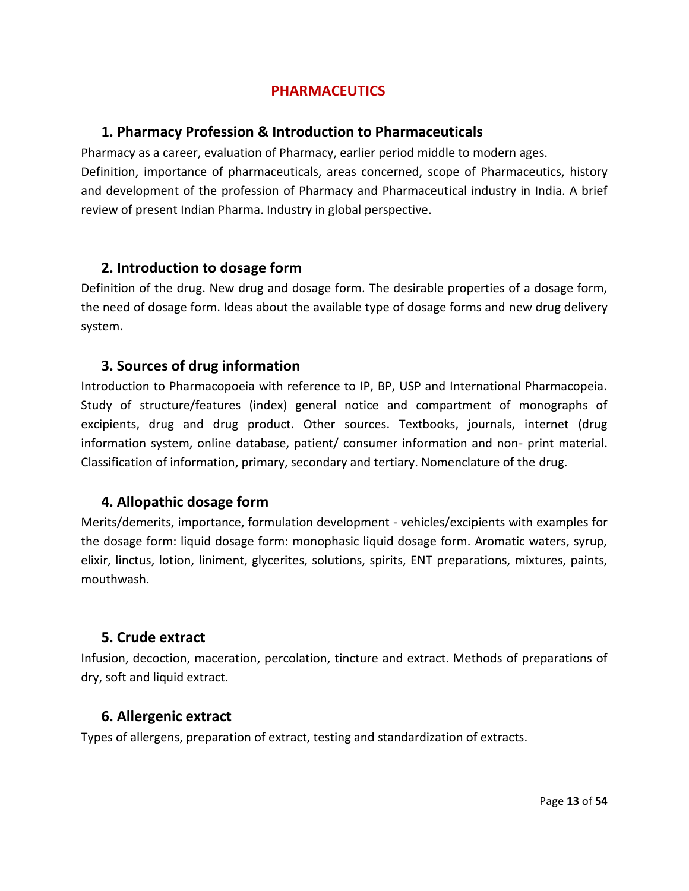# PHARMACEUTICS

## 1. Pharmacy Profession & Introduction to Pharmaceuticals

Pharmacy as a career, evaluation of Pharmacy, earlier period middle to modern ages.
Definition, importance of pharmaceuticals, areas concerned, scope of Pharmaceutics, history and development of the profession of Pharmacy and Pharmaceutical industry in India. A brief review of present Indian Pharma. Industry in global perspective.

## 2. Introduction to dosage form

Definition of the drug. New drug and dosage form. The desirable properties of a dosage form, the need of dosage form. Ideas about the available type of dosage forms and new drug delivery system.

## 3. Sources of drug information

Introduction to Pharmacopoeia with reference to IP, BP, USP and International Pharmacopeia. Study of structure/features (index) general notice and compartment of monographs of excipients, drug and drug product. Other sources. Textbooks, journals, internet (drug information system, online database, patient/ consumer information and non- print material. Classification of information, primary, secondary and tertiary. Nomenclature of the drug.

## 4. Allopathic dosage form

Merits/demerits, importance, formulation development - vehicles/excipients with examples for the dosage form: liquid dosage form: monophasic liquid dosage form. Aromatic waters, syrup, elixir, linctus, lotion, liniment, glycerites, solutions, spirits, ENT preparations, mixtures, paints, mouthwash.

## 5. Crude extract

Infusion, decoction, maceration, percolation, tincture and extract. Methods of preparations of dry, soft and liquid extract.

## 6. Allergenic extract

Types of allergens, preparation of extract, testing and standardization of extracts.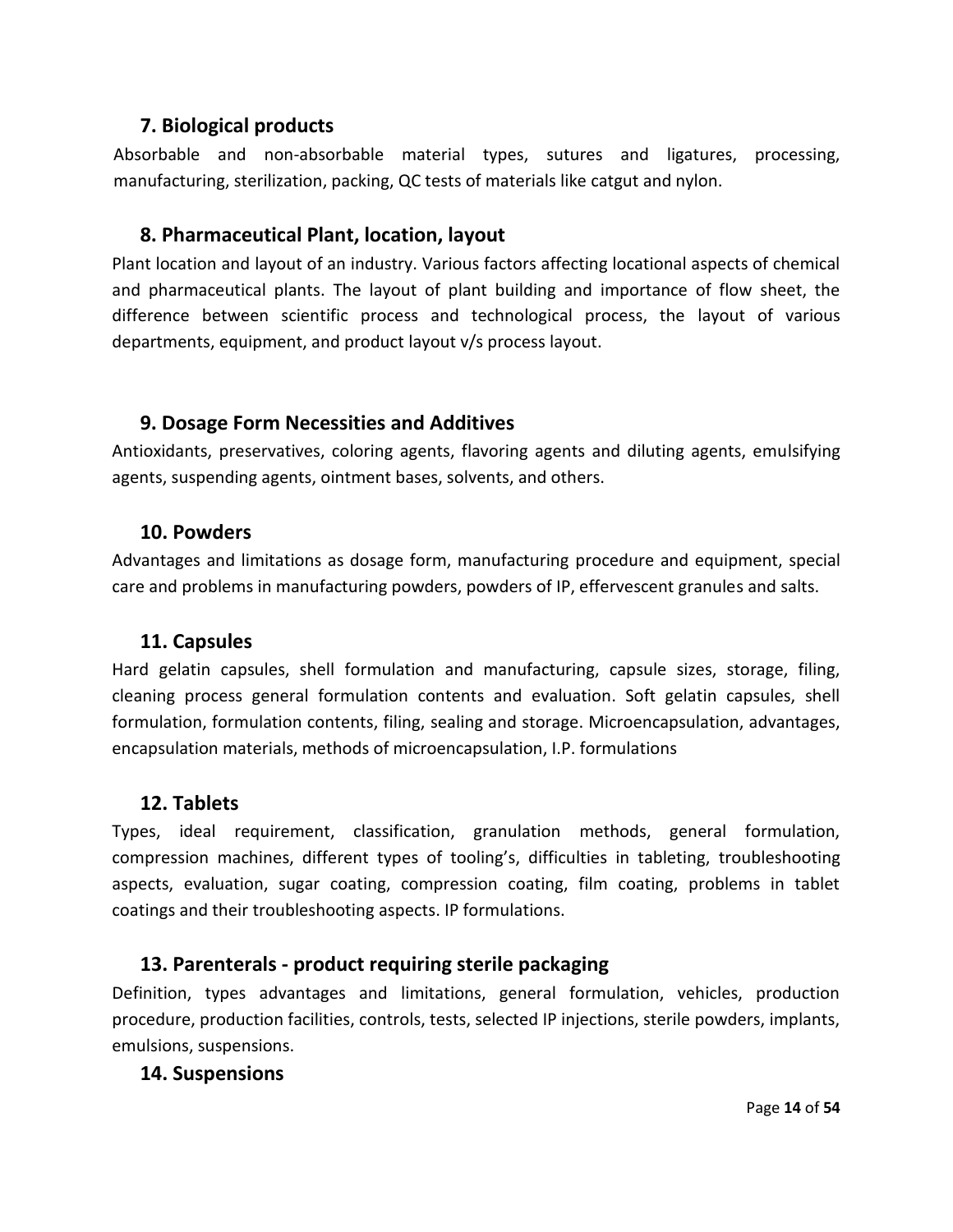### 7. Biological products

Absorbable and non-absorbable material types, sutures and ligatures, processing, manufacturing, sterilization, packing, QC tests of materials like catgut and nylon.

### 8. Pharmaceutical Plant, location, layout

Plant location and layout of an industry. Various factors affecting locational aspects of chemical and pharmaceutical plants. The layout of plant building and importance of flow sheet, the difference between scientific process and technological process, the layout of various departments, equipment, and product layout v/s process layout.

### 9. Dosage Form Necessities and Additives

Antioxidants, preservatives, coloring agents, flavoring agents and diluting agents, emulsifying agents, suspending agents, ointment bases, solvents, and others.

### 10. Powders

Advantages and limitations as dosage form, manufacturing procedure and equipment, special care and problems in manufacturing powders, powders of IP, effervescent granules and salts.

### 11. Capsules

Hard gelatin capsules, shell formulation and manufacturing, capsule sizes, storage, filing, cleaning process general formulation contents and evaluation. Soft gelatin capsules, shell formulation, formulation contents, filing, sealing and storage. Microencapsulation, advantages, encapsulation materials, methods of microencapsulation, I.P. formulations

### 12. Tablets

Types, ideal requirement, classification, granulation methods, general formulation, compression machines, different types of tooling's, difficulties in tableting, troubleshooting aspects, evaluation, sugar coating, compression coating, film coating, problems in tablet coatings and their troubleshooting aspects. IP formulations.

### 13. Parenterals - product requiring sterile packaging

Definition, types advantages and limitations, general formulation, vehicles, production procedure, production facilities, controls, tests, selected IP injections, sterile powders, implants, emulsions, suspensions.

### 14. Suspensions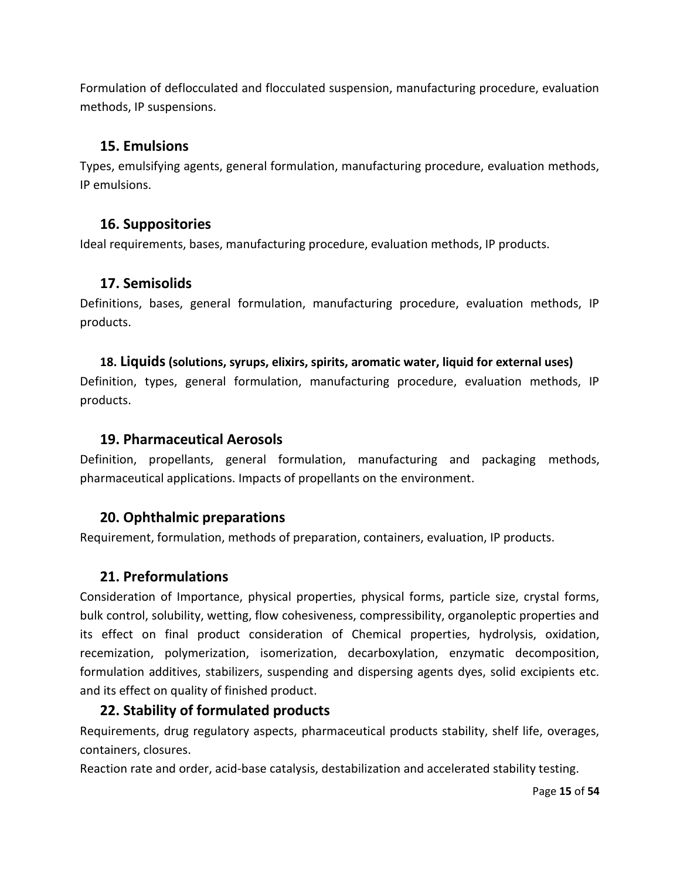Formulation of deflocculated and flocculated suspension, manufacturing procedure, evaluation methods, IP suspensions.

### 15. Emulsions

Types, emulsifying agents, general formulation, manufacturing procedure, evaluation methods, IP emulsions.

### 16. Suppositories

Ideal requirements, bases, manufacturing procedure, evaluation methods, IP products.

### 17. Semisolids

Definitions, bases, general formulation, manufacturing procedure, evaluation methods, IP products.

### 18. Liquids (solutions, syrups, elixirs, spirits, aromatic water, liquid for external uses)

Definition, types, general formulation, manufacturing procedure, evaluation methods, IP products.

### 19. Pharmaceutical Aerosols

Definition, propellants, general formulation, manufacturing and packaging methods, pharmaceutical applications. Impacts of propellants on the environment.

### 20. Ophthalmic preparations

Requirement, formulation, methods of preparation, containers, evaluation, IP products.

### 21. Preformulations

Consideration of Importance, physical properties, physical forms, particle size, crystal forms, bulk control, solubility, wetting, flow cohesiveness, compressibility, organoleptic properties and its effect on final product consideration of Chemical properties, hydrolysis, oxidation, recemization, polymerization, isomerization, decarboxylation, enzymatic decomposition, formulation additives, stabilizers, suspending and dispersing agents dyes, solid excipients etc. and its effect on quality of finished product.

### 22. Stability of formulated products

Requirements, drug regulatory aspects, pharmaceutical products stability, shelf life, overages, containers, closures.

Reaction rate and order, acid-base catalysis, destabilization and accelerated stability testing.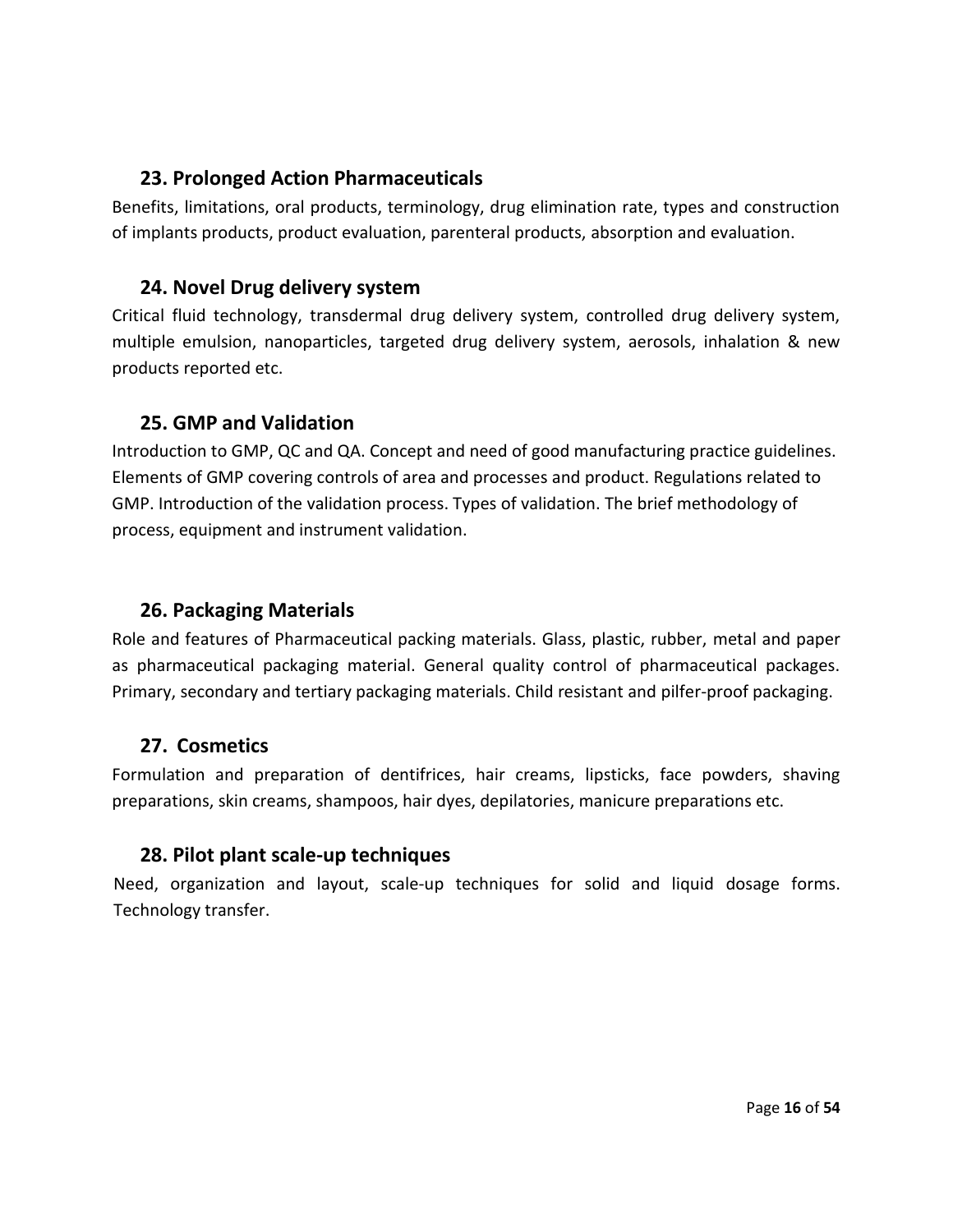### 23. Prolonged Action Pharmaceuticals

Benefits, limitations, oral products, terminology, drug elimination rate, types and construction of implants products, product evaluation, parenteral products, absorption and evaluation.

### 24. Novel Drug delivery system

Critical fluid technology, transdermal drug delivery system, controlled drug delivery system, multiple emulsion, nanoparticles, targeted drug delivery system, aerosols, inhalation & new products reported etc.

### 25. GMP and Validation

Introduction to GMP, QC and QA. Concept and need of good manufacturing practice guidelines. Elements of GMP covering controls of area and processes and product. Regulations related to GMP. Introduction of the validation process. Types of validation. The brief methodology of process, equipment and instrument validation.

### 26. Packaging Materials

Role and features of Pharmaceutical packing materials. Glass, plastic, rubber, metal and paper as pharmaceutical packaging material. General quality control of pharmaceutical packages. Primary, secondary and tertiary packaging materials. Child resistant and pilfer-proof packaging.

### 27. Cosmetics

Formulation and preparation of dentifrices, hair creams, lipsticks, face powders, shaving preparations, skin creams, shampoos, hair dyes, depilatories, manicure preparations etc.

### 28. Pilot plant scale-up techniques

Need, organization and layout, scale-up techniques for solid and liquid dosage forms. Technology transfer.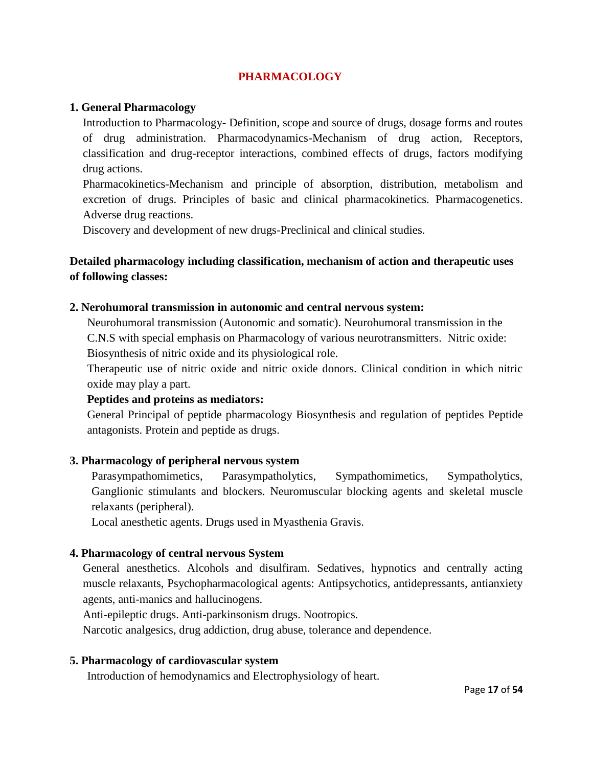# PHARMACOLOGY

## 1. General Pharmacology

Introduction to Pharmacology- Definition, scope and source of drugs, dosage forms and routes of drug administration. Pharmacodynamics-Mechanism of drug action, Receptors, classification and drug-receptor interactions, combined effects of drugs, factors modifying drug actions.

Pharmacokinetics-Mechanism and principle of absorption, distribution, metabolism and excretion of drugs. Principles of basic and clinical pharmacokinetics. Pharmacogenetics. Adverse drug reactions.

Discovery and development of new drugs-Preclinical and clinical studies.

**Detailed pharmacology including classification, mechanism of action and therapeutic uses of following classes:**

## 2. Nerohumoral transmission in autonomic and central nervous system:

Neurohumoral transmission (Autonomic and somatic). Neurohumoral transmission in the C.N.S with special emphasis on Pharmacology of various neurotransmitters. Nitric oxide: Biosynthesis of nitric oxide and its physiological role.

Therapeutic use of nitric oxide and nitric oxide donors. Clinical condition in which nitric oxide may play a part.

**Peptides and proteins as mediators:**

General Principal of peptide pharmacology Biosynthesis and regulation of peptides Peptide antagonists. Protein and peptide as drugs.

## 3. Pharmacology of peripheral nervous system

Parasympathomimetics, Parasympatholytics, Sympathomimetics, Sympatholytics, Ganglionic stimulants and blockers. Neuromuscular blocking agents and skeletal muscle relaxants (peripheral).

Local anesthetic agents. Drugs used in Myasthenia Gravis.

## 4. Pharmacology of central nervous System

General anesthetics. Alcohols and disulfiram. Sedatives, hypnotics and centrally acting muscle relaxants, Psychopharmacological agents: Antipsychotics, antidepressants, antianxiety agents, anti-manics and hallucinogens.

Anti-epileptic drugs. Anti-parkinsonism drugs. Nootropics.

Narcotic analgesics, drug addiction, drug abuse, tolerance and dependence.

## 5. Pharmacology of cardiovascular system

Introduction of hemodynamics and Electrophysiology of heart.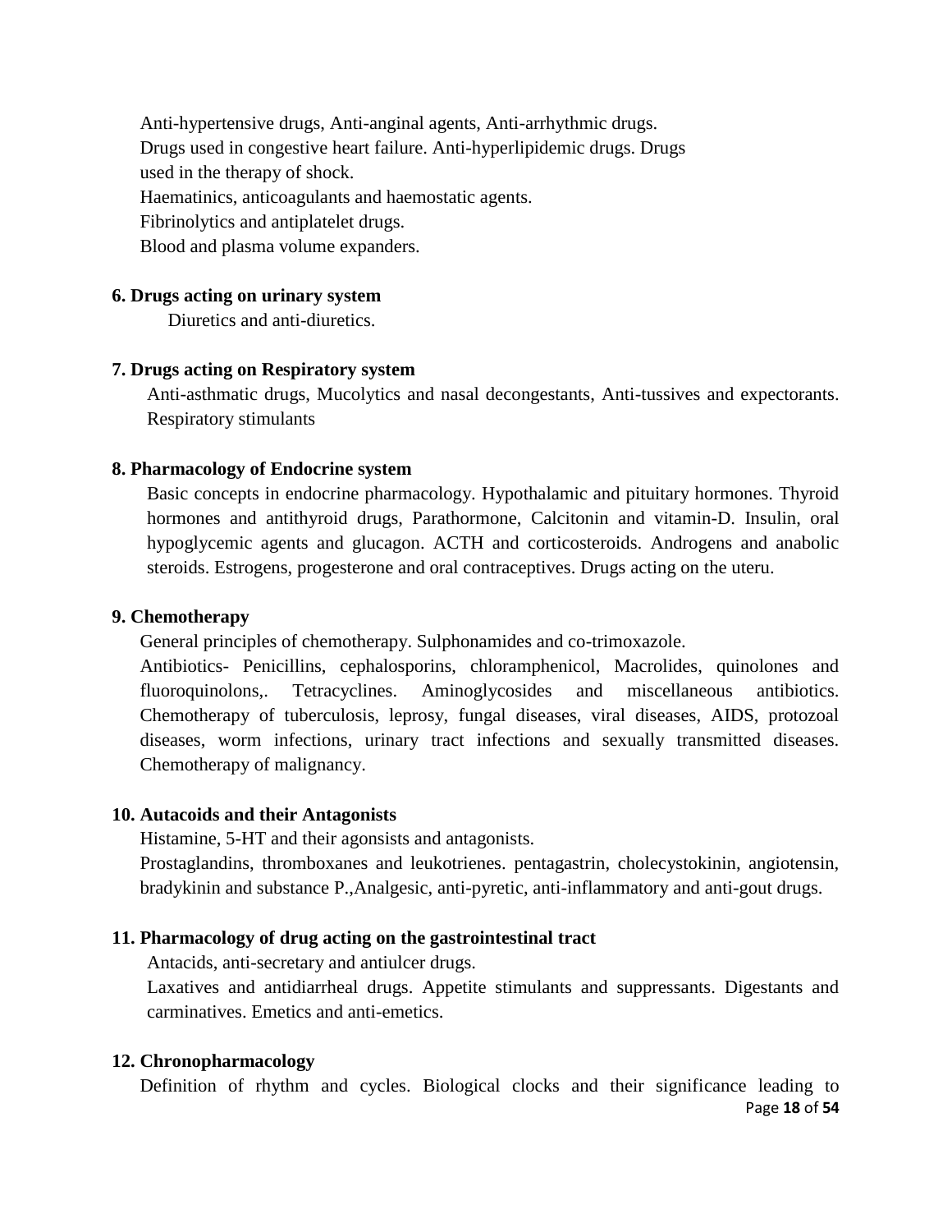Anti-hypertensive drugs, Anti-anginal agents, Anti-arrhythmic drugs.
Drugs used in congestive heart failure. Anti-hyperlipidemic drugs. Drugs used in the therapy of shock.
Haematinics, anticoagulants and haemostatic agents.
Fibrinolytics and antiplatelet drugs.
Blood and plasma volume expanders.

**6. Drugs acting on urinary system**

Diuretics and anti-diuretics.

**7. Drugs acting on Respiratory system**

Anti-asthmatic drugs, Mucolytics and nasal decongestants, Anti-tussives and expectorants. Respiratory stimulants

**8. Pharmacology of Endocrine system**

Basic concepts in endocrine pharmacology. Hypothalamic and pituitary hormones. Thyroid hormones and antithyroid drugs, Parathormone, Calcitonin and vitamin-D. Insulin, oral hypoglycemic agents and glucagon. ACTH and corticosteroids. Androgens and anabolic steroids. Estrogens, progesterone and oral contraceptives. Drugs acting on the uteru.

**9. Chemotherapy**

General principles of chemotherapy. Sulphonamides and co-trimoxazole.
Antibiotics- Penicillins, cephalosporins, chloramphenicol, Macrolides, quinolones and fluoroquinolons,. Tetracyclines. Aminoglycosides and miscellaneous antibiotics. Chemotherapy of tuberculosis, leprosy, fungal diseases, viral diseases, AIDS, protozoal diseases, worm infections, urinary tract infections and sexually transmitted diseases. Chemotherapy of malignancy.

**10. Autacoids and their Antagonists**

Histamine, 5-HT and their agonsists and antagonists.
Prostaglandins, thromboxanes and leukotrienes. pentagastrin, cholecystokinin, angiotensin, bradykinin and substance P.,Analgesic, anti-pyretic, anti-inflammatory and anti-gout drugs.

**11. Pharmacology of drug acting on the gastrointestinal tract**

Antacids, anti-secretary and antiulcer drugs.
Laxatives and antidiarrheal drugs. Appetite stimulants and suppressants. Digestants and carminatives. Emetics and anti-emetics.

**12. Chronopharmacology**

Definition of rhythm and cycles. Biological clocks and their significance leading to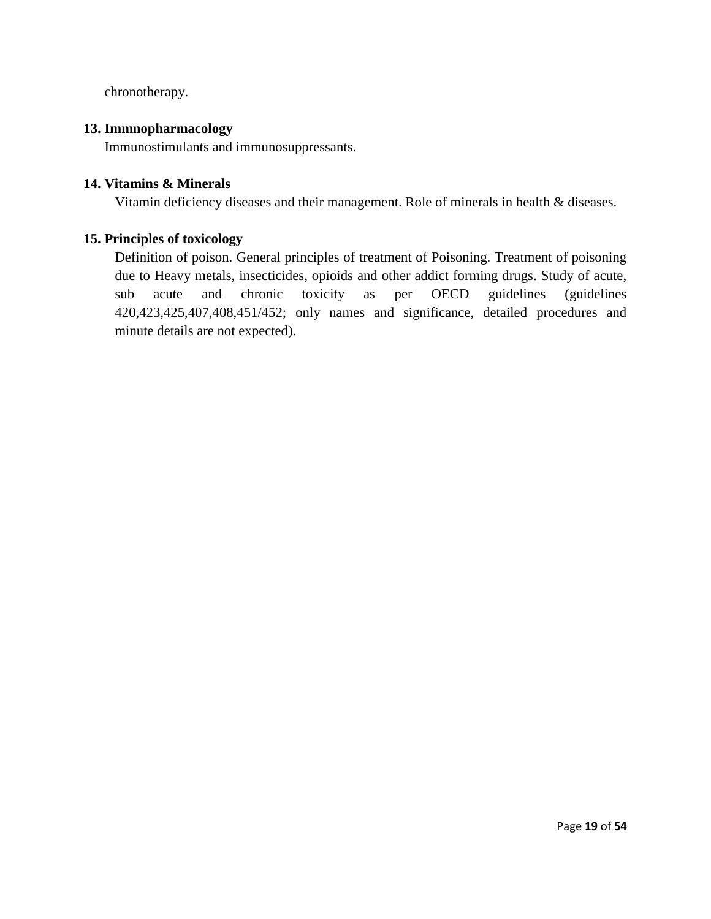chronotherapy.

**13. Immnopharmacology**

Immunostimulants and immunosuppressants.

**14. Vitamins & Minerals**

Vitamin deficiency diseases and their management. Role of minerals in health & diseases.

**15. Principles of toxicology**

Definition of poison. General principles of treatment of Poisoning. Treatment of poisoning due to Heavy metals, insecticides, opioids and other addict forming drugs. Study of acute, sub acute and chronic toxicity as per OECD guidelines (guidelines 420,423,425,407,408,451/452; only names and significance, detailed procedures and minute details are not expected).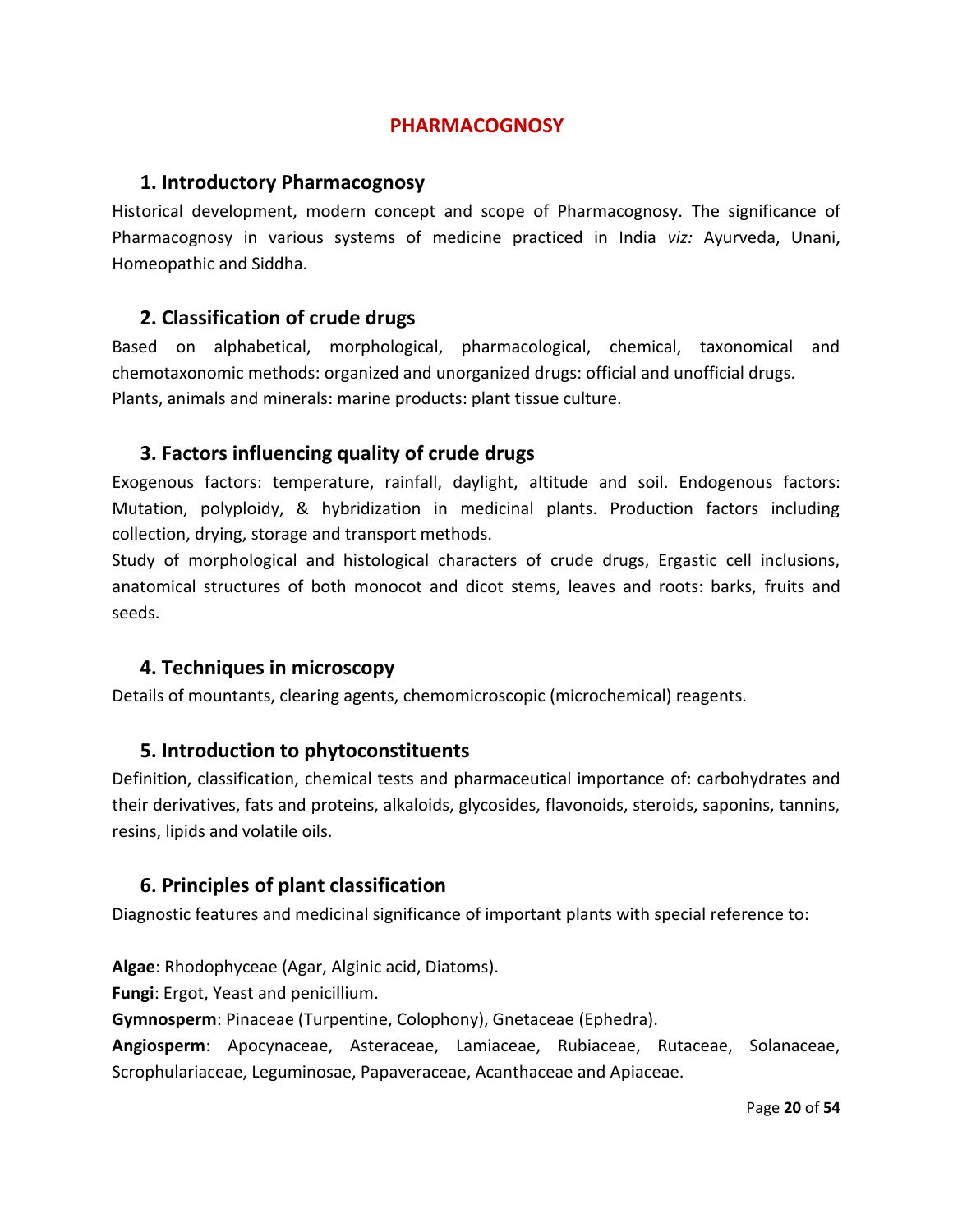# PHARMACOGNOSY

## 1. Introductory Pharmacognosy

Historical development, modern concept and scope of Pharmacognosy. The significance of Pharmacognosy in various systems of medicine practiced in India *viz:* Ayurveda, Unani, Homeopathic and Siddha.

## 2. Classification of crude drugs

Based on alphabetical, morphological, pharmacological, chemical, taxonomical and chemotaxonomic methods: organized and unorganized drugs: official and unofficial drugs.
Plants, animals and minerals: marine products: plant tissue culture.

## 3. Factors influencing quality of crude drugs

Exogenous factors: temperature, rainfall, daylight, altitude and soil. Endogenous factors: Mutation, polyploidy, & hybridization in medicinal plants. Production factors including collection, drying, storage and transport methods.

Study of morphological and histological characters of crude drugs, Ergastic cell inclusions, anatomical structures of both monocot and dicot stems, leaves and roots: barks, fruits and seeds.

## 4. Techniques in microscopy

Details of mountants, clearing agents, chemomicroscopic (microchemical) reagents.

## 5. Introduction to phytoconstituents

Definition, classification, chemical tests and pharmaceutical importance of: carbohydrates and their derivatives, fats and proteins, alkaloids, glycosides, flavonoids, steroids, saponins, tannins, resins, lipids and volatile oils.

## 6. Principles of plant classification

Diagnostic features and medicinal significance of important plants with special reference to:

**Algae**: Rhodophyceae (Agar, Alginic acid, Diatoms).

**Fungi**: Ergot, Yeast and penicillium.

**Gymnosperm**: Pinaceae (Turpentine, Colophony), Gnetaceae (Ephedra).

**Angiosperm**: Apocynaceae, Asteraceae, Lamiaceae, Rubiaceae, Rutaceae, Solanaceae, Scrophulariaceae, Leguminosae, Papaveraceae, Acanthaceae and Apiaceae.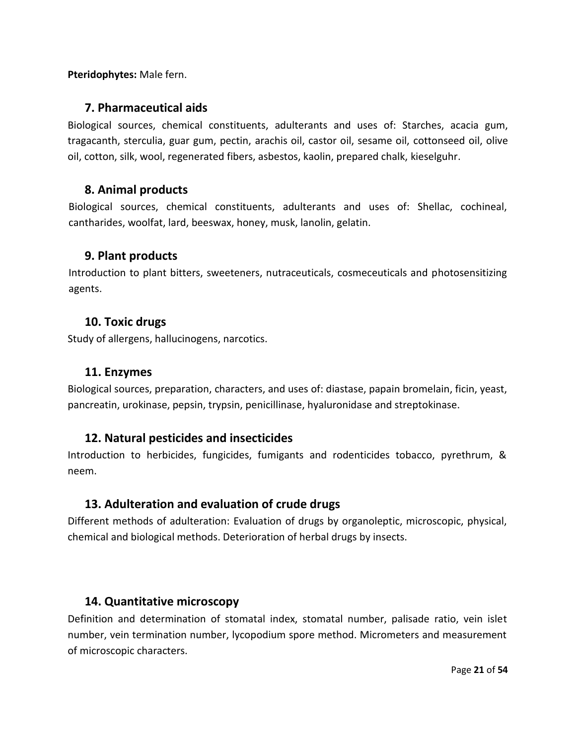**Pteridophytes:** Male fern.

### 7. Pharmaceutical aids

Biological sources, chemical constituents, adulterants and uses of: Starches, acacia gum, tragacanth, sterculia, guar gum, pectin, arachis oil, castor oil, sesame oil, cottonseed oil, olive oil, cotton, silk, wool, regenerated fibers, asbestos, kaolin, prepared chalk, kieselguhr.

### 8. Animal products

Biological sources, chemical constituents, adulterants and uses of: Shellac, cochineal, cantharides, woolfat, lard, beeswax, honey, musk, lanolin, gelatin.

### 9. Plant products

Introduction to plant bitters, sweeteners, nutraceuticals, cosmeceuticals and photosensitizing agents.

### 10. Toxic drugs

Study of allergens, hallucinogens, narcotics.

### 11. Enzymes

Biological sources, preparation, characters, and uses of: diastase, papain bromelain, ficin, yeast, pancreatin, urokinase, pepsin, trypsin, penicillinase, hyaluronidase and streptokinase.

### 12. Natural pesticides and insecticides

Introduction to herbicides, fungicides, fumigants and rodenticides tobacco, pyrethrum, & neem.

### 13. Adulteration and evaluation of crude drugs

Different methods of adulteration: Evaluation of drugs by organoleptic, microscopic, physical, chemical and biological methods. Deterioration of herbal drugs by insects.

### 14. Quantitative microscopy

Definition and determination of stomatal index, stomatal number, palisade ratio, vein islet number, vein termination number, lycopodium spore method. Micrometers and measurement of microscopic characters.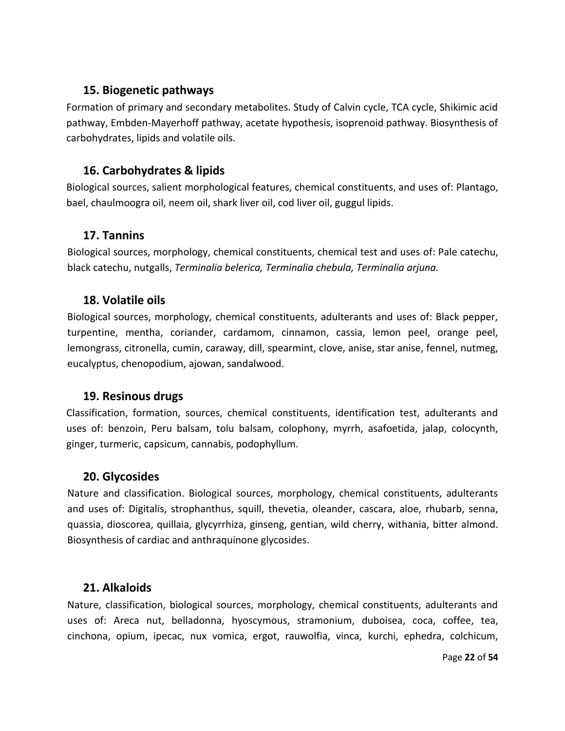### 15. Biogenetic pathways

Formation of primary and secondary metabolites. Study of Calvin cycle, TCA cycle, Shikimic acid pathway, Embden-Mayerhoff pathway, acetate hypothesis, isoprenoid pathway. Biosynthesis of carbohydrates, lipids and volatile oils.

### 16. Carbohydrates & lipids

Biological sources, salient morphological features, chemical constituents, and uses of: Plantago, bael, chaulmoogra oil, neem oil, shark liver oil, cod liver oil, guggul lipids.

### 17. Tannins

Biological sources, morphology, chemical constituents, chemical test and uses of: Pale catechu, black catechu, nutgalls, *Terminalia belerica, Terminalia chebula, Terminalia arjuna.*

### 18. Volatile oils

Biological sources, morphology, chemical constituents, adulterants and uses of: Black pepper, turpentine, mentha, coriander, cardamom, cinnamon, cassia, lemon peel, orange peel, lemongrass, citronella, cumin, caraway, dill, spearmint, clove, anise, star anise, fennel, nutmeg, eucalyptus, chenopodium, ajowan, sandalwood.

### 19. Resinous drugs

Classification, formation, sources, chemical constituents, identification test, adulterants and uses of: benzoin, Peru balsam, tolu balsam, colophony, myrrh, asafoetida, jalap, colocynth, ginger, turmeric, capsicum, cannabis, podophyllum.

### 20. Glycosides

Nature and classification. Biological sources, morphology, chemical constituents, adulterants and uses of: Digitalis, strophanthus, squill, thevetia, oleander, cascara, aloe, rhubarb, senna, quassia, dioscorea, quillaia, glycyrrhiza, ginseng, gentian, wild cherry, withania, bitter almond. Biosynthesis of cardiac and anthraquinone glycosides.

### 21. Alkaloids

Nature, classification, biological sources, morphology, chemical constituents, adulterants and uses of: Areca nut, belladonna, hyoscymous, stramonium, duboisea, coca, coffee, tea, cinchona, opium, ipecac, nux vomica, ergot, rauwolfia, vinca, kurchi, ephedra, colchicum,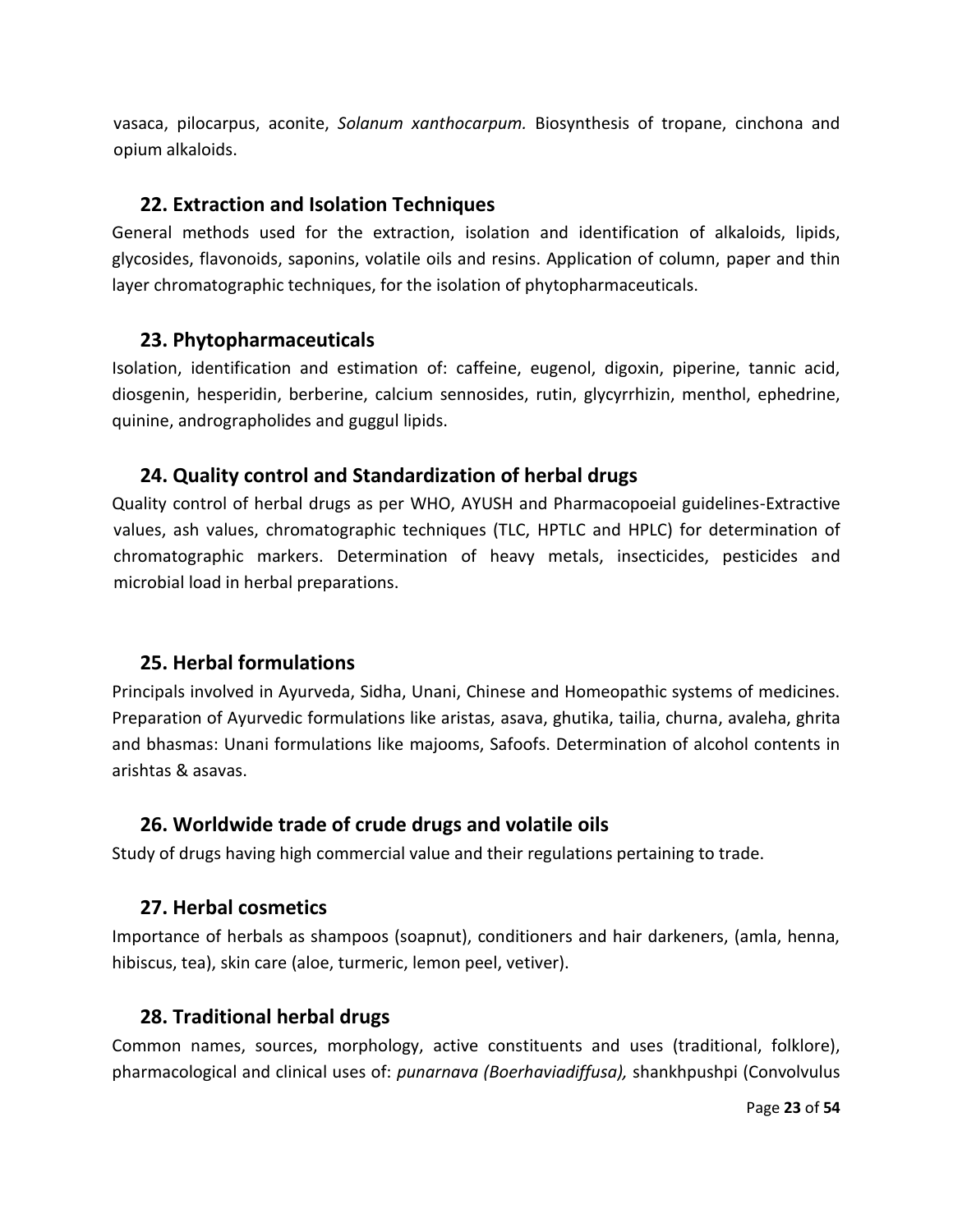vasaca, pilocarpus, aconite, *Solanum xanthocarpum.* Biosynthesis of tropane, cinchona and opium alkaloids.

## 22. Extraction and Isolation Techniques

General methods used for the extraction, isolation and identification of alkaloids, lipids, glycosides, flavonoids, saponins, volatile oils and resins. Application of column, paper and thin layer chromatographic techniques, for the isolation of phytopharmaceuticals.

## 23. Phytopharmaceuticals

Isolation, identification and estimation of: caffeine, eugenol, digoxin, piperine, tannic acid, diosgenin, hesperidin, berberine, calcium sennosides, rutin, glycyrrhizin, menthol, ephedrine, quinine, andrographolides and guggul lipids.

## 24. Quality control and Standardization of herbal drugs

Quality control of herbal drugs as per WHO, AYUSH and Pharmacopoeial guidelines-Extractive values, ash values, chromatographic techniques (TLC, HPTLC and HPLC) for determination of chromatographic markers. Determination of heavy metals, insecticides, pesticides and microbial load in herbal preparations.

## 25. Herbal formulations

Principals involved in Ayurveda, Sidha, Unani, Chinese and Homeopathic systems of medicines. Preparation of Ayurvedic formulations like aristas, asava, ghutika, tailia, churna, avaleha, ghrita and bhasmas: Unani formulations like majooms, Safoofs. Determination of alcohol contents in arishtas & asavas.

## 26. Worldwide trade of crude drugs and volatile oils

Study of drugs having high commercial value and their regulations pertaining to trade.

## 27. Herbal cosmetics

Importance of herbals as shampoos (soapnut), conditioners and hair darkeners, (amla, henna, hibiscus, tea), skin care (aloe, turmeric, lemon peel, vetiver).

## 28. Traditional herbal drugs

Common names, sources, morphology, active constituents and uses (traditional, folklore), pharmacological and clinical uses of: *punarnava (Boerhaviadiffusa),* shankhpushpi (Convolvulus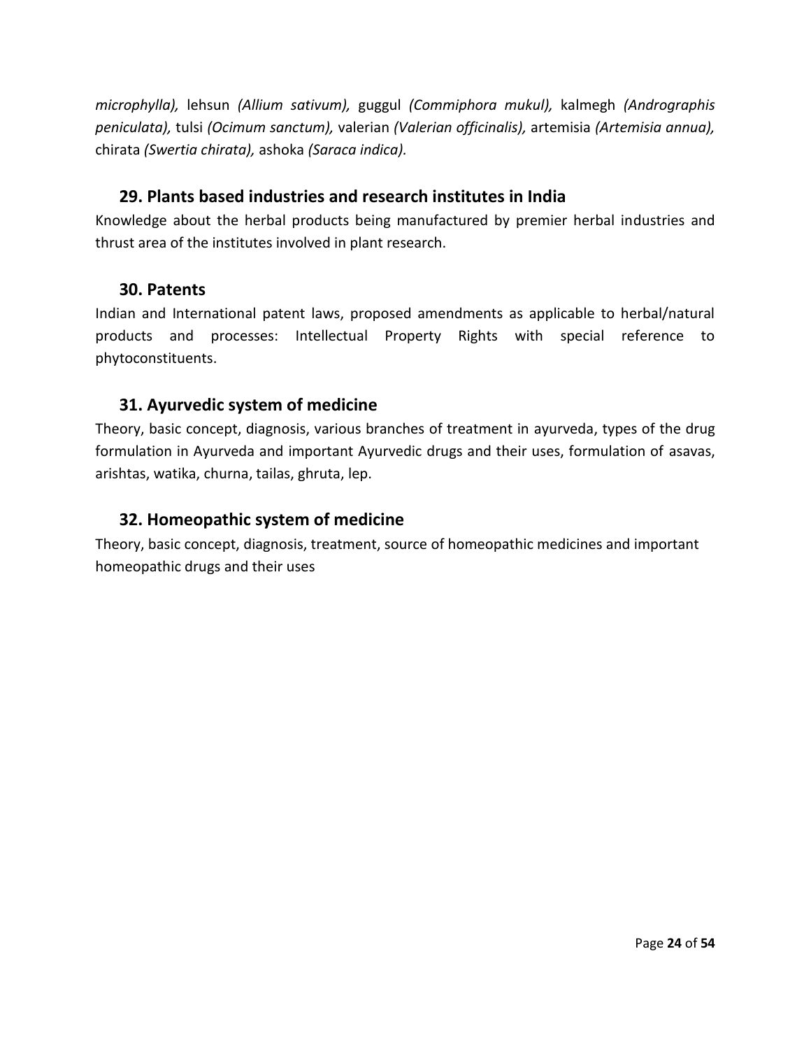*microphylla),* lehsun *(Allium sativum),* guggul *(Commiphora mukul),* kalmegh *(Andrographis peniculata),* tulsi *(Ocimum sanctum),* valerian *(Valerian officinalis),* artemisia *(Artemisia annua),* chirata *(Swertia chirata),* ashoka *(Saraca indica).*

## 29. Plants based industries and research institutes in India

Knowledge about the herbal products being manufactured by premier herbal industries and thrust area of the institutes involved in plant research.

## 30. Patents

Indian and International patent laws, proposed amendments as applicable to herbal/natural products and processes: Intellectual Property Rights with special reference to phytoconstituents.

## 31. Ayurvedic system of medicine

Theory, basic concept, diagnosis, various branches of treatment in ayurveda, types of the drug formulation in Ayurveda and important Ayurvedic drugs and their uses, formulation of asavas, arishtas, watika, churna, tailas, ghruta, lep.

## 32. Homeopathic system of medicine

Theory, basic concept, diagnosis, treatment, source of homeopathic medicines and important homeopathic drugs and their uses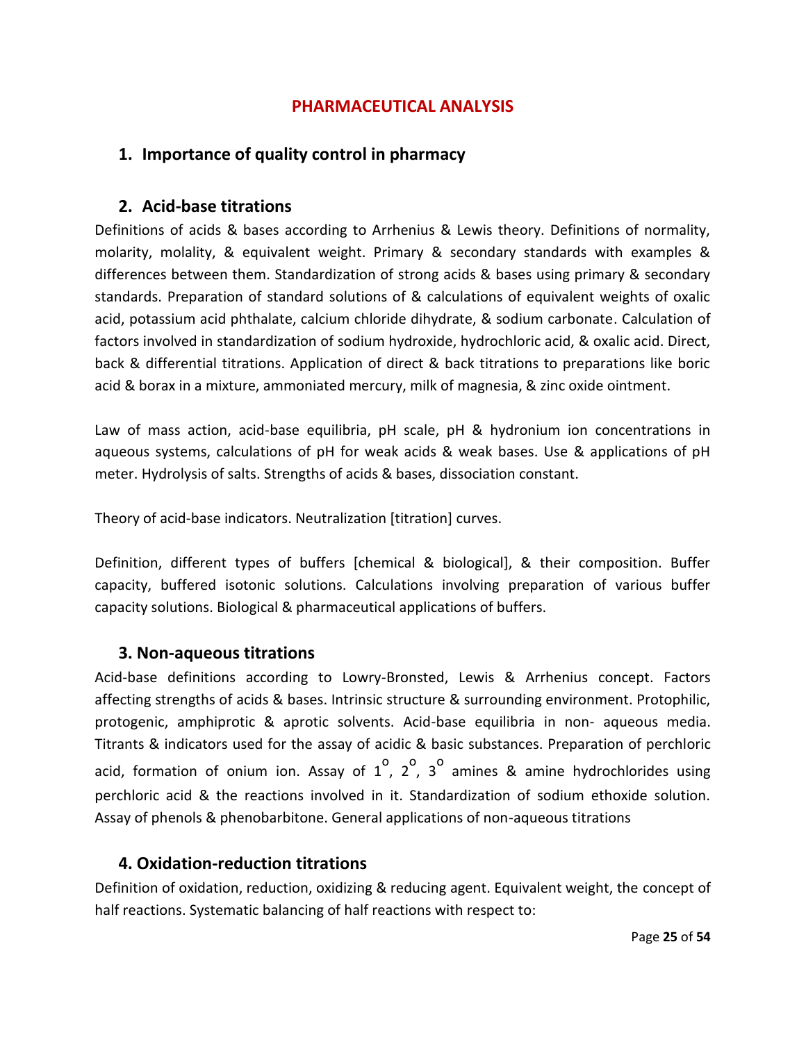# PHARMACEUTICAL ANALYSIS

## 1. Importance of quality control in pharmacy

## 2. Acid-base titrations

Definitions of acids & bases according to Arrhenius & Lewis theory. Definitions of normality, molarity, molality, & equivalent weight. Primary & secondary standards with examples & differences between them. Standardization of strong acids & bases using primary & secondary standards. Preparation of standard solutions of & calculations of equivalent weights of oxalic acid, potassium acid phthalate, calcium chloride dihydrate, & sodium carbonate. Calculation of factors involved in standardization of sodium hydroxide, hydrochloric acid, & oxalic acid. Direct, back & differential titrations. Application of direct & back titrations to preparations like boric acid & borax in a mixture, ammoniated mercury, milk of magnesia, & zinc oxide ointment.

Law of mass action, acid-base equilibria, pH scale, pH & hydronium ion concentrations in aqueous systems, calculations of pH for weak acids & weak bases. Use & applications of pH meter. Hydrolysis of salts. Strengths of acids & bases, dissociation constant.

Theory of acid-base indicators. Neutralization [titration] curves.

Definition, different types of buffers [chemical & biological], & their composition. Buffer capacity, buffered isotonic solutions. Calculations involving preparation of various buffer capacity solutions. Biological & pharmaceutical applications of buffers.

## 3. Non-aqueous titrations

Acid-base definitions according to Lowry-Bronsted, Lewis & Arrhenius concept. Factors affecting strengths of acids & bases. Intrinsic structure & surrounding environment. Protophilic, protogenic, amphiprotic & aprotic solvents. Acid-base equilibria in non- aqueous media. Titrants & indicators used for the assay of acidic & basic substances. Preparation of perchloric acid, formation of onium ion. Assay of $1^{o}$, $2^{o}$, $3^{o}$ amines & amine hydrochlorides using perchloric acid & the reactions involved in it. Standardization of sodium ethoxide solution. Assay of phenols & phenobarbitone. General applications of non-aqueous titrations

## 4. Oxidation-reduction titrations

Definition of oxidation, reduction, oxidizing & reducing agent. Equivalent weight, the concept of half reactions. Systematic balancing of half reactions with respect to: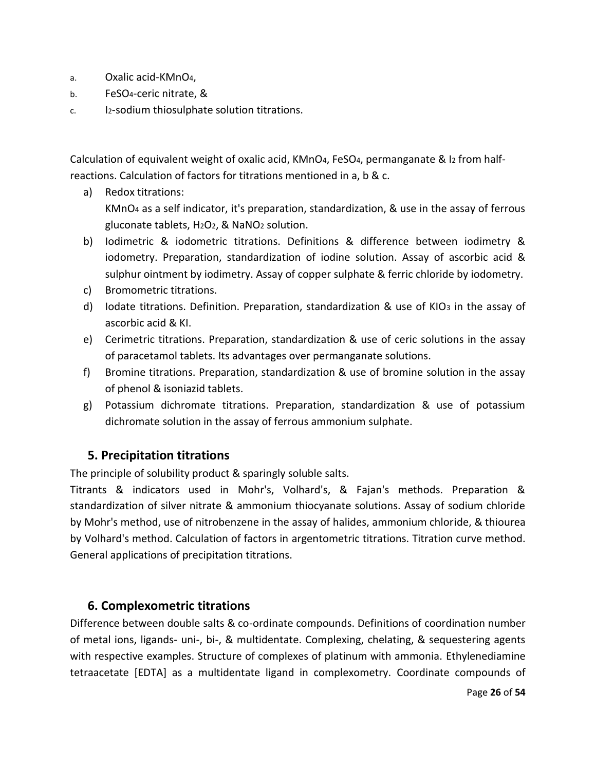a. Oxalic acid-$KMnO_4$,
b. $FeSO_4$-ceric nitrate, &
c. $I_2$-sodium thiosulphate solution titrations.

Calculation of equivalent weight of oxalic acid, $KMnO_4$, $FeSO_4$, permanganate & $I_2$ from half-reactions. Calculation of factors for titrations mentioned in a, b & c.

a) Redox titrations:
   $KMnO_4$ as a self indicator, it's preparation, standardization, & use in the assay of ferrous gluconate tablets, $H_2O_2$, & $NaNO_2$ solution.
b) Iodimetric & iodometric titrations. Definitions & difference between iodimetry & iodometry. Preparation, standardization of iodine solution. Assay of ascorbic acid & sulphur ointment by iodimetry. Assay of copper sulphate & ferric chloride by iodometry.
c) Bromometric titrations.
d) Iodate titrations. Definition. Preparation, standardization & use of $KIO_3$ in the assay of ascorbic acid & KI.
e) Cerimetric titrations. Preparation, standardization & use of ceric solutions in the assay of paracetamol tablets. Its advantages over permanganate solutions.
f) Bromine titrations. Preparation, standardization & use of bromine solution in the assay of phenol & isoniazid tablets.
g) Potassium dichromate titrations. Preparation, standardization & use of potassium dichromate solution in the assay of ferrous ammonium sulphate.

## 5. Precipitation titrations

The principle of solubility product & sparingly soluble salts.
Titrants & indicators used in Mohr's, Volhard's, & Fajan's methods. Preparation & standardization of silver nitrate & ammonium thiocyanate solutions. Assay of sodium chloride by Mohr's method, use of nitrobenzene in the assay of halides, ammonium chloride, & thiourea by Volhard's method. Calculation of factors in argentometric titrations. Titration curve method. General applications of precipitation titrations.

## 6. Complexometric titrations

Difference between double salts & co-ordinate compounds. Definitions of coordination number of metal ions, ligands- uni-, bi-, & multidentate. Complexing, chelating, & sequestering agents with respective examples. Structure of complexes of platinum with ammonia. Ethylenediamine tetraacetate [EDTA] as a multidentate ligand in complexometry. Coordinate compounds of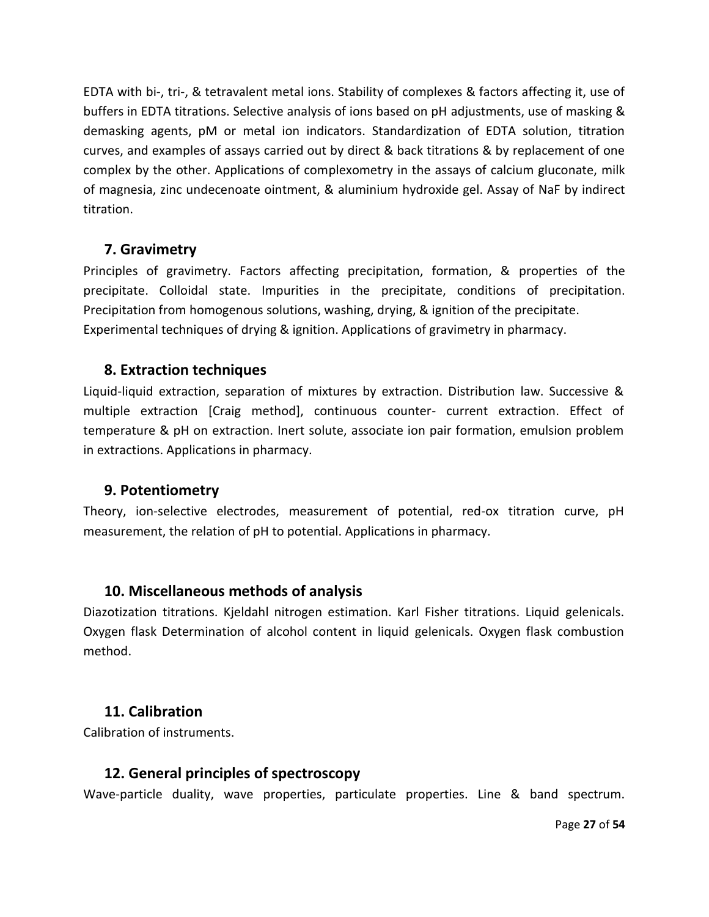EDTA with bi-, tri-, & tetravalent metal ions. Stability of complexes & factors affecting it, use of buffers in EDTA titrations. Selective analysis of ions based on pH adjustments, use of masking & demasking agents, pM or metal ion indicators. Standardization of EDTA solution, titration curves, and examples of assays carried out by direct & back titrations & by replacement of one complex by the other. Applications of complexometry in the assays of calcium gluconate, milk of magnesia, zinc undecenoate ointment, & aluminium hydroxide gel. Assay of NaF by indirect titration.

### 7. Gravimetry

Principles of gravimetry. Factors affecting precipitation, formation, & properties of the precipitate. Colloidal state. Impurities in the precipitate, conditions of precipitation. Precipitation from homogenous solutions, washing, drying, & ignition of the precipitate. Experimental techniques of drying & ignition. Applications of gravimetry in pharmacy.

### 8. Extraction techniques

Liquid-liquid extraction, separation of mixtures by extraction. Distribution law. Successive & multiple extraction [Craig method], continuous counter- current extraction. Effect of temperature & pH on extraction. Inert solute, associate ion pair formation, emulsion problem in extractions. Applications in pharmacy.

### 9. Potentiometry

Theory, ion-selective electrodes, measurement of potential, red-ox titration curve, pH measurement, the relation of pH to potential. Applications in pharmacy.

### 10. Miscellaneous methods of analysis

Diazotization titrations. Kjeldahl nitrogen estimation. Karl Fisher titrations. Liquid gelenicals. Oxygen flask Determination of alcohol content in liquid gelenicals. Oxygen flask combustion method.

### 11. Calibration

Calibration of instruments.

### 12. General principles of spectroscopy

Wave-particle duality, wave properties, particulate properties. Line & band spectrum.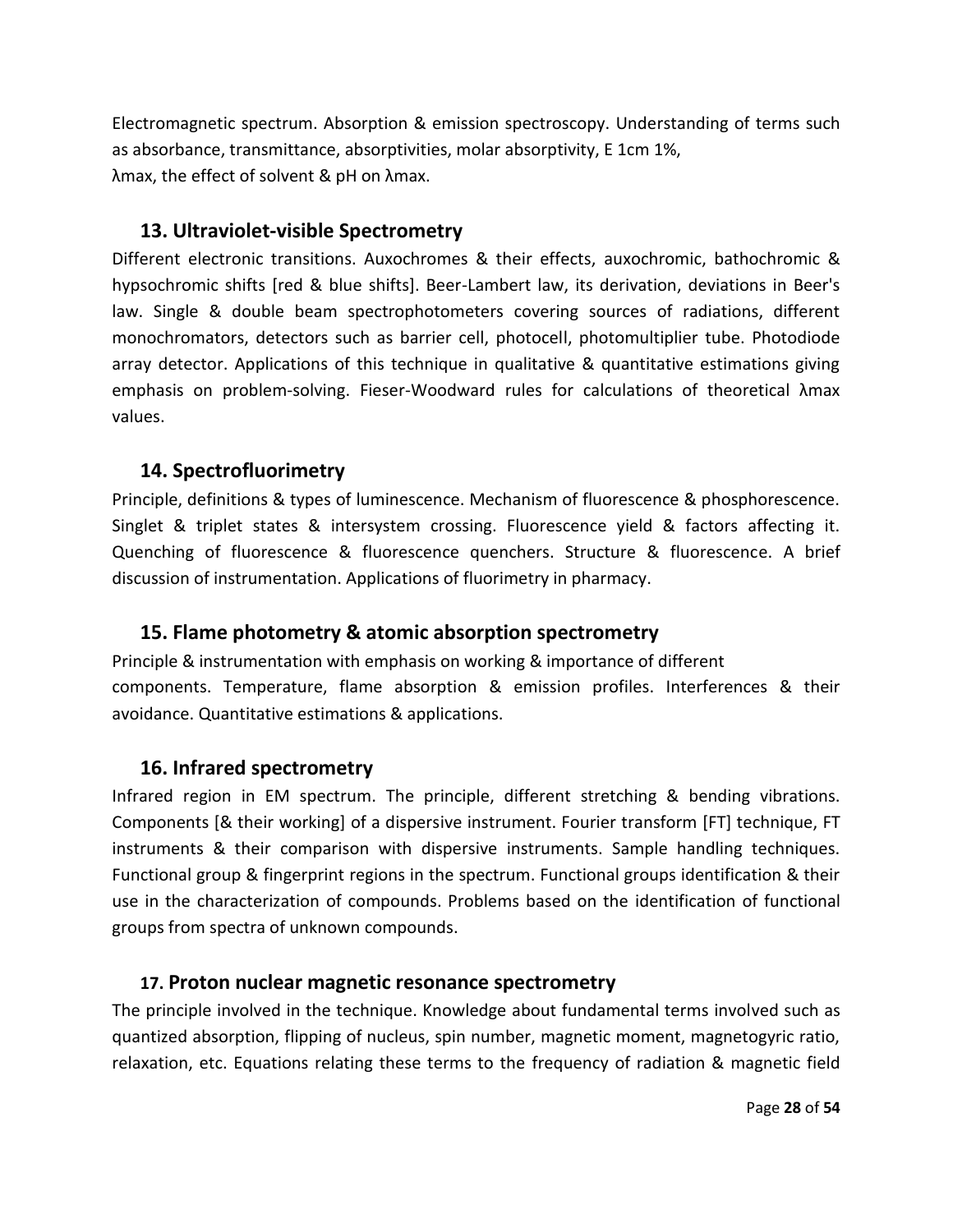Electromagnetic spectrum. Absorption & emission spectroscopy. Understanding of terms such as absorbance, transmittance, absorptivities, molar absorptivity, $E_{1cm}^{1\%}$, λmax, the effect of solvent & pH on λmax.

### 13. Ultraviolet-visible Spectrometry

Different electronic transitions. Auxochromes & their effects, auxochromic, bathochromic & hypsochromic shifts [red & blue shifts]. Beer-Lambert law, its derivation, deviations in Beer's law. Single & double beam spectrophotometers covering sources of radiations, different monochromators, detectors such as barrier cell, photocell, photomultiplier tube. Photodiode array detector. Applications of this technique in qualitative & quantitative estimations giving emphasis on problem-solving. Fieser-Woodward rules for calculations of theoretical λmax values.

### 14. Spectrofluorimetry

Principle, definitions & types of luminescence. Mechanism of fluorescence & phosphorescence. Singlet & triplet states & intersystem crossing. Fluorescence yield & factors affecting it. Quenching of fluorescence & fluorescence quenchers. Structure & fluorescence. A brief discussion of instrumentation. Applications of fluorimetry in pharmacy.

### 15. Flame photometry & atomic absorption spectrometry

Principle & instrumentation with emphasis on working & importance of different components. Temperature, flame absorption & emission profiles. Interferences & their avoidance. Quantitative estimations & applications.

### 16. Infrared spectrometry

Infrared region in EM spectrum. The principle, different stretching & bending vibrations. Components [& their working] of a dispersive instrument. Fourier transform [FT] technique, FT instruments & their comparison with dispersive instruments. Sample handling techniques. Functional group & fingerprint regions in the spectrum. Functional groups identification & their use in the characterization of compounds. Problems based on the identification of functional groups from spectra of unknown compounds.

### 17. Proton nuclear magnetic resonance spectrometry

The principle involved in the technique. Knowledge about fundamental terms involved such as quantized absorption, flipping of nucleus, spin number, magnetic moment, magnetogyric ratio, relaxation, etc. Equations relating these terms to the frequency of radiation & magnetic field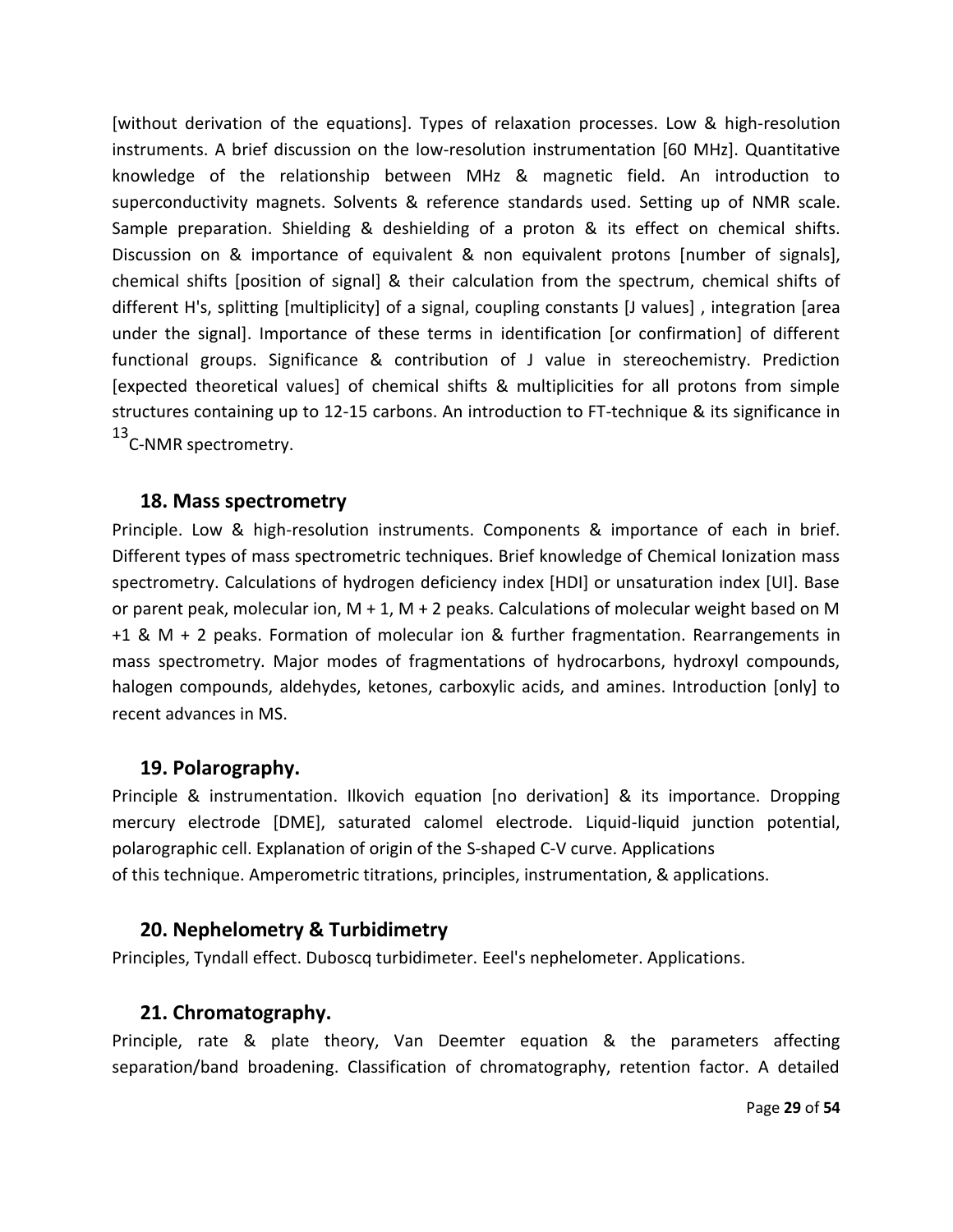[without derivation of the equations]. Types of relaxation processes. Low & high-resolution instruments. A brief discussion on the low-resolution instrumentation [60 MHz]. Quantitative knowledge of the relationship between MHz & magnetic field. An introduction to superconductivity magnets. Solvents & reference standards used. Setting up of NMR scale. Sample preparation. Shielding & deshielding of a proton & its effect on chemical shifts. Discussion on & importance of equivalent & non equivalent protons [number of signals], chemical shifts [position of signal] & their calculation from the spectrum, chemical shifts of different H's, splitting [multiplicity] of a signal, coupling constants [J values] , integration [area under the signal]. Importance of these terms in identification [or confirmation] of different functional groups. Significance & contribution of J value in stereochemistry. Prediction [expected theoretical values] of chemical shifts & multiplicities for all protons from simple structures containing up to 12-15 carbons. An introduction to FT-technique & its significance in $^{13}$C-NMR spectrometry.

### 18. Mass spectrometry

Principle. Low & high-resolution instruments. Components & importance of each in brief. Different types of mass spectrometric techniques. Brief knowledge of Chemical Ionization mass spectrometry. Calculations of hydrogen deficiency index [HDI] or unsaturation index [UI]. Base or parent peak, molecular ion, M + 1, M + 2 peaks. Calculations of molecular weight based on M +1 & M + 2 peaks. Formation of molecular ion & further fragmentation. Rearrangements in mass spectrometry. Major modes of fragmentations of hydrocarbons, hydroxyl compounds, halogen compounds, aldehydes, ketones, carboxylic acids, and amines. Introduction [only] to recent advances in MS.

### 19. Polarography.

Principle & instrumentation. Ilkovich equation [no derivation] & its importance. Dropping mercury electrode [DME], saturated calomel electrode. Liquid-liquid junction potential, polarographic cell. Explanation of origin of the S-shaped C-V curve. Applications of this technique. Amperometric titrations, principles, instrumentation, & applications.

### 20. Nephelometry & Turbidimetry

Principles, Tyndall effect. Duboscq turbidimeter. Eeel's nephelometer. Applications.

### 21. Chromatography.

Principle, rate & plate theory, Van Deemter equation & the parameters affecting separation/band broadening. Classification of chromatography, retention factor. A detailed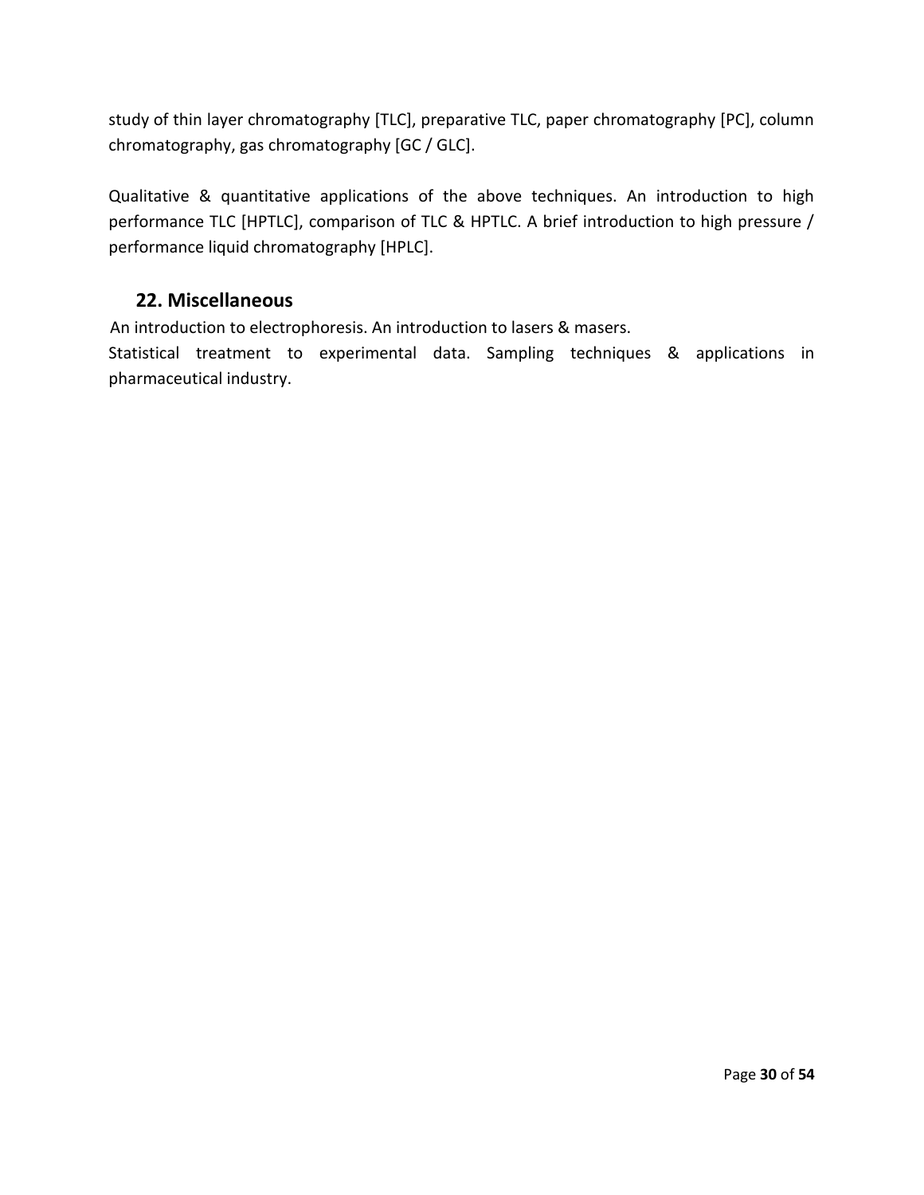study of thin layer chromatography [TLC], preparative TLC, paper chromatography [PC], column chromatography, gas chromatography [GC / GLC].

Qualitative & quantitative applications of the above techniques. An introduction to high performance TLC [HPTLC], comparison of TLC & HPTLC. A brief introduction to high pressure / performance liquid chromatography [HPLC].

## 22. Miscellaneous

An introduction to electrophoresis. An introduction to lasers & masers.
Statistical treatment to experimental data. Sampling techniques & applications in pharmaceutical industry.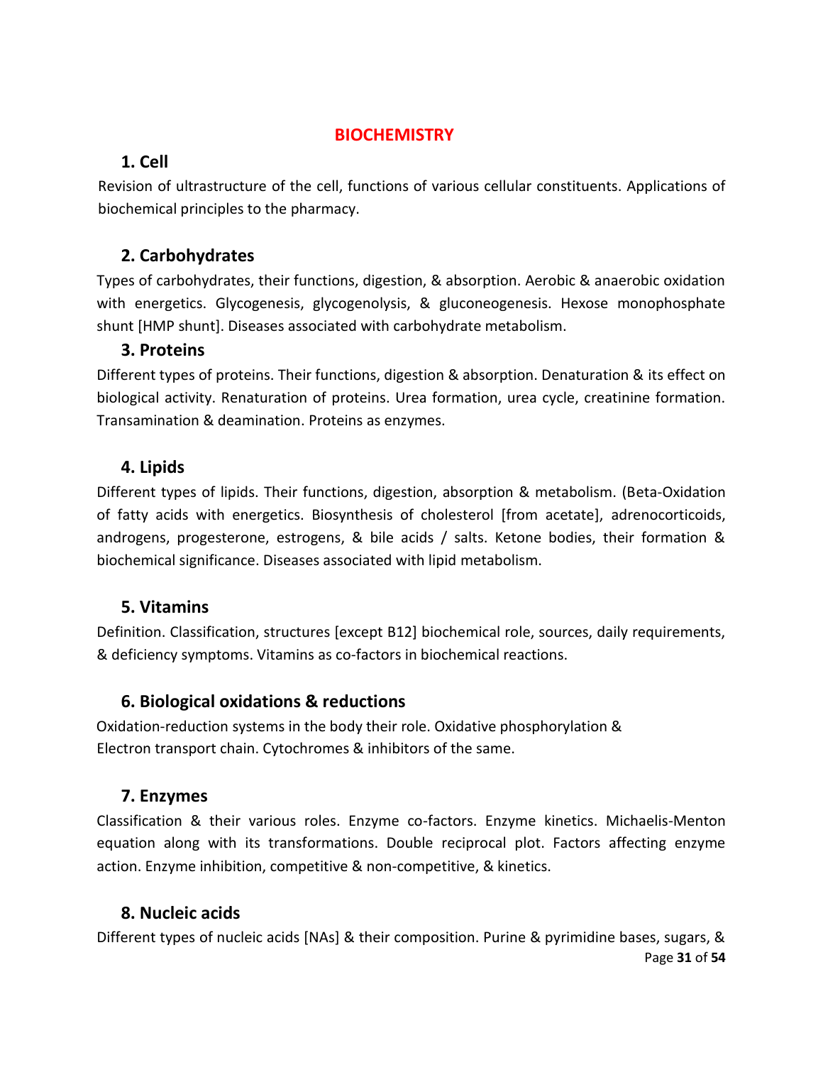# BIOCHEMISTRY

## 1. Cell

Revision of ultrastructure of the cell, functions of various cellular constituents. Applications of biochemical principles to the pharmacy.

## 2. Carbohydrates

Types of carbohydrates, their functions, digestion, & absorption. Aerobic & anaerobic oxidation with energetics. Glycogenesis, glycogenolysis, & gluconeogenesis. Hexose monophosphate shunt [HMP shunt]. Diseases associated with carbohydrate metabolism.

## 3. Proteins

Different types of proteins. Their functions, digestion & absorption. Denaturation & its effect on biological activity. Renaturation of proteins. Urea formation, urea cycle, creatinine formation. Transamination & deamination. Proteins as enzymes.

## 4. Lipids

Different types of lipids. Their functions, digestion, absorption & metabolism. (Beta-Oxidation of fatty acids with energetics. Biosynthesis of cholesterol [from acetate], adrenocorticoids, androgens, progesterone, estrogens, & bile acids / salts. Ketone bodies, their formation & biochemical significance. Diseases associated with lipid metabolism.

## 5. Vitamins

Definition. Classification, structures [except B12] biochemical role, sources, daily requirements, & deficiency symptoms. Vitamins as co-factors in biochemical reactions.

## 6. Biological oxidations & reductions

Oxidation-reduction systems in the body their role. Oxidative phosphorylation & Electron transport chain. Cytochromes & inhibitors of the same.

## 7. Enzymes

Classification & their various roles. Enzyme co-factors. Enzyme kinetics. Michaelis-Menton equation along with its transformations. Double reciprocal plot. Factors affecting enzyme action. Enzyme inhibition, competitive & non-competitive, & kinetics.

## 8. Nucleic acids

Different types of nucleic acids [NAs] & their composition. Purine & pyrimidine bases, sugars, &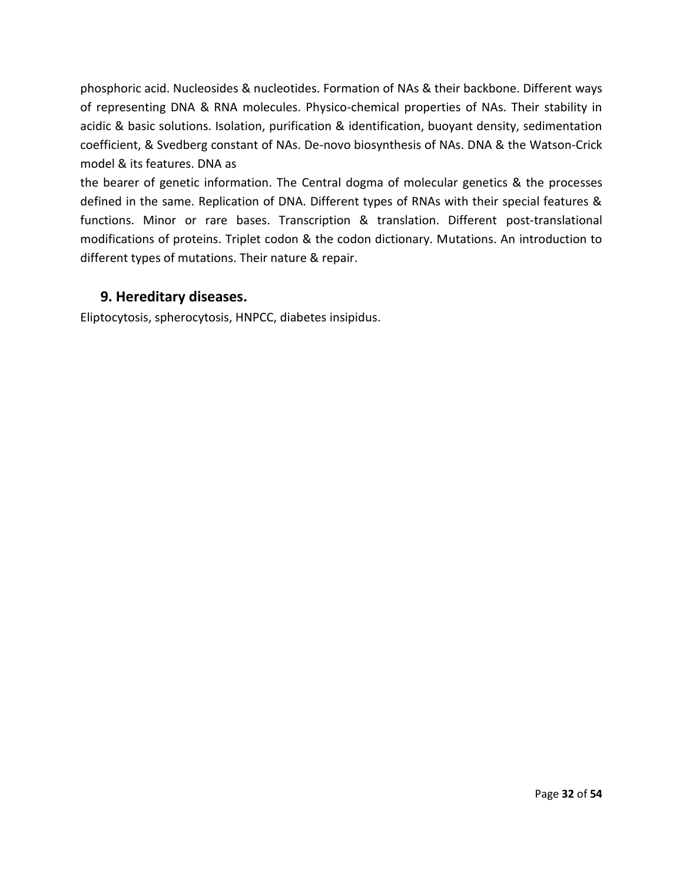phosphoric acid. Nucleosides & nucleotides. Formation of NAs & their backbone. Different ways of representing DNA & RNA molecules. Physico-chemical properties of NAs. Their stability in acidic & basic solutions. Isolation, purification & identification, buoyant density, sedimentation coefficient, & Svedberg constant of NAs. De-novo biosynthesis of NAs. DNA & the Watson-Crick model & its features. DNA as

the bearer of genetic information. The Central dogma of molecular genetics & the processes defined in the same. Replication of DNA. Different types of RNAs with their special features & functions. Minor or rare bases. Transcription & translation. Different post-translational modifications of proteins. Triplet codon & the codon dictionary. Mutations. An introduction to different types of mutations. Their nature & repair.

### 9. Hereditary diseases.

Eliptocytosis, spherocytosis, HNPCC, diabetes insipidus.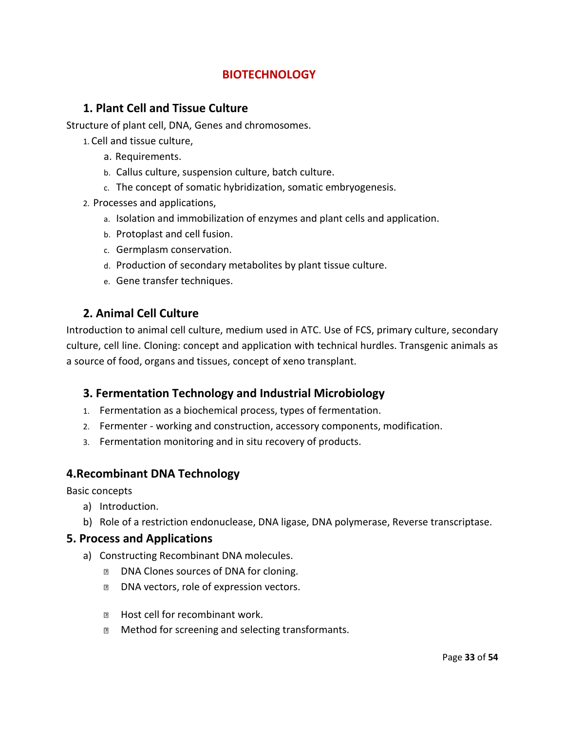# BIOTECHNOLOGY

## 1. Plant Cell and Tissue Culture

Structure of plant cell, DNA, Genes and chromosomes.

1. Cell and tissue culture,
   a. Requirements.
   b. Callus culture, suspension culture, batch culture.
   c. The concept of somatic hybridization, somatic embryogenesis.
2. Processes and applications,
   a. Isolation and immobilization of enzymes and plant cells and application.
   b. Protoplast and cell fusion.
   c. Germplasm conservation.
   d. Production of secondary metabolites by plant tissue culture.
   e. Gene transfer techniques.

## 2. Animal Cell Culture

Introduction to animal cell culture, medium used in ATC. Use of FCS, primary culture, secondary culture, cell line. Cloning: concept and application with technical hurdles. Transgenic animals as a source of food, organs and tissues, concept of xeno transplant.

## 3. Fermentation Technology and Industrial Microbiology

1. Fermentation as a biochemical process, types of fermentation.
2. Fermenter - working and construction, accessory components, modification.
3. Fermentation monitoring and in situ recovery of products.

## 4.Recombinant DNA Technology

Basic concepts

a) Introduction.
b) Role of a restriction endonuclease, DNA ligase, DNA polymerase, Reverse transcriptase.

## 5. Process and Applications

a) Constructing Recombinant DNA molecules.
   - DNA Clones sources of DNA for cloning.
   - DNA vectors, role of expression vectors.
   - Host cell for recombinant work.
   - Method for screening and selecting transformants.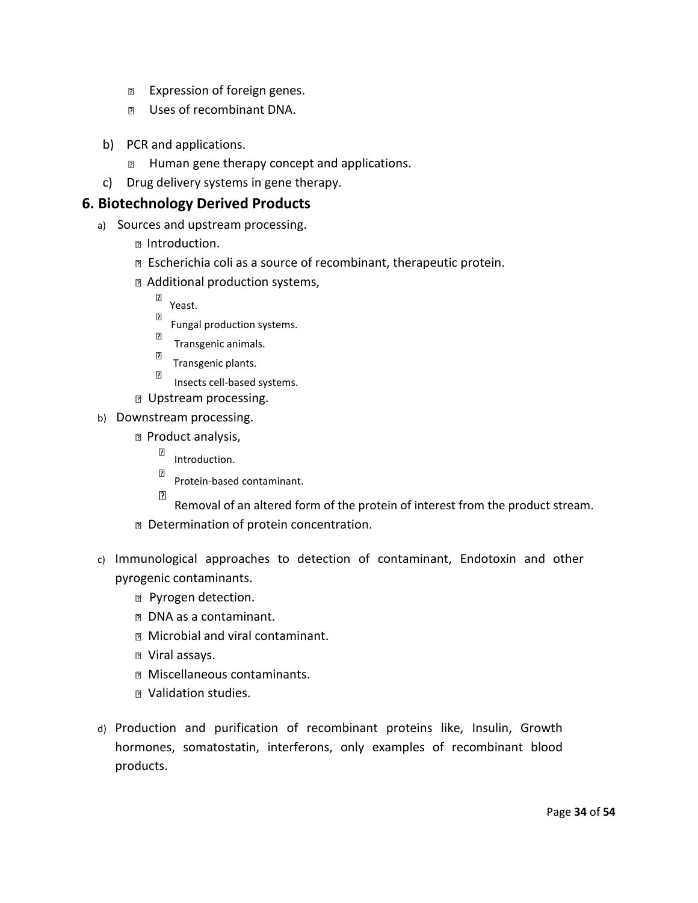- Expression of foreign genes.
- Uses of recombinant DNA.

b) PCR and applications.
   - Human gene therapy concept and applications.

c) Drug delivery systems in gene therapy.

## 6. Biotechnology Derived Products

a) Sources and upstream processing.
   - Introduction.
   - Escherichia coli as a source of recombinant, therapeutic protein.
   - Additional production systems,
     - Yeast.
     - Fungal production systems.
     - Transgenic animals.
     - Transgenic plants.
     - Insects cell-based systems.
   - Upstream processing.

b) Downstream processing.
   - Product analysis,
     - Introduction.
     - Protein-based contaminant.
     - Removal of an altered form of the protein of interest from the product stream.
   - Determination of protein concentration.

c) Immunological approaches to detection of contaminant, Endotoxin and other pyrogenic contaminants.
   - Pyrogen detection.
   - DNA as a contaminant.
   - Microbial and viral contaminant.
   - Viral assays.
   - Miscellaneous contaminants.
   - Validation studies.

d) Production and purification of recombinant proteins like, Insulin, Growth hormones, somatostatin, interferons, only examples of recombinant blood products.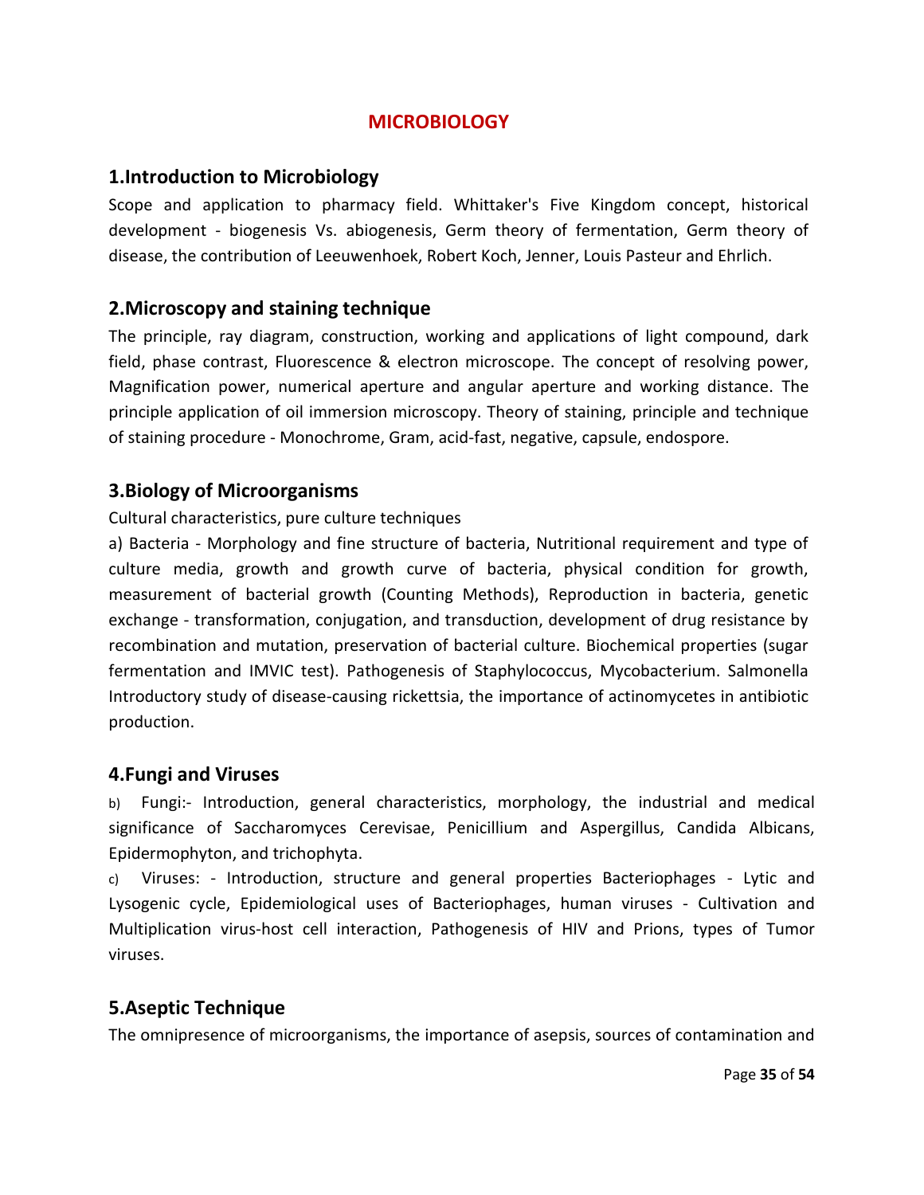# MICROBIOLOGY

## 1.Introduction to Microbiology

Scope and application to pharmacy field. Whittaker's Five Kingdom concept, historical development - biogenesis Vs. abiogenesis, Germ theory of fermentation, Germ theory of disease, the contribution of Leeuwenhoek, Robert Koch, Jenner, Louis Pasteur and Ehrlich.

## 2.Microscopy and staining technique

The principle, ray diagram, construction, working and applications of light compound, dark field, phase contrast, Fluorescence & electron microscope. The concept of resolving power, Magnification power, numerical aperture and angular aperture and working distance. The principle application of oil immersion microscopy. Theory of staining, principle and technique of staining procedure - Monochrome, Gram, acid-fast, negative, capsule, endospore.

## 3.Biology of Microorganisms

Cultural characteristics, pure culture techniques

a) Bacteria - Morphology and fine structure of bacteria, Nutritional requirement and type of culture media, growth and growth curve of bacteria, physical condition for growth, measurement of bacterial growth (Counting Methods), Reproduction in bacteria, genetic exchange - transformation, conjugation, and transduction, development of drug resistance by recombination and mutation, preservation of bacterial culture. Biochemical properties (sugar fermentation and IMVIC test). Pathogenesis of Staphylococcus, Mycobacterium. Salmonella Introductory study of disease-causing rickettsia, the importance of actinomycetes in antibiotic production.

## 4.Fungi and Viruses

b) Fungi:- Introduction, general characteristics, morphology, the industrial and medical significance of Saccharomyces Cerevisae, Penicillium and Aspergillus, Candida Albicans, Epidermophyton, and trichophyta.

c) Viruses: - Introduction, structure and general properties Bacteriophages - Lytic and Lysogenic cycle, Epidemiological uses of Bacteriophages, human viruses - Cultivation and Multiplication virus-host cell interaction, Pathogenesis of HIV and Prions, types of Tumor viruses.

## 5.Aseptic Technique

The omnipresence of microorganisms, the importance of asepsis, sources of contamination and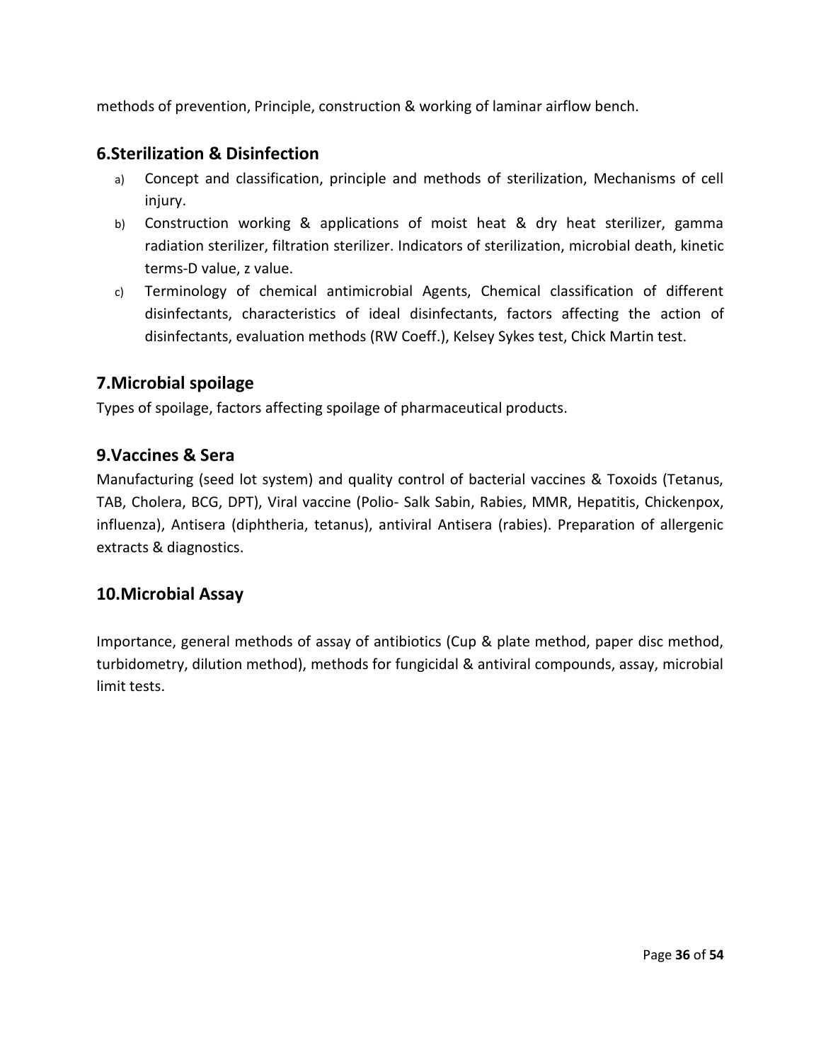methods of prevention, Principle, construction & working of laminar airflow bench.

## 6.Sterilization & Disinfection

a) Concept and classification, principle and methods of sterilization, Mechanisms of cell injury.
b) Construction working & applications of moist heat & dry heat sterilizer, gamma radiation sterilizer, filtration sterilizer. Indicators of sterilization, microbial death, kinetic terms-D value, z value.
c) Terminology of chemical antimicrobial Agents, Chemical classification of different disinfectants, characteristics of ideal disinfectants, factors affecting the action of disinfectants, evaluation methods (RW Coeff.), Kelsey Sykes test, Chick Martin test.

## 7.Microbial spoilage

Types of spoilage, factors affecting spoilage of pharmaceutical products.

## 9.Vaccines & Sera

Manufacturing (seed lot system) and quality control of bacterial vaccines & Toxoids (Tetanus, TAB, Cholera, BCG, DPT), Viral vaccine (Polio- Salk Sabin, Rabies, MMR, Hepatitis, Chickenpox, influenza), Antisera (diphtheria, tetanus), antiviral Antisera (rabies). Preparation of allergenic extracts & diagnostics.

## 10.Microbial Assay

Importance, general methods of assay of antibiotics (Cup & plate method, paper disc method, turbidometry, dilution method), methods for fungicidal & antiviral compounds, assay, microbial limit tests.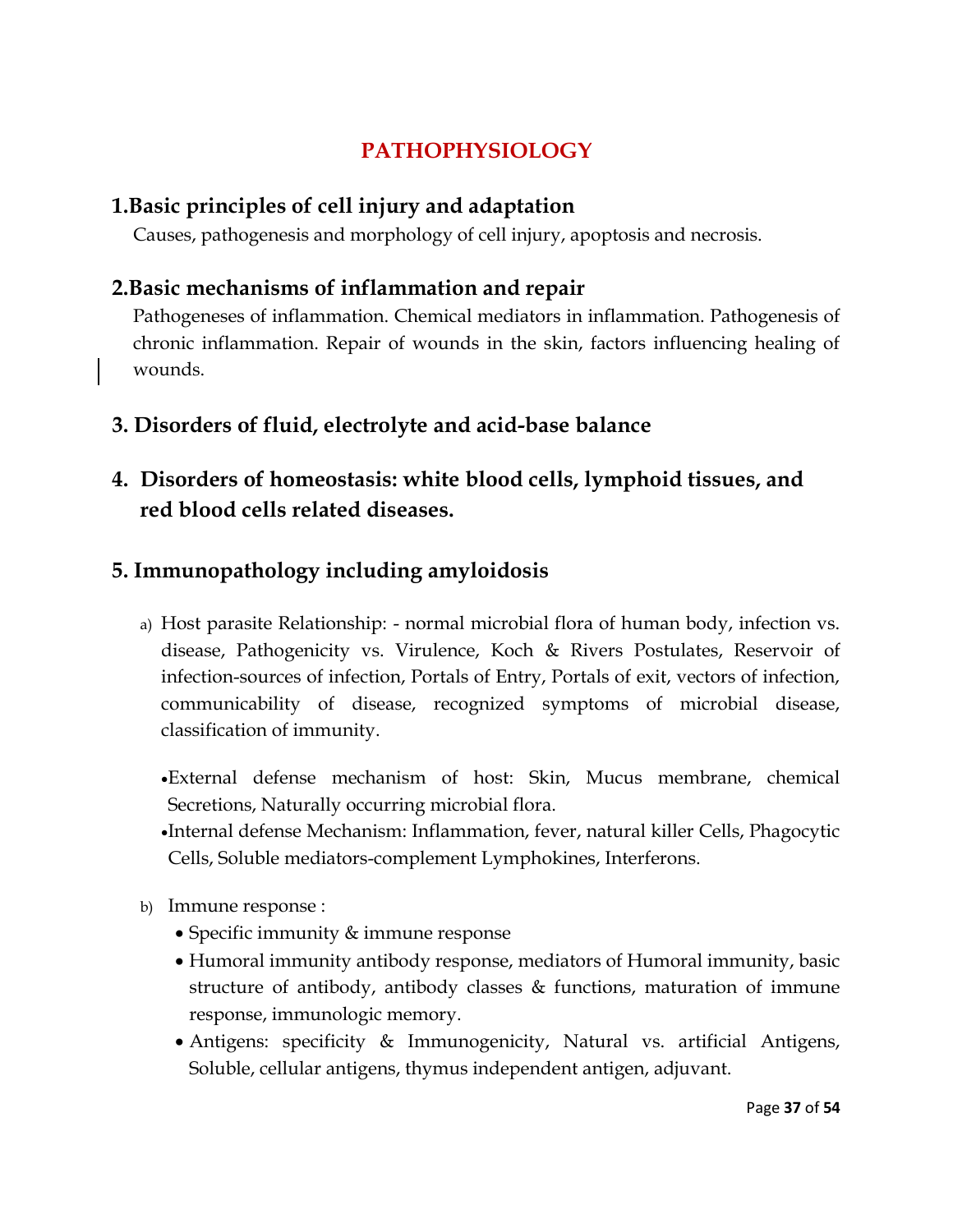# PATHOPHYSIOLOGY

## 1.Basic principles of cell injury and adaptation

Causes, pathogenesis and morphology of cell injury, apoptosis and necrosis.

## 2.Basic mechanisms of inflammation and repair

Pathogeneses of inflammation. Chemical mediators in inflammation. Pathogenesis of chronic inflammation. Repair of wounds in the skin, factors influencing healing of wounds.

## 3. Disorders of fluid, electrolyte and acid-base balance

## 4. Disorders of homeostasis: white blood cells, lymphoid tissues, and red blood cells related diseases.

## 5. Immunopathology including amyloidosis

a) Host parasite Relationship: - normal microbial flora of human body, infection vs. disease, Pathogenicity vs. Virulence, Koch & Rivers Postulates, Reservoir of infection-sources of infection, Portals of Entry, Portals of exit, vectors of infection, communicability of disease, recognized symptoms of microbial disease, classification of immunity.

- External defense mechanism of host: Skin, Mucus membrane, chemical Secretions, Naturally occurring microbial flora.
- Internal defense Mechanism: Inflammation, fever, natural killer Cells, Phagocytic Cells, Soluble mediators-complement Lymphokines, Interferons.

b) Immune response :

- Specific immunity & immune response
- Humoral immunity antibody response, mediators of Humoral immunity, basic structure of antibody, antibody classes & functions, maturation of immune response, immunologic memory.
- Antigens: specificity & Immunogenicity, Natural vs. artificial Antigens, Soluble, cellular antigens, thymus independent antigen, adjuvant.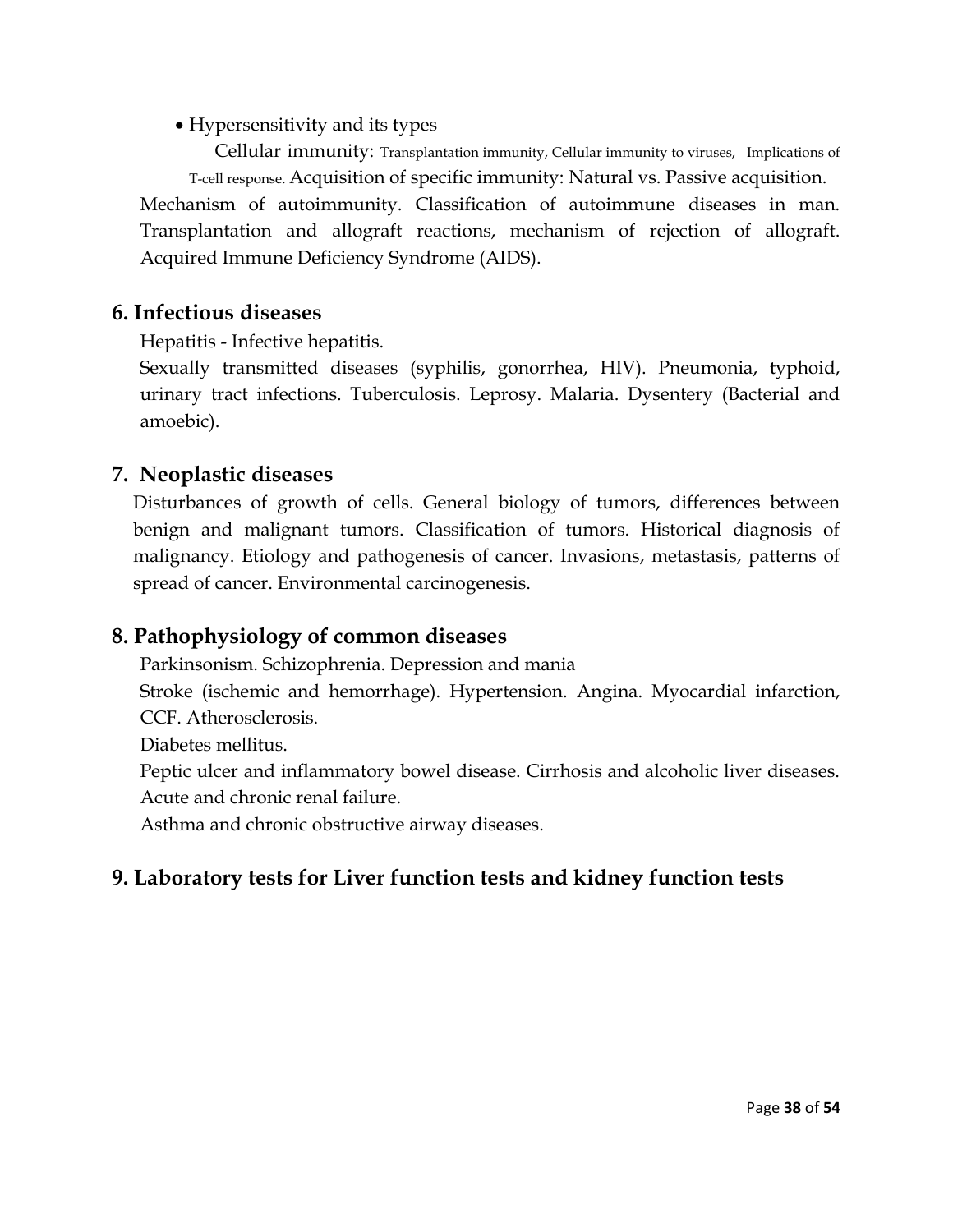- Hypersensitivity and its types

Cellular immunity: Transplantation immunity, Cellular immunity to viruses, Implications of T-cell response. Acquisition of specific immunity: Natural vs. Passive acquisition. Mechanism of autoimmunity. Classification of autoimmune diseases in man. Transplantation and allograft reactions, mechanism of rejection of allograft. Acquired Immune Deficiency Syndrome (AIDS).

## 6. Infectious diseases

Hepatitis - Infective hepatitis.

Sexually transmitted diseases (syphilis, gonorrhea, HIV). Pneumonia, typhoid, urinary tract infections. Tuberculosis. Leprosy. Malaria. Dysentery (Bacterial and amoebic).

## 7. Neoplastic diseases

Disturbances of growth of cells. General biology of tumors, differences between benign and malignant tumors. Classification of tumors. Historical diagnosis of malignancy. Etiology and pathogenesis of cancer. Invasions, metastasis, patterns of spread of cancer. Environmental carcinogenesis.

## 8. Pathophysiology of common diseases

Parkinsonism. Schizophrenia. Depression and mania

Stroke (ischemic and hemorrhage). Hypertension. Angina. Myocardial infarction, CCF. Atherosclerosis.

Diabetes mellitus.

Peptic ulcer and inflammatory bowel disease. Cirrhosis and alcoholic liver diseases. Acute and chronic renal failure.

Asthma and chronic obstructive airway diseases.

## 9. Laboratory tests for Liver function tests and kidney function tests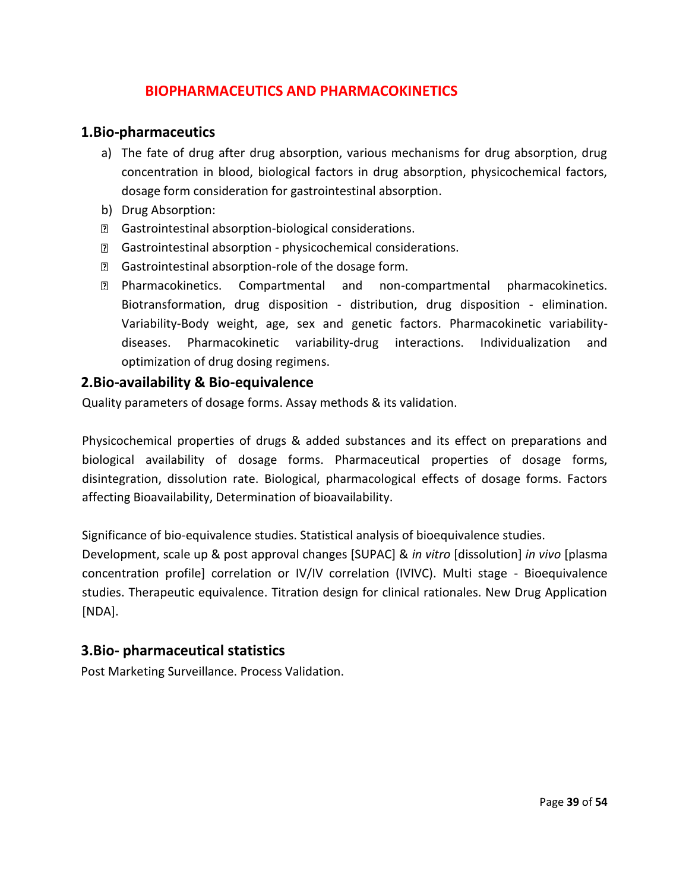# BIOPHARMACEUTICS AND PHARMACOKINETICS

## 1.Bio-pharmaceutics

a) The fate of drug after drug absorption, various mechanisms for drug absorption, drug concentration in blood, biological factors in drug absorption, physicochemical factors, dosage form consideration for gastrointestinal absorption.

b) Drug Absorption:

- Gastrointestinal absorption-biological considerations.
- Gastrointestinal absorption - physicochemical considerations.
- Gastrointestinal absorption-role of the dosage form.
- Pharmacokinetics. Compartmental and non-compartmental pharmacokinetics. Biotransformation, drug disposition - distribution, drug disposition - elimination. Variability-Body weight, age, sex and genetic factors. Pharmacokinetic variability-diseases. Pharmacokinetic variability-drug interactions. Individualization and optimization of drug dosing regimens.

## 2.Bio-availability & Bio-equivalence

Quality parameters of dosage forms. Assay methods & its validation.

Physicochemical properties of drugs & added substances and its effect on preparations and biological availability of dosage forms. Pharmaceutical properties of dosage forms, disintegration, dissolution rate. Biological, pharmacological effects of dosage forms. Factors affecting Bioavailability, Determination of bioavailability.

Significance of bio-equivalence studies. Statistical analysis of bioequivalence studies.
Development, scale up & post approval changes [SUPAC] & *in vitro* [dissolution] *in vivo* [plasma concentration profile] correlation or IV/IV correlation (IVIVC). Multi stage - Bioequivalence studies. Therapeutic equivalence. Titration design for clinical rationales. New Drug Application [NDA].

## 3.Bio- pharmaceutical statistics

Post Marketing Surveillance. Process Validation.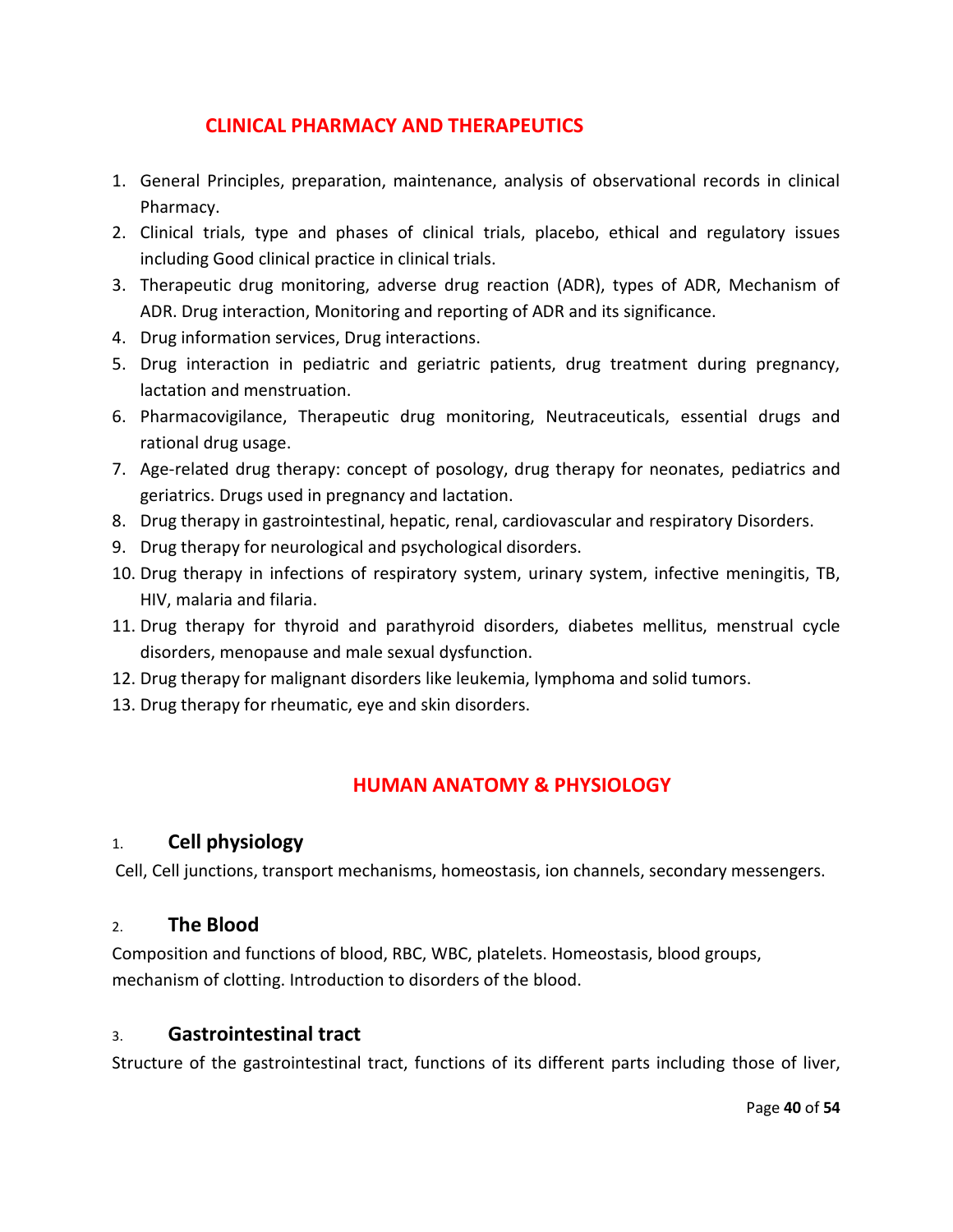## CLINICAL PHARMACY AND THERAPEUTICS

1. General Principles, preparation, maintenance, analysis of observational records in clinical Pharmacy.
2. Clinical trials, type and phases of clinical trials, placebo, ethical and regulatory issues including Good clinical practice in clinical trials.
3. Therapeutic drug monitoring, adverse drug reaction (ADR), types of ADR, Mechanism of ADR. Drug interaction, Monitoring and reporting of ADR and its significance.
4. Drug information services, Drug interactions.
5. Drug interaction in pediatric and geriatric patients, drug treatment during pregnancy, lactation and menstruation.
6. Pharmacovigilance, Therapeutic drug monitoring, Neutraceuticals, essential drugs and rational drug usage.
7. Age-related drug therapy: concept of posology, drug therapy for neonates, pediatrics and geriatrics. Drugs used in pregnancy and lactation.
8. Drug therapy in gastrointestinal, hepatic, renal, cardiovascular and respiratory Disorders.
9. Drug therapy for neurological and psychological disorders.
10. Drug therapy in infections of respiratory system, urinary system, infective meningitis, TB, HIV, malaria and filaria.
11. Drug therapy for thyroid and parathyroid disorders, diabetes mellitus, menstrual cycle disorders, menopause and male sexual dysfunction.
12. Drug therapy for malignant disorders like leukemia, lymphoma and solid tumors.
13. Drug therapy for rheumatic, eye and skin disorders.

## HUMAN ANATOMY & PHYSIOLOGY

### 1. Cell physiology

Cell, Cell junctions, transport mechanisms, homeostasis, ion channels, secondary messengers.

### 2. The Blood

Composition and functions of blood, RBC, WBC, platelets. Homeostasis, blood groups, mechanism of clotting. Introduction to disorders of the blood.

### 3. Gastrointestinal tract

Structure of the gastrointestinal tract, functions of its different parts including those of liver,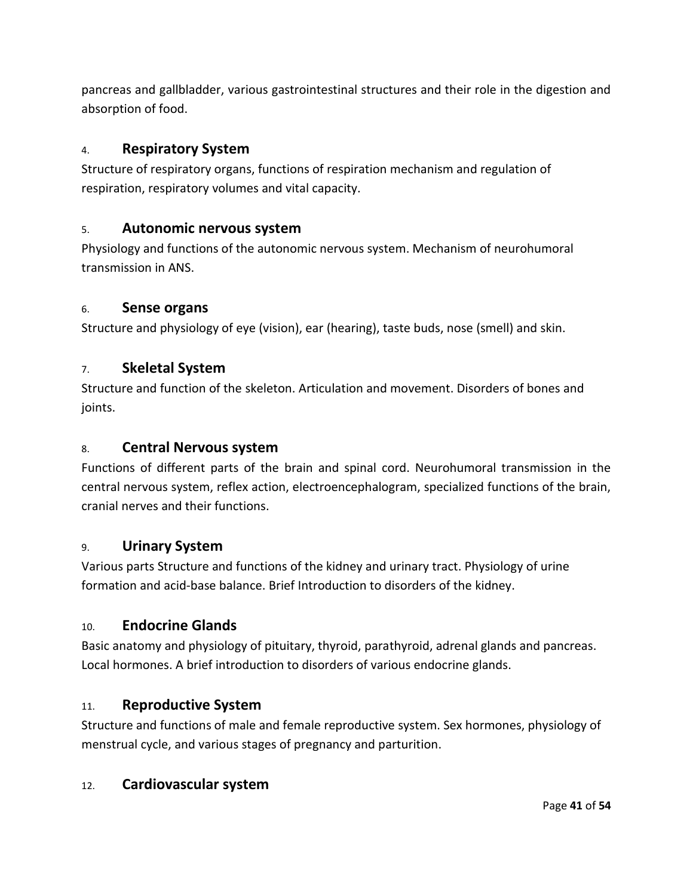pancreas and gallbladder, various gastrointestinal structures and their role in the digestion and absorption of food.

### 4. Respiratory System

Structure of respiratory organs, functions of respiration mechanism and regulation of respiration, respiratory volumes and vital capacity.

### 5. Autonomic nervous system

Physiology and functions of the autonomic nervous system. Mechanism of neurohumoral transmission in ANS.

### 6. Sense organs

Structure and physiology of eye (vision), ear (hearing), taste buds, nose (smell) and skin.

### 7. Skeletal System

Structure and function of the skeleton. Articulation and movement. Disorders of bones and joints.

### 8. Central Nervous system

Functions of different parts of the brain and spinal cord. Neurohumoral transmission in the central nervous system, reflex action, electroencephalogram, specialized functions of the brain, cranial nerves and their functions.

### 9. Urinary System

Various parts Structure and functions of the kidney and urinary tract. Physiology of urine formation and acid-base balance. Brief Introduction to disorders of the kidney.

### 10. Endocrine Glands

Basic anatomy and physiology of pituitary, thyroid, parathyroid, adrenal glands and pancreas. Local hormones. A brief introduction to disorders of various endocrine glands.

### 11. Reproductive System

Structure and functions of male and female reproductive system. Sex hormones, physiology of menstrual cycle, and various stages of pregnancy and parturition.

### 12. Cardiovascular system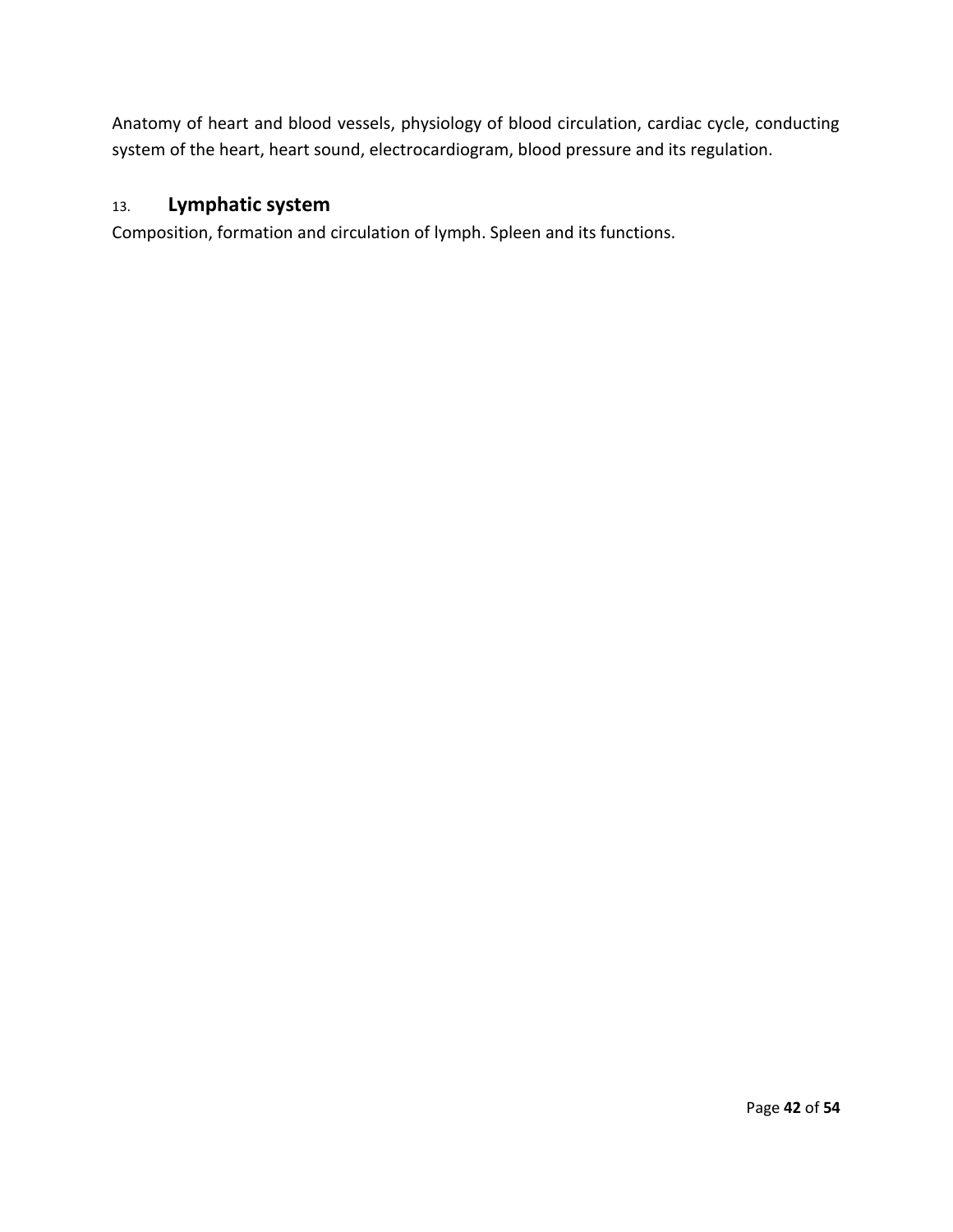Anatomy of heart and blood vessels, physiology of blood circulation, cardiac cycle, conducting system of the heart, heart sound, electrocardiogram, blood pressure and its regulation.

### 13. Lymphatic system

Composition, formation and circulation of lymph. Spleen and its functions.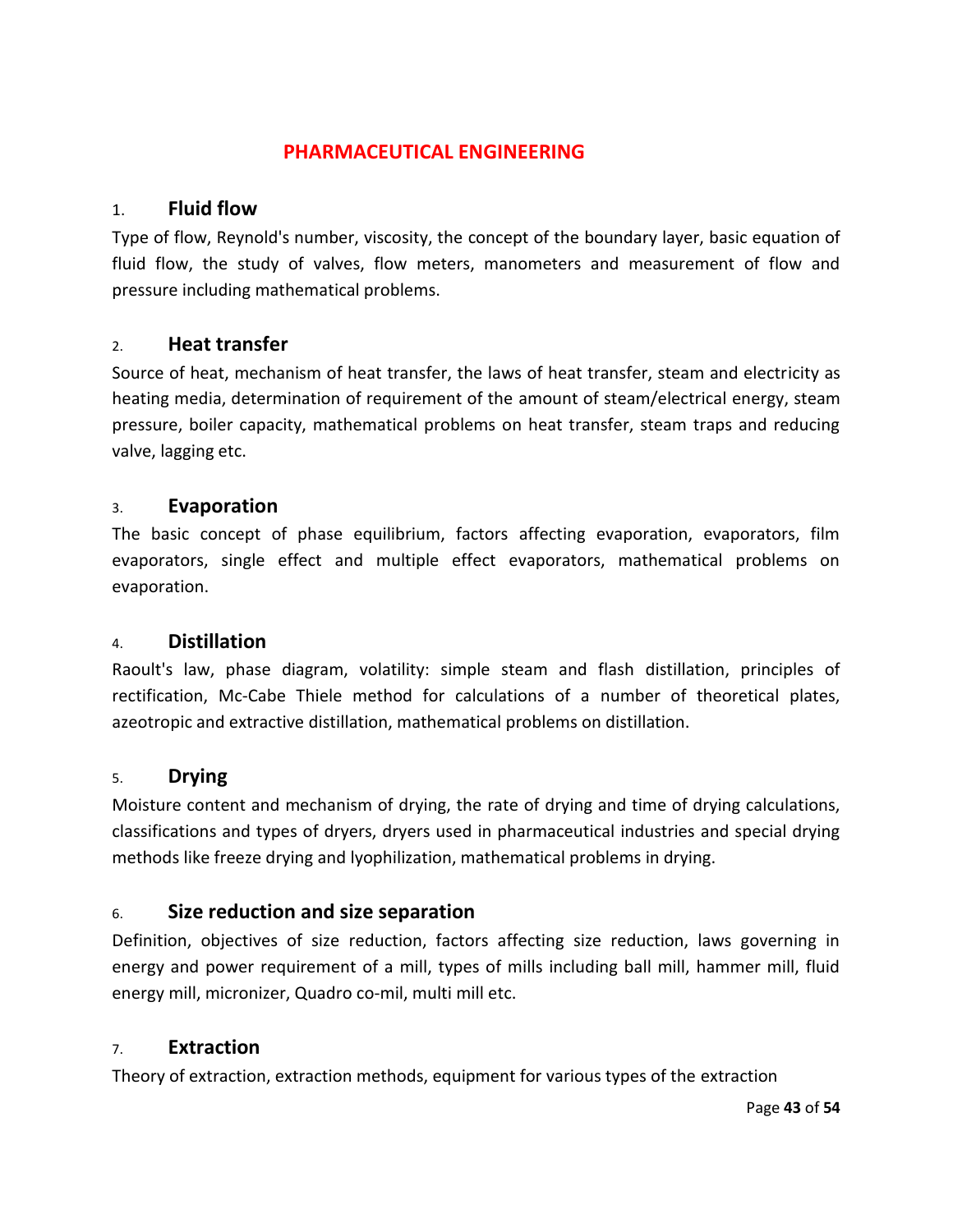# PHARMACEUTICAL ENGINEERING

## 1. Fluid flow

Type of flow, Reynold's number, viscosity, the concept of the boundary layer, basic equation of fluid flow, the study of valves, flow meters, manometers and measurement of flow and pressure including mathematical problems.

## 2. Heat transfer

Source of heat, mechanism of heat transfer, the laws of heat transfer, steam and electricity as heating media, determination of requirement of the amount of steam/electrical energy, steam pressure, boiler capacity, mathematical problems on heat transfer, steam traps and reducing valve, lagging etc.

## 3. Evaporation

The basic concept of phase equilibrium, factors affecting evaporation, evaporators, film evaporators, single effect and multiple effect evaporators, mathematical problems on evaporation.

## 4. Distillation

Raoult's law, phase diagram, volatility: simple steam and flash distillation, principles of rectification, Mc-Cabe Thiele method for calculations of a number of theoretical plates, azeotropic and extractive distillation, mathematical problems on distillation.

## 5. Drying

Moisture content and mechanism of drying, the rate of drying and time of drying calculations, classifications and types of dryers, dryers used in pharmaceutical industries and special drying methods like freeze drying and lyophilization, mathematical problems in drying.

## 6. Size reduction and size separation

Definition, objectives of size reduction, factors affecting size reduction, laws governing in energy and power requirement of a mill, types of mills including ball mill, hammer mill, fluid energy mill, micronizer, Quadro co-mil, multi mill etc.

## 7. Extraction

Theory of extraction, extraction methods, equipment for various types of the extraction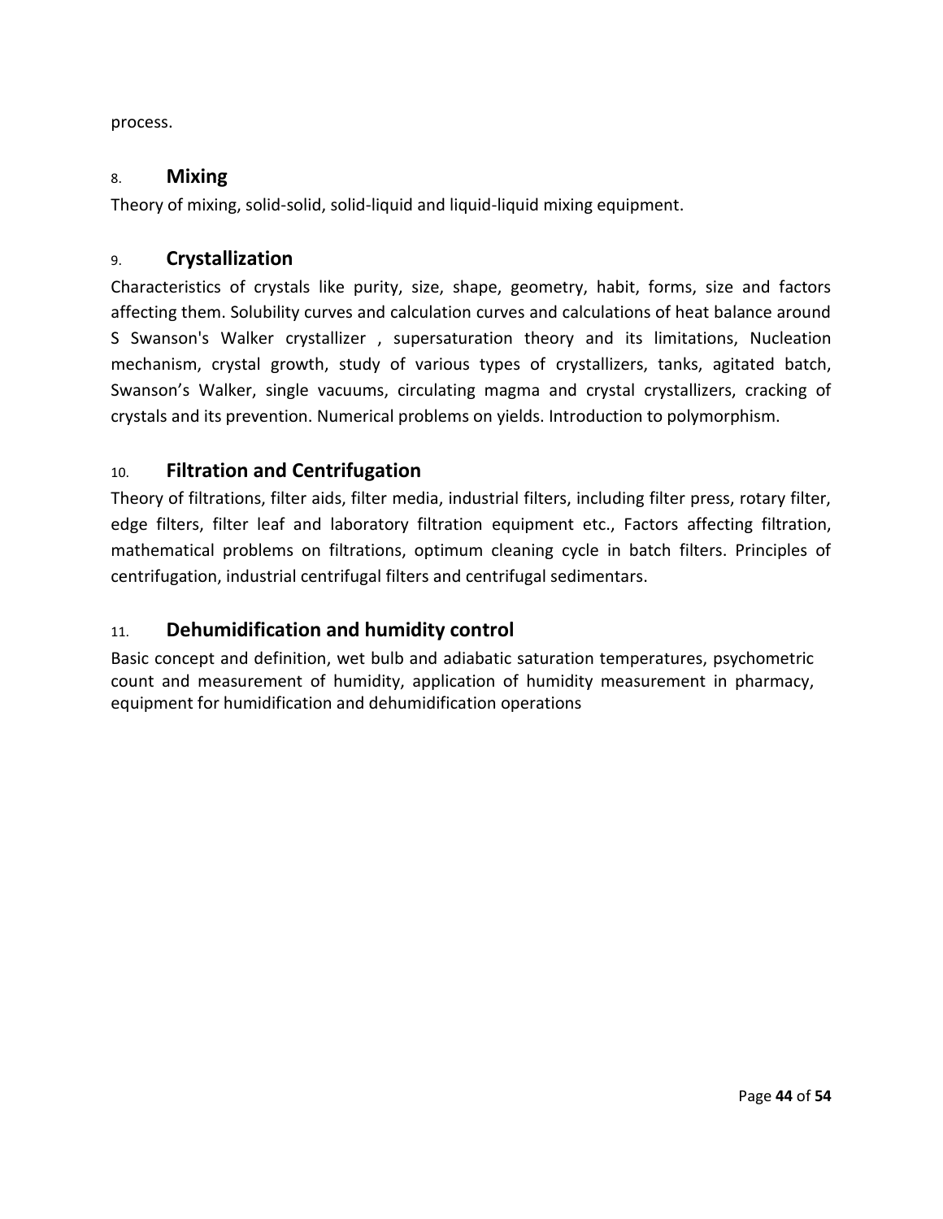process.

## 8. Mixing

Theory of mixing, solid-solid, solid-liquid and liquid-liquid mixing equipment.

## 9. Crystallization

Characteristics of crystals like purity, size, shape, geometry, habit, forms, size and factors affecting them. Solubility curves and calculation curves and calculations of heat balance around S Swanson's Walker crystallizer , supersaturation theory and its limitations, Nucleation mechanism, crystal growth, study of various types of crystallizers, tanks, agitated batch, Swanson's Walker, single vacuums, circulating magma and crystal crystallizers, cracking of crystals and its prevention. Numerical problems on yields. Introduction to polymorphism.

## 10. Filtration and Centrifugation

Theory of filtrations, filter aids, filter media, industrial filters, including filter press, rotary filter, edge filters, filter leaf and laboratory filtration equipment etc., Factors affecting filtration, mathematical problems on filtrations, optimum cleaning cycle in batch filters. Principles of centrifugation, industrial centrifugal filters and centrifugal sedimentars.

## 11. Dehumidification and humidity control

Basic concept and definition, wet bulb and adiabatic saturation temperatures, psychometric count and measurement of humidity, application of humidity measurement in pharmacy, equipment for humidification and dehumidification operations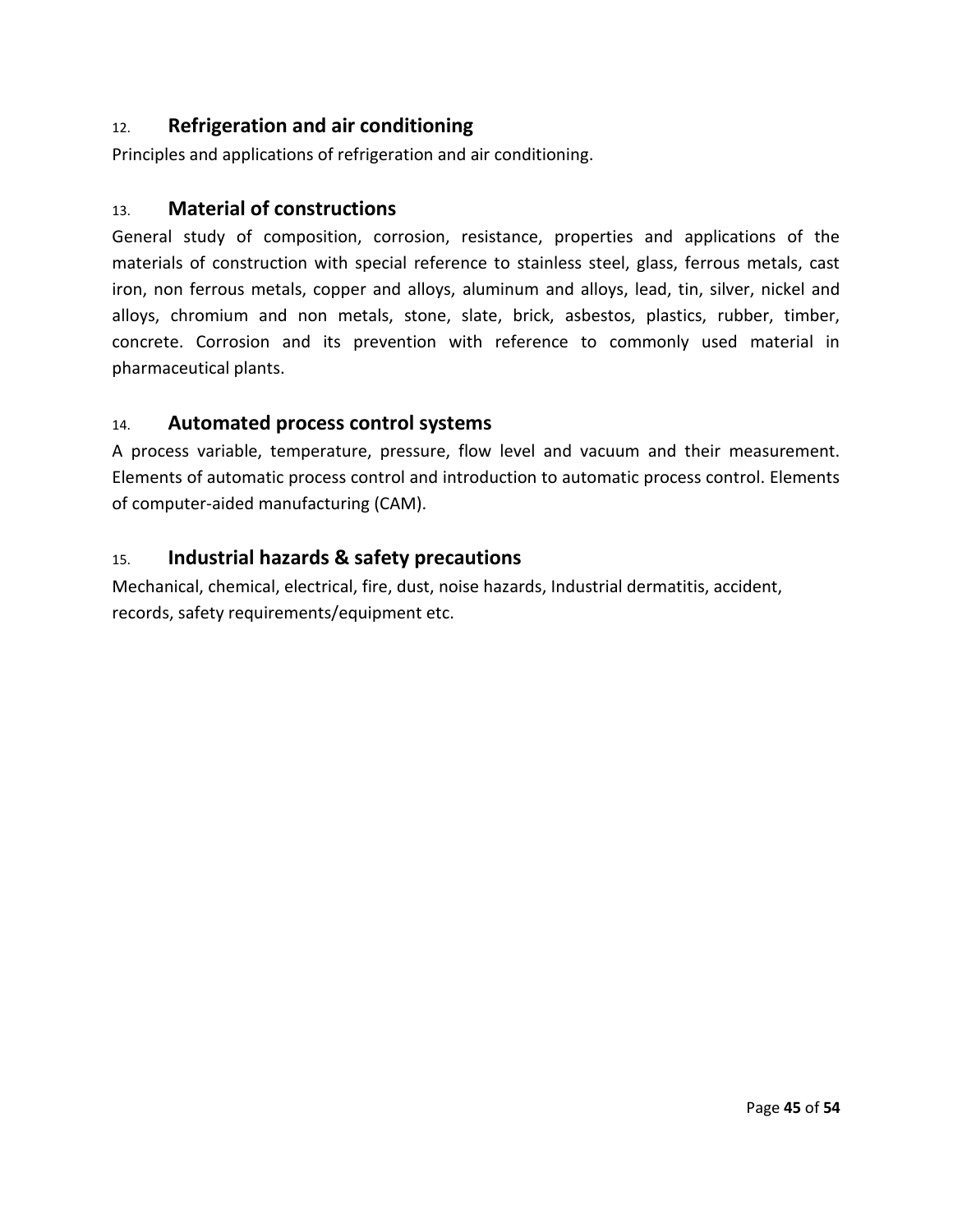## 12. Refrigeration and air conditioning

Principles and applications of refrigeration and air conditioning.

## 13. Material of constructions

General study of composition, corrosion, resistance, properties and applications of the materials of construction with special reference to stainless steel, glass, ferrous metals, cast iron, non ferrous metals, copper and alloys, aluminum and alloys, lead, tin, silver, nickel and alloys, chromium and non metals, stone, slate, brick, asbestos, plastics, rubber, timber, concrete. Corrosion and its prevention with reference to commonly used material in pharmaceutical plants.

## 14. Automated process control systems

A process variable, temperature, pressure, flow level and vacuum and their measurement. Elements of automatic process control and introduction to automatic process control. Elements of computer-aided manufacturing (CAM).

## 15. Industrial hazards & safety precautions

Mechanical, chemical, electrical, fire, dust, noise hazards, Industrial dermatitis, accident, records, safety requirements/equipment etc.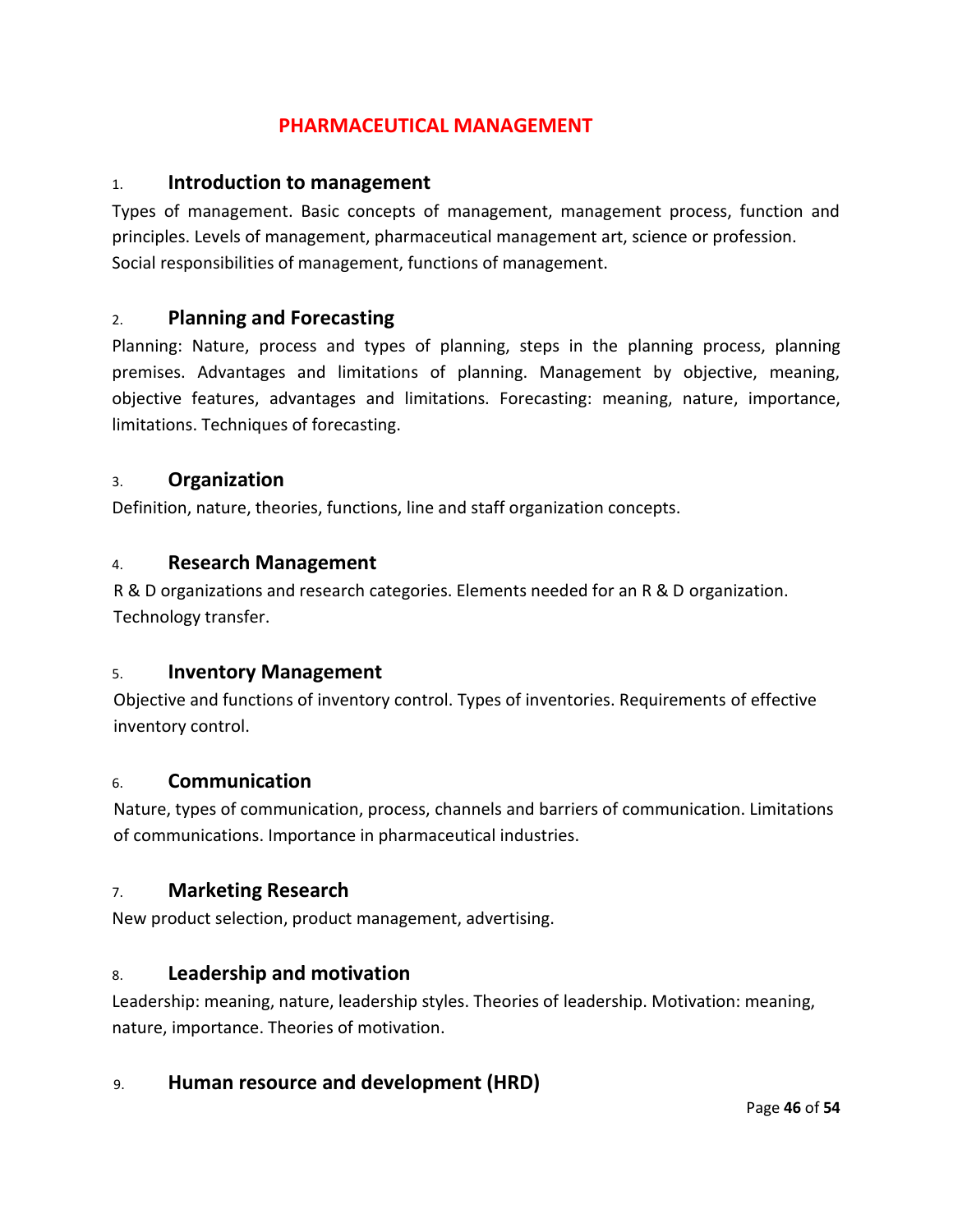# PHARMACEUTICAL MANAGEMENT

## 1. Introduction to management

Types of management. Basic concepts of management, management process, function and principles. Levels of management, pharmaceutical management art, science or profession. Social responsibilities of management, functions of management.

## 2. Planning and Forecasting

Planning: Nature, process and types of planning, steps in the planning process, planning premises. Advantages and limitations of planning. Management by objective, meaning, objective features, advantages and limitations. Forecasting: meaning, nature, importance, limitations. Techniques of forecasting.

## 3. Organization

Definition, nature, theories, functions, line and staff organization concepts.

## 4. Research Management

R & D organizations and research categories. Elements needed for an R & D organization. Technology transfer.

## 5. Inventory Management

Objective and functions of inventory control. Types of inventories. Requirements of effective inventory control.

## 6. Communication

Nature, types of communication, process, channels and barriers of communication. Limitations of communications. Importance in pharmaceutical industries.

## 7. Marketing Research

New product selection, product management, advertising.

## 8. Leadership and motivation

Leadership: meaning, nature, leadership styles. Theories of leadership. Motivation: meaning, nature, importance. Theories of motivation.

## 9. Human resource and development (HRD)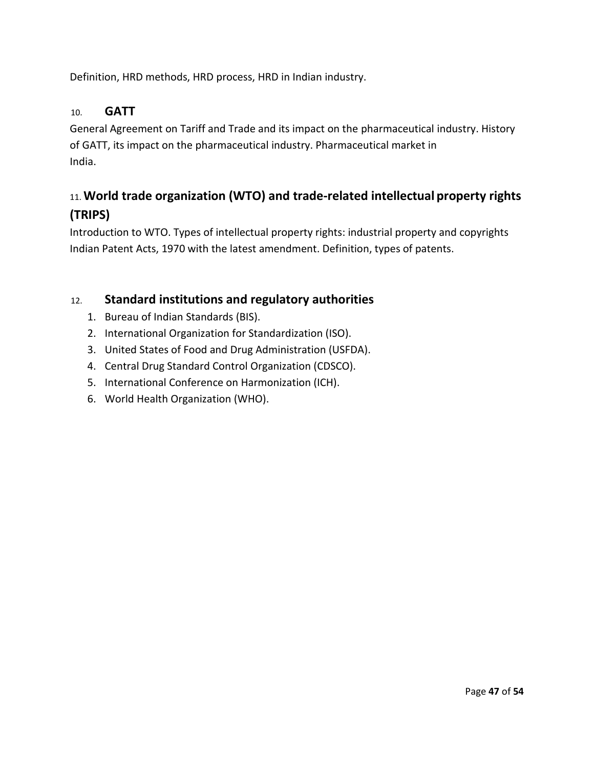Definition, HRD methods, HRD process, HRD in Indian industry.

## 10. GATT

General Agreement on Tariff and Trade and its impact on the pharmaceutical industry. History of GATT, its impact on the pharmaceutical industry. Pharmaceutical market in India.

## 11. World trade organization (WTO) and trade-related intellectual property rights (TRIPS)

Introduction to WTO. Types of intellectual property rights: industrial property and copyrights Indian Patent Acts, 1970 with the latest amendment. Definition, types of patents.

## 12. Standard institutions and regulatory authorities

1. Bureau of Indian Standards (BIS).
2. International Organization for Standardization (ISO).
3. United States of Food and Drug Administration (USFDA).
4. Central Drug Standard Control Organization (CDSCO).
5. International Conference on Harmonization (ICH).
6. World Health Organization (WHO).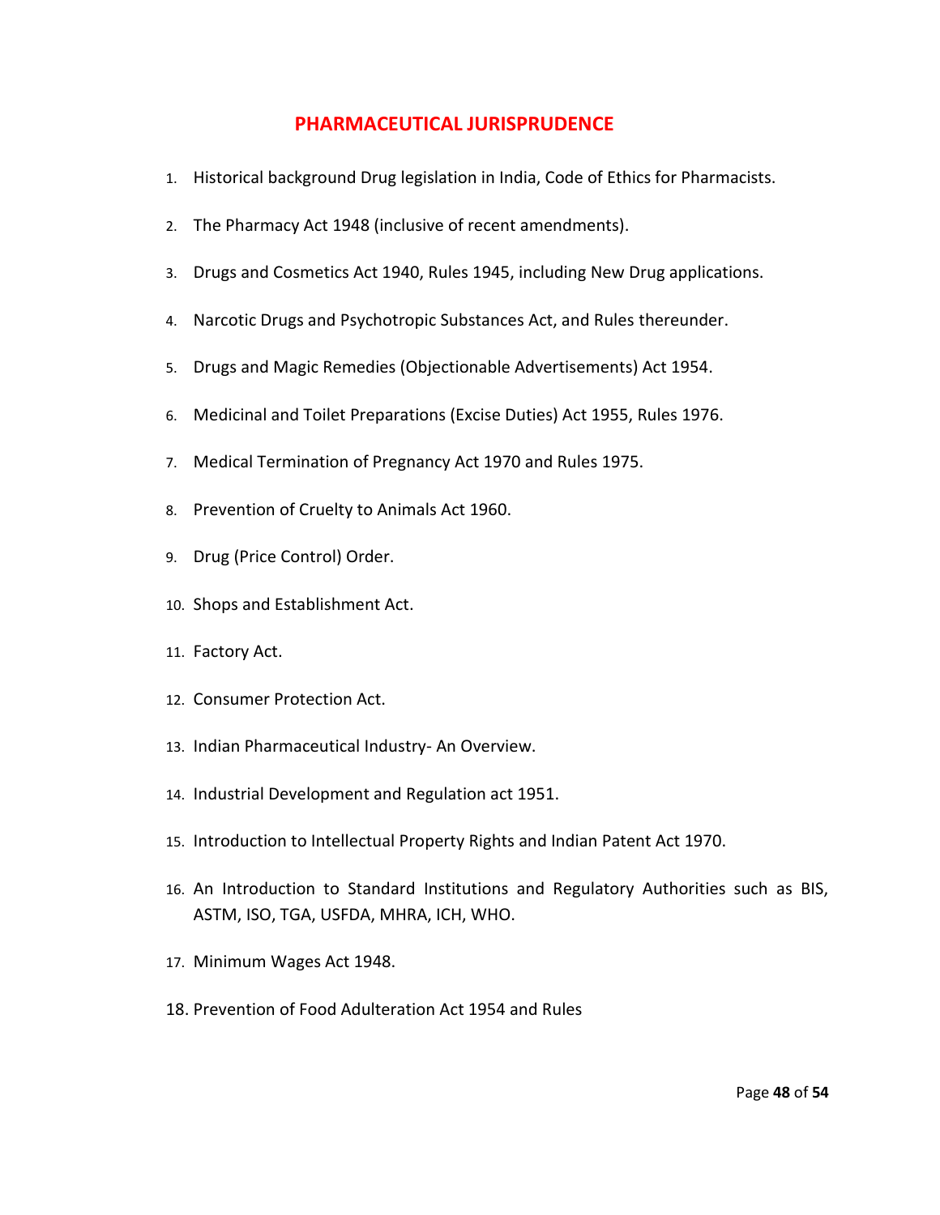# PHARMACEUTICAL JURISPRUDENCE

1. Historical background Drug legislation in India, Code of Ethics for Pharmacists.
2. The Pharmacy Act 1948 (inclusive of recent amendments).
3. Drugs and Cosmetics Act 1940, Rules 1945, including New Drug applications.
4. Narcotic Drugs and Psychotropic Substances Act, and Rules thereunder.
5. Drugs and Magic Remedies (Objectionable Advertisements) Act 1954.
6. Medicinal and Toilet Preparations (Excise Duties) Act 1955, Rules 1976.
7. Medical Termination of Pregnancy Act 1970 and Rules 1975.
8. Prevention of Cruelty to Animals Act 1960.
9. Drug (Price Control) Order.
10. Shops and Establishment Act.
11. Factory Act.
12. Consumer Protection Act.
13. Indian Pharmaceutical Industry- An Overview.
14. Industrial Development and Regulation act 1951.
15. Introduction to Intellectual Property Rights and Indian Patent Act 1970.
16. An Introduction to Standard Institutions and Regulatory Authorities such as BIS, ASTM, ISO, TGA, USFDA, MHRA, ICH, WHO.
17. Minimum Wages Act 1948.
18. Prevention of Food Adulteration Act 1954 and Rules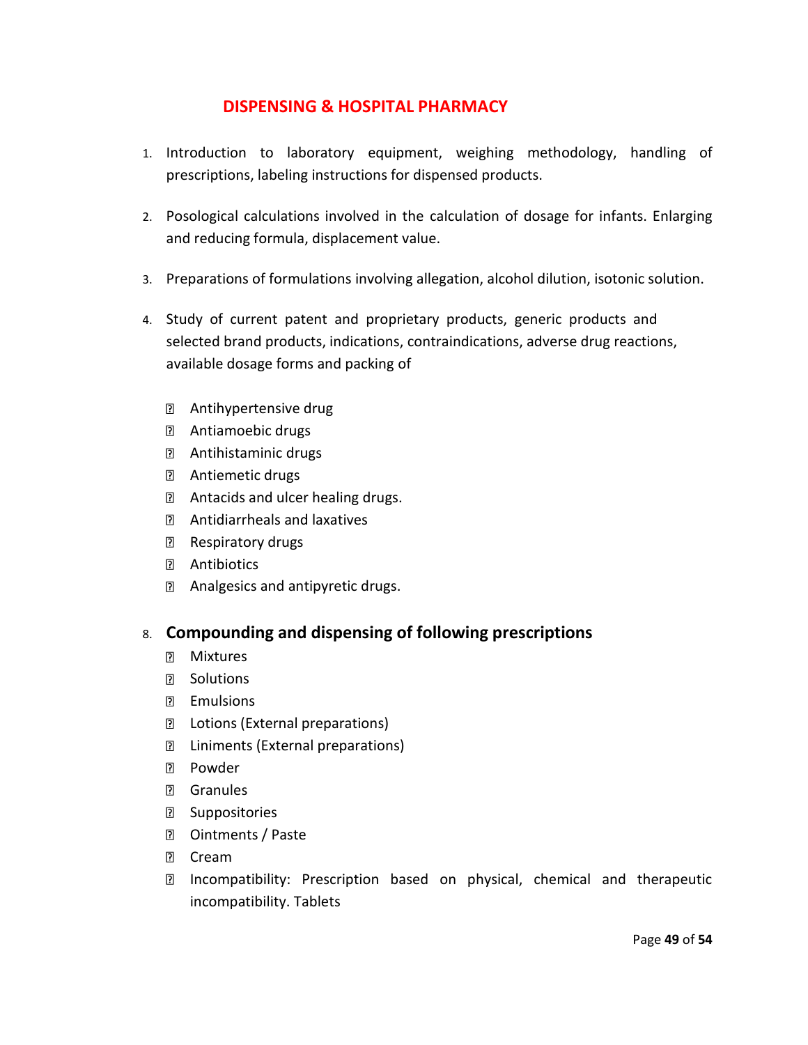## DISPENSING & HOSPITAL PHARMACY

1. Introduction to laboratory equipment, weighing methodology, handling of prescriptions, labeling instructions for dispensed products.

2. Posological calculations involved in the calculation of dosage for infants. Enlarging and reducing formula, displacement value.

3. Preparations of formulations involving allegation, alcohol dilution, isotonic solution.

4. Study of current patent and proprietary products, generic products and selected brand products, indications, contraindications, adverse drug reactions, available dosage forms and packing of

   - Antihypertensive drug
   - Antiamoebic drugs
   - Antihistaminic drugs
   - Antiemetic drugs
   - Antacids and ulcer healing drugs.
   - Antidiarrheals and laxatives
   - Respiratory drugs
   - Antibiotics
   - Analgesics and antipyretic drugs.

8. **Compounding and dispensing of following prescriptions**
   - Mixtures
   - Solutions
   - Emulsions
   - Lotions (External preparations)
   - Liniments (External preparations)
   - Powder
   - Granules
   - Suppositories
   - Ointments / Paste
   - Cream
   - Incompatibility: Prescription based on physical, chemical and therapeutic incompatibility. Tablets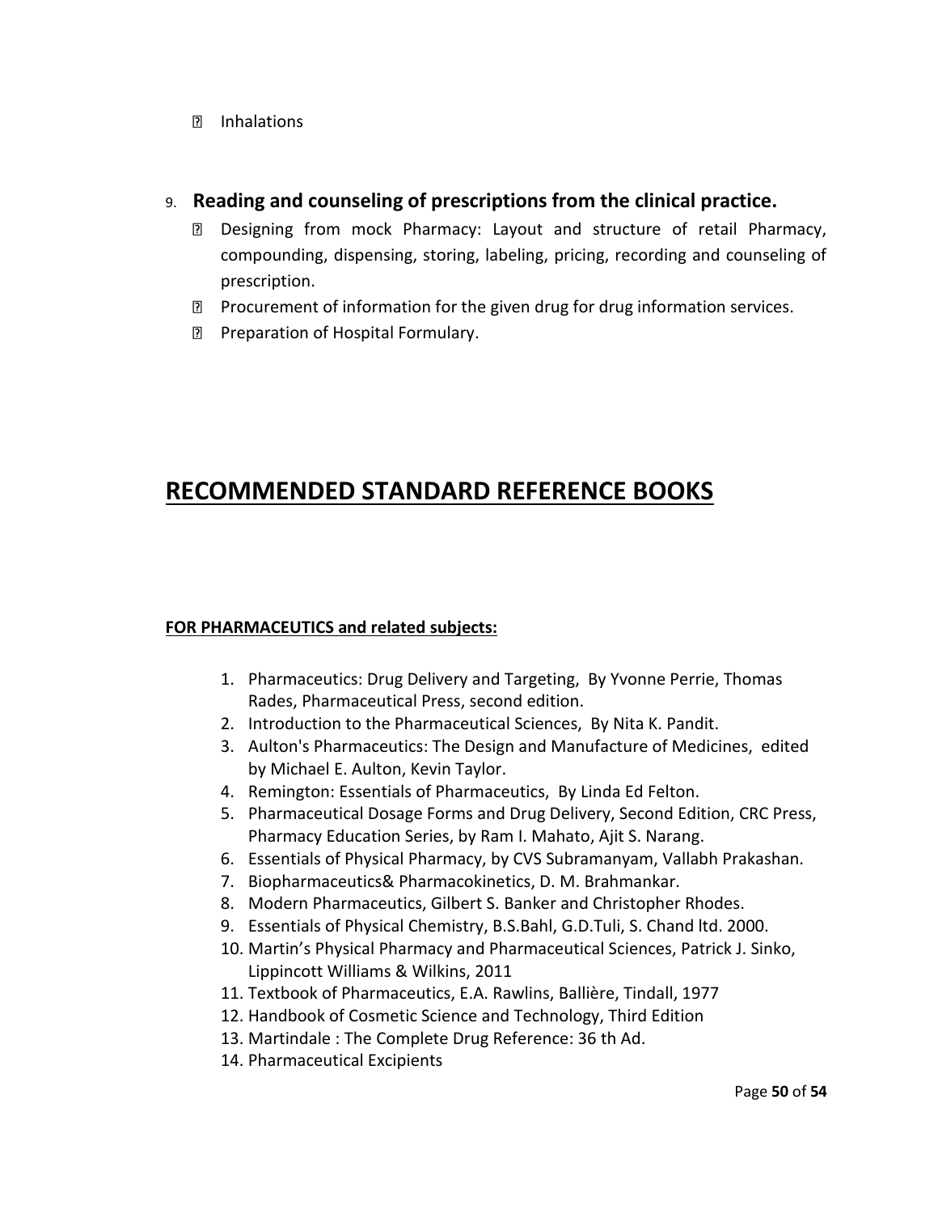- Inhalations

9. **Reading and counseling of prescriptions from the clinical practice.**
   - Designing from mock Pharmacy: Layout and structure of retail Pharmacy, compounding, dispensing, storing, labeling, pricing, recording and counseling of prescription.
   - Procurement of information for the given drug for drug information services.
   - Preparation of Hospital Formulary.

# RECOMMENDED STANDARD REFERENCE BOOKS

**FOR PHARMACEUTICS and related subjects:**

1. Pharmaceutics: Drug Delivery and Targeting, By Yvonne Perrie, Thomas Rades, Pharmaceutical Press, second edition.
2. Introduction to the Pharmaceutical Sciences, By Nita K. Pandit.
3. Aulton's Pharmaceutics: The Design and Manufacture of Medicines, edited by Michael E. Aulton, Kevin Taylor.
4. Remington: Essentials of Pharmaceutics, By Linda Ed Felton.
5. Pharmaceutical Dosage Forms and Drug Delivery, Second Edition, CRC Press, Pharmacy Education Series, by Ram I. Mahato, Ajit S. Narang.
6. Essentials of Physical Pharmacy, by CVS Subramanyam, Vallabh Prakashan.
7. Biopharmaceutics& Pharmacokinetics, D. M. Brahmankar.
8. Modern Pharmaceutics, Gilbert S. Banker and Christopher Rhodes.
9. Essentials of Physical Chemistry, B.S.Bahl, G.D.Tuli, S. Chand ltd. 2000.
10. Martin's Physical Pharmacy and Pharmaceutical Sciences, Patrick J. Sinko, Lippincott Williams & Wilkins, 2011
11. Textbook of Pharmaceutics, E.A. Rawlins, Ballière, Tindall, 1977
12. Handbook of Cosmetic Science and Technology, Third Edition
13. Martindale : The Complete Drug Reference: 36 th Ad.
14. Pharmaceutical Excipients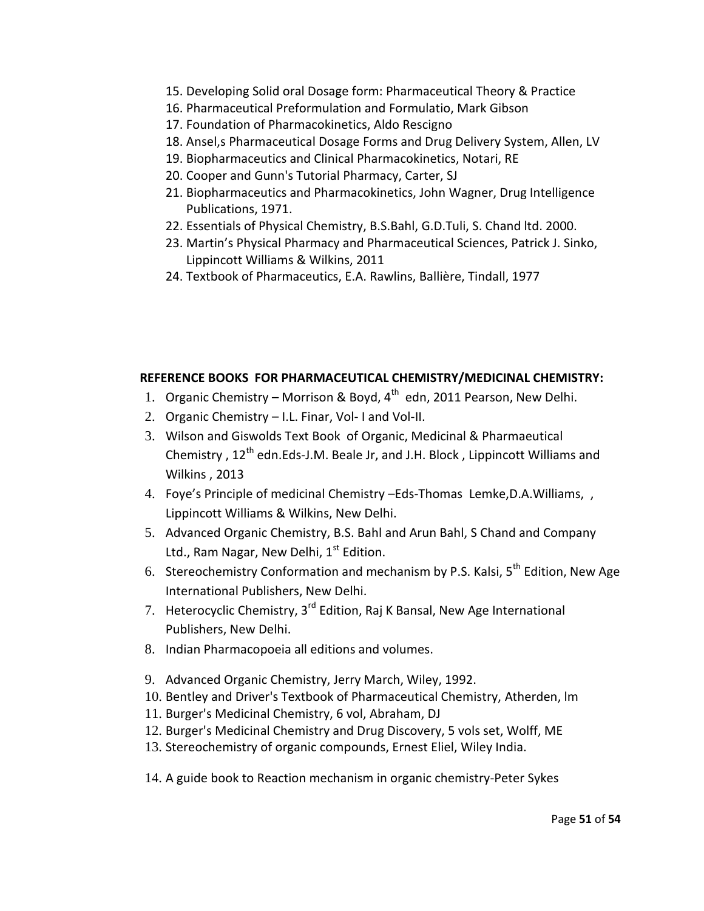15. Developing Solid oral Dosage form: Pharmaceutical Theory & Practice
16. Pharmaceutical Preformulation and Formulatio, Mark Gibson
17. Foundation of Pharmacokinetics, Aldo Rescigno
18. Ansel,s Pharmaceutical Dosage Forms and Drug Delivery System, Allen, LV
19. Biopharmaceutics and Clinical Pharmacokinetics, Notari, RE
20. Cooper and Gunn's Tutorial Pharmacy, Carter, SJ
21. Biopharmaceutics and Pharmacokinetics, John Wagner, Drug Intelligence Publications, 1971.
22. Essentials of Physical Chemistry, B.S.Bahl, G.D.Tuli, S. Chand ltd. 2000.
23. Martin's Physical Pharmacy and Pharmaceutical Sciences, Patrick J. Sinko, Lippincott Williams & Wilkins, 2011
24. Textbook of Pharmaceutics, E.A. Rawlins, Ballière, Tindall, 1977

**REFERENCE BOOKS FOR PHARMACEUTICAL CHEMISTRY/MEDICINAL CHEMISTRY:**

1. Organic Chemistry – Morrison & Boyd, 4th edn, 2011 Pearson, New Delhi.
2. Organic Chemistry – I.L. Finar, Vol- I and Vol-II.
3. Wilson and Giswolds Text Book of Organic, Medicinal & Pharmaeutical Chemistry , 12th edn.Eds-J.M. Beale Jr, and J.H. Block , Lippincott Williams and Wilkins , 2013
4. Foye's Principle of medicinal Chemistry –Eds-Thomas Lemke,D.A.Williams, , Lippincott Williams & Wilkins, New Delhi.
5. Advanced Organic Chemistry, B.S. Bahl and Arun Bahl, S Chand and Company Ltd., Ram Nagar, New Delhi, 1st Edition.
6. Stereochemistry Conformation and mechanism by P.S. Kalsi, 5th Edition, New Age International Publishers, New Delhi.
7. Heterocyclic Chemistry, 3rd Edition, Raj K Bansal, New Age International Publishers, New Delhi.
8. Indian Pharmacopoeia all editions and volumes.
9. Advanced Organic Chemistry, Jerry March, Wiley, 1992.
10. Bentley and Driver's Textbook of Pharmaceutical Chemistry, Atherden, lm
11. Burger's Medicinal Chemistry, 6 vol, Abraham, DJ
12. Burger's Medicinal Chemistry and Drug Discovery, 5 vols set, Wolff, ME
13. Stereochemistry of organic compounds, Ernest Eliel, Wiley India.
14. A guide book to Reaction mechanism in organic chemistry-Peter Sykes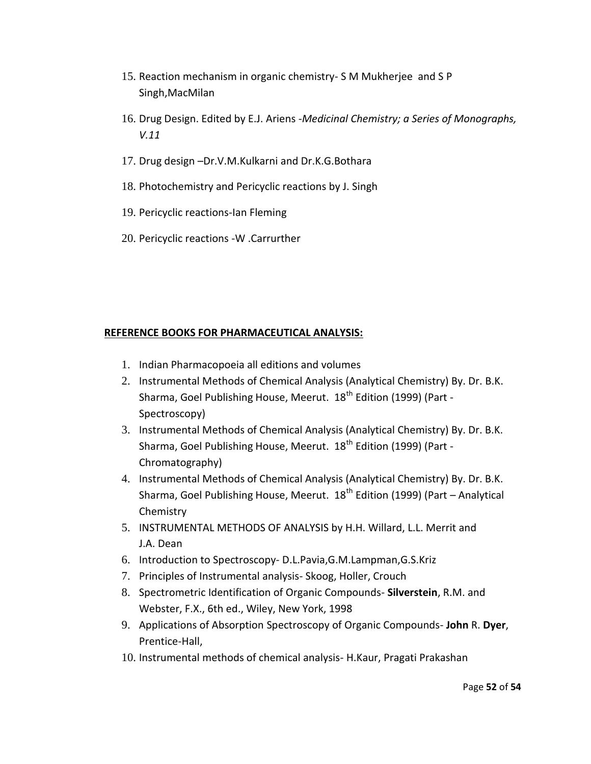15. Reaction mechanism in organic chemistry- S M Mukherjee and S P Singh,MacMilan
16. Drug Design. Edited by E.J. Ariens -*Medicinal Chemistry; a Series of Monographs, V.11*
17. Drug design –Dr.V.M.Kulkarni and Dr.K.G.Bothara
18. Photochemistry and Pericyclic reactions by J. Singh
19. Pericyclic reactions-Ian Fleming
20. Pericyclic reactions -W .Carrurther

**REFERENCE BOOKS FOR PHARMACEUTICAL ANALYSIS:**

1. Indian Pharmacopoeia all editions and volumes
2. Instrumental Methods of Chemical Analysis (Analytical Chemistry) By. Dr. B.K. Sharma, Goel Publishing House, Meerut. 18th Edition (1999) (Part - Spectroscopy)
3. Instrumental Methods of Chemical Analysis (Analytical Chemistry) By. Dr. B.K. Sharma, Goel Publishing House, Meerut. 18th Edition (1999) (Part - Chromatography)
4. Instrumental Methods of Chemical Analysis (Analytical Chemistry) By. Dr. B.K. Sharma, Goel Publishing House, Meerut. 18th Edition (1999) (Part – Analytical Chemistry
5. INSTRUMENTAL METHODS OF ANALYSIS by H.H. Willard, L.L. Merrit and J.A. Dean
6. Introduction to Spectroscopy- D.L.Pavia,G.M.Lampman,G.S.Kriz
7. Principles of Instrumental analysis- Skoog, Holler, Crouch
8. Spectrometric Identification of Organic Compounds- **Silverstein**, R.M. and Webster, F.X., 6th ed., Wiley, New York, 1998
9. Applications of Absorption Spectroscopy of Organic Compounds- **John** R. **Dyer**, Prentice-Hall,
10. Instrumental methods of chemical analysis- H.Kaur, Pragati Prakashan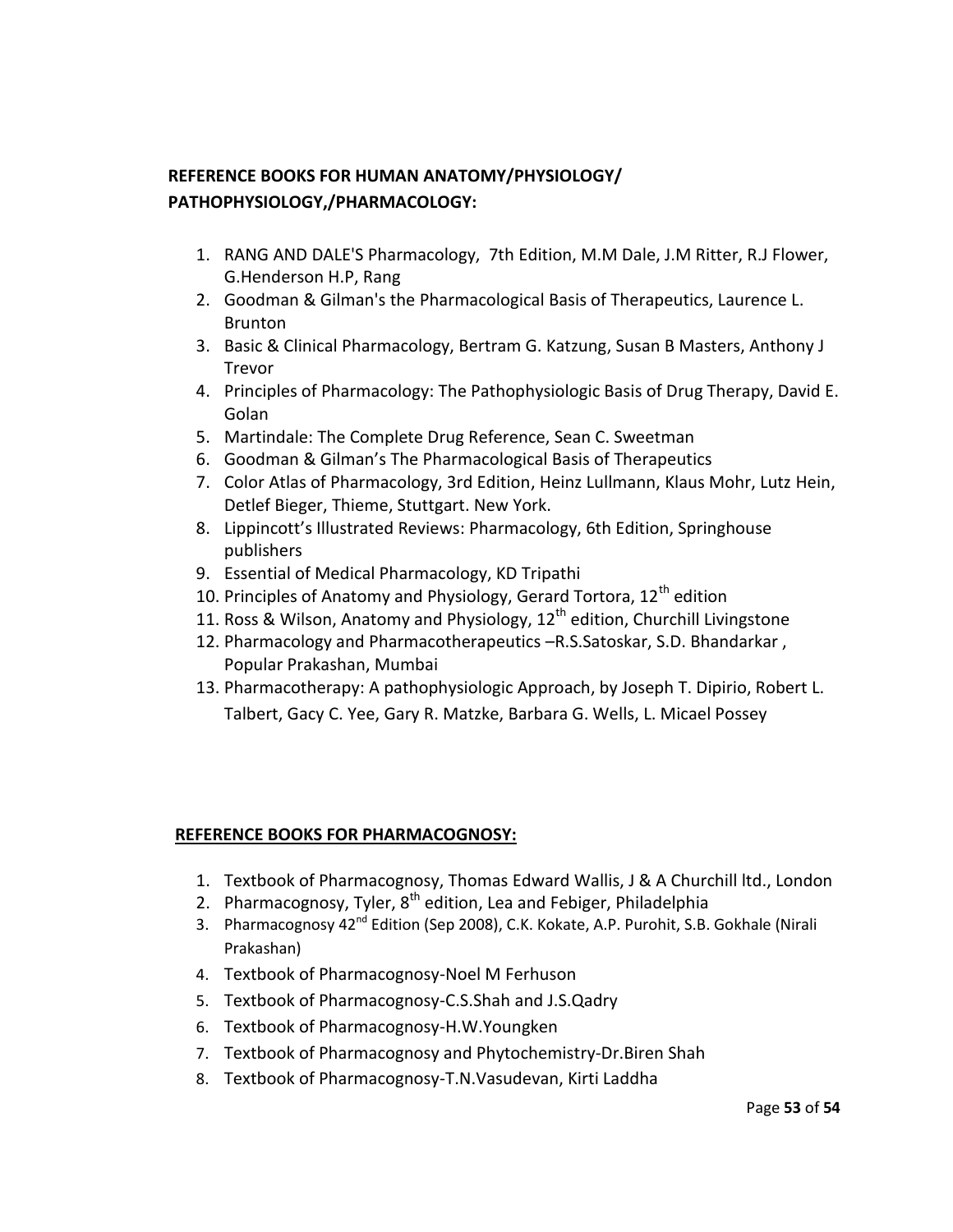**REFERENCE BOOKS FOR HUMAN ANATOMY/PHYSIOLOGY/ PATHOPHYSIOLOGY,/PHARMACOLOGY:**

1. RANG AND DALE'S Pharmacology, 7th Edition, M.M Dale, J.M Ritter, R.J Flower, G.Henderson H.P, Rang
2. Goodman & Gilman's the Pharmacological Basis of Therapeutics, Laurence L. Brunton
3. Basic & Clinical Pharmacology, Bertram G. Katzung, Susan B Masters, Anthony J Trevor
4. Principles of Pharmacology: The Pathophysiologic Basis of Drug Therapy, David E. Golan
5. Martindale: The Complete Drug Reference, Sean C. Sweetman
6. Goodman & Gilman's The Pharmacological Basis of Therapeutics
7. Color Atlas of Pharmacology, 3rd Edition, Heinz Lullmann, Klaus Mohr, Lutz Hein, Detlef Bieger, Thieme, Stuttgart. New York.
8. Lippincott's Illustrated Reviews: Pharmacology, 6th Edition, Springhouse publishers
9. Essential of Medical Pharmacology, KD Tripathi
10. Principles of Anatomy and Physiology, Gerard Tortora, 12th edition
11. Ross & Wilson, Anatomy and Physiology, 12th edition, Churchill Livingstone
12. Pharmacology and Pharmacotherapeutics –R.S.Satoskar, S.D. Bhandarkar , Popular Prakashan, Mumbai
13. Pharmacotherapy: A pathophysiologic Approach, by Joseph T. Dipirio, Robert L. Talbert, Gacy C. Yee, Gary R. Matzke, Barbara G. Wells, L. Micael Possey

**REFERENCE BOOKS FOR PHARMACOGNOSY:**

1. Textbook of Pharmacognosy, Thomas Edward Wallis, J & A Churchill ltd., London
2. Pharmacognosy, Tyler, 8th edition, Lea and Febiger, Philadelphia
3. Pharmacognosy 42nd Edition (Sep 2008), C.K. Kokate, A.P. Purohit, S.B. Gokhale (Nirali Prakashan)
4. Textbook of Pharmacognosy-Noel M Ferhuson
5. Textbook of Pharmacognosy-C.S.Shah and J.S.Qadry
6. Textbook of Pharmacognosy-H.W.Youngken
7. Textbook of Pharmacognosy and Phytochemistry-Dr.Biren Shah
8. Textbook of Pharmacognosy-T.N.Vasudevan, Kirti Laddha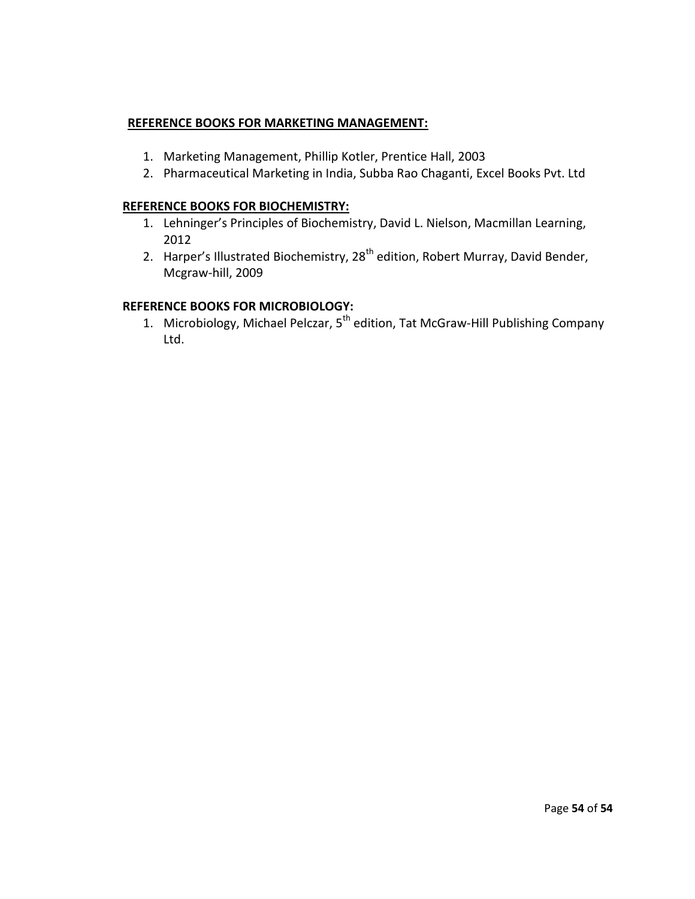**REFERENCE BOOKS FOR MARKETING MANAGEMENT:**

1. Marketing Management, Phillip Kotler, Prentice Hall, 2003
2. Pharmaceutical Marketing in India, Subba Rao Chaganti, Excel Books Pvt. Ltd

**REFERENCE BOOKS FOR BIOCHEMISTRY:**

1. Lehninger's Principles of Biochemistry, David L. Nielson, Macmillan Learning, 2012
2. Harper's Illustrated Biochemistry, 28th edition, Robert Murray, David Bender, Mcgraw-hill, 2009

**REFERENCE BOOKS FOR MICROBIOLOGY:**

1. Microbiology, Michael Pelczar, 5th edition, Tat McGraw-Hill Publishing Company Ltd.